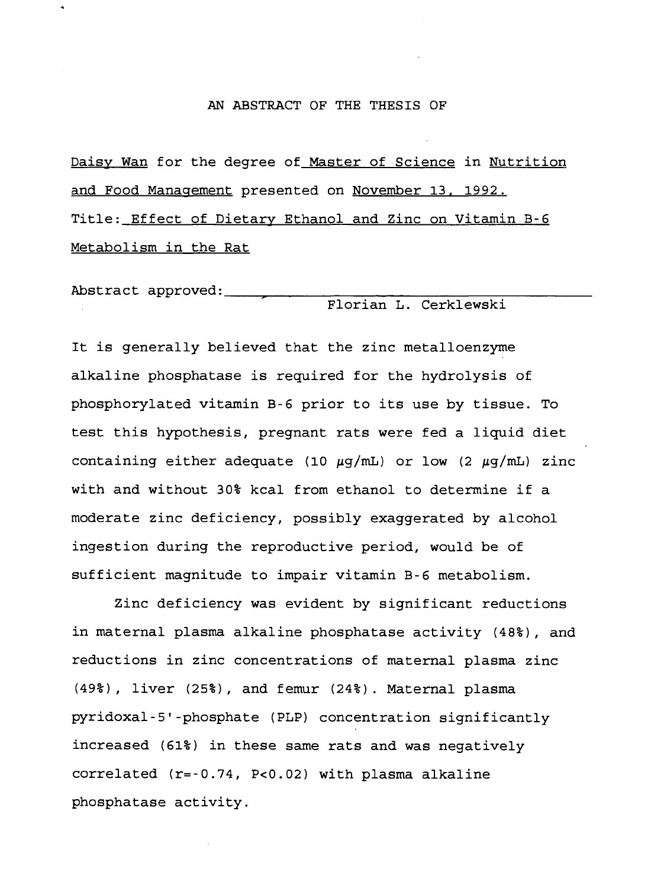AN ABSTRACT OF THE THESIS OF

Daisy Wan for the degree of Master of Science in Nutrition and Food Management presented on November 13, 1992.
Title: Effect of Dietary Ethanol and Zinc on Vitamin B-6 Metabolism in the Rat

Abstract approved: ______________________
Florian L. Cerklewski

It is generally believed that the zinc metalloenzyme alkaline phosphatase is required for the hydrolysis of phosphorylated vitamin B-6 prior to its use by tissue. To test this hypothesis, pregnant rats were fed a liquid diet containing either adequate (10 $\mu$g/mL) or low (2 $\mu$g/mL) zinc with and without 30% kcal from ethanol to determine if a moderate zinc deficiency, possibly exaggerated by alcohol ingestion during the reproductive period, would be of sufficient magnitude to impair vitamin B-6 metabolism.

Zinc deficiency was evident by significant reductions in maternal plasma alkaline phosphatase activity (48%), and reductions in zinc concentrations of maternal plasma zinc (49%), liver (25%), and femur (24%). Maternal plasma pyridoxal-5'-phosphate (PLP) concentration significantly increased (61%) in these same rats and was negatively correlated ($r=-0.74$, $P<0.02$) with plasma alkaline phosphatase activity.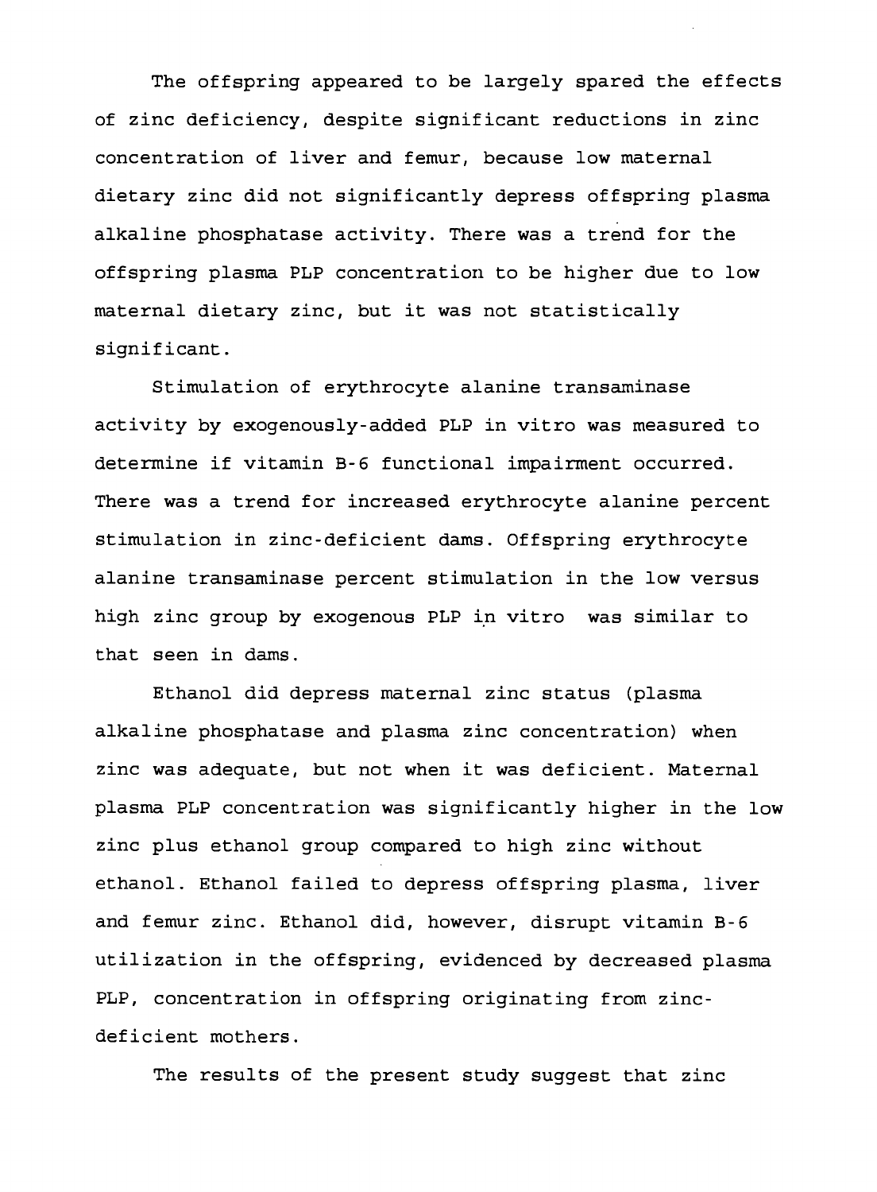The offspring appeared to be largely spared the effects of zinc deficiency, despite significant reductions in zinc concentration of liver and femur, because low maternal dietary zinc did not significantly depress offspring plasma alkaline phosphatase activity. There was a trend for the offspring plasma PLP concentration to be higher due to low maternal dietary zinc, but it was not statistically significant.

Stimulation of erythrocyte alanine transaminase activity by exogenously-added PLP in vitro was measured to determine if vitamin B-6 functional impairment occurred. There was a trend for increased erythrocyte alanine percent stimulation in zinc-deficient dams. Offspring erythrocyte alanine transaminase percent stimulation in the low versus high zinc group by exogenous PLP in vitro was similar to that seen in dams.

Ethanol did depress maternal zinc status (plasma alkaline phosphatase and plasma zinc concentration) when zinc was adequate, but not when it was deficient. Maternal plasma PLP concentration was significantly higher in the low zinc plus ethanol group compared to high zinc without ethanol. Ethanol failed to depress offspring plasma, liver and femur zinc. Ethanol did, however, disrupt vitamin B-6 utilization in the offspring, evidenced by decreased plasma PLP, concentration in offspring originating from zinc-deficient mothers.

The results of the present study suggest that zinc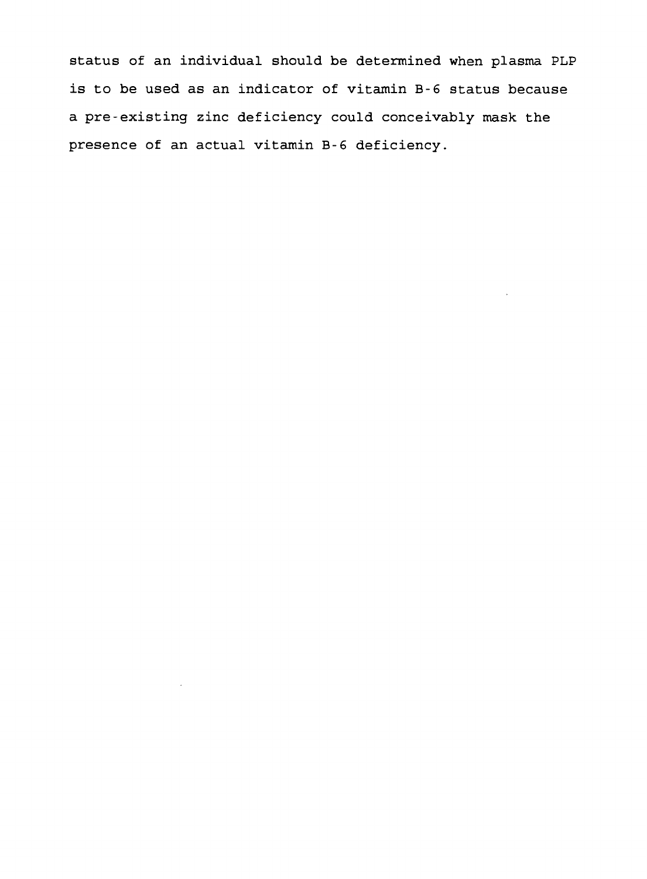status of an individual should be determined when plasma PLP is to be used as an indicator of vitamin B-6 status because a pre-existing zinc deficiency could conceivably mask the presence of an actual vitamin B-6 deficiency.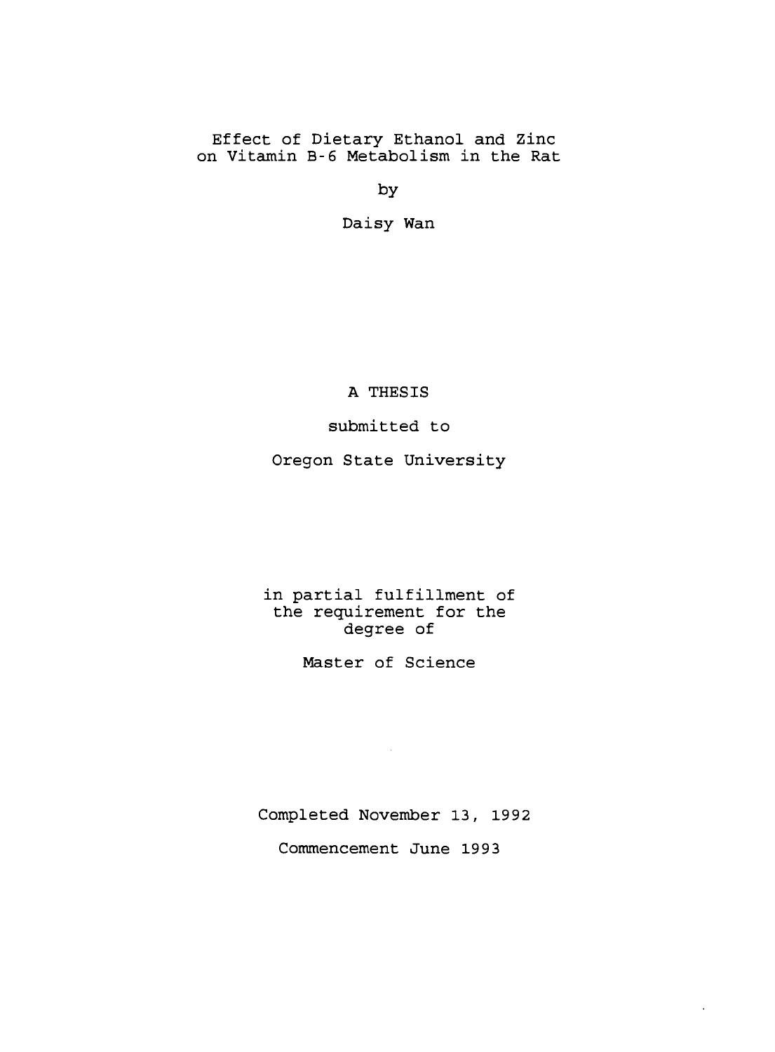# Effect of Dietary Ethanol and Zinc on Vitamin B-6 Metabolism in the Rat

by

Daisy Wan

A THESIS

submitted to

Oregon State University

in partial fulfillment of the requirement for the degree of

Master of Science

Completed November 13, 1992

Commencement June 1993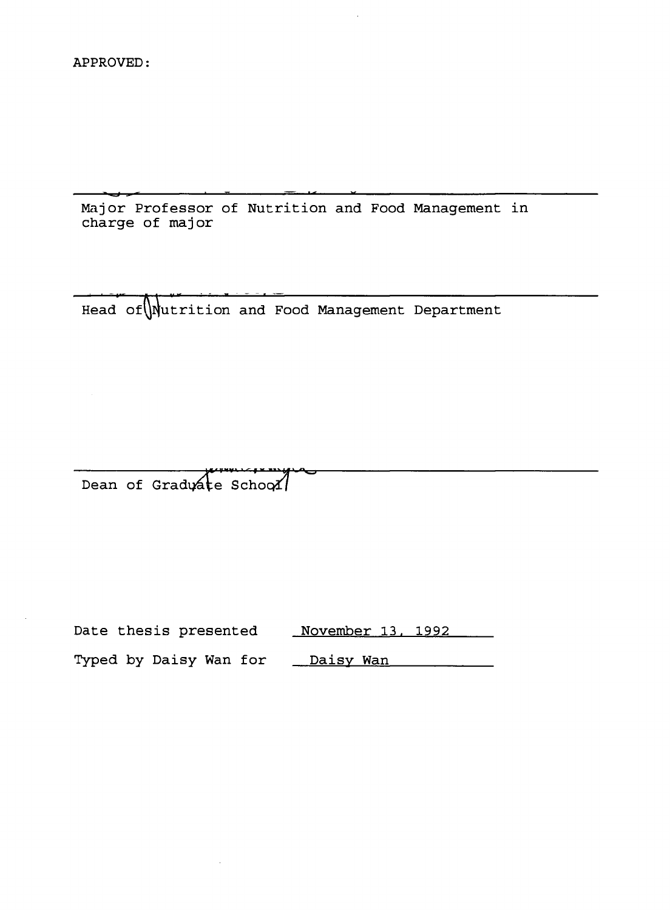APPROVED:

---

Major Professor of Nutrition and Food Management in charge of major

---

Head of Nutrition and Food Management Department

---

Dean of Graduate School

Date thesis presented November 13, 1992

Typed by Daisy Wan for Daisy Wan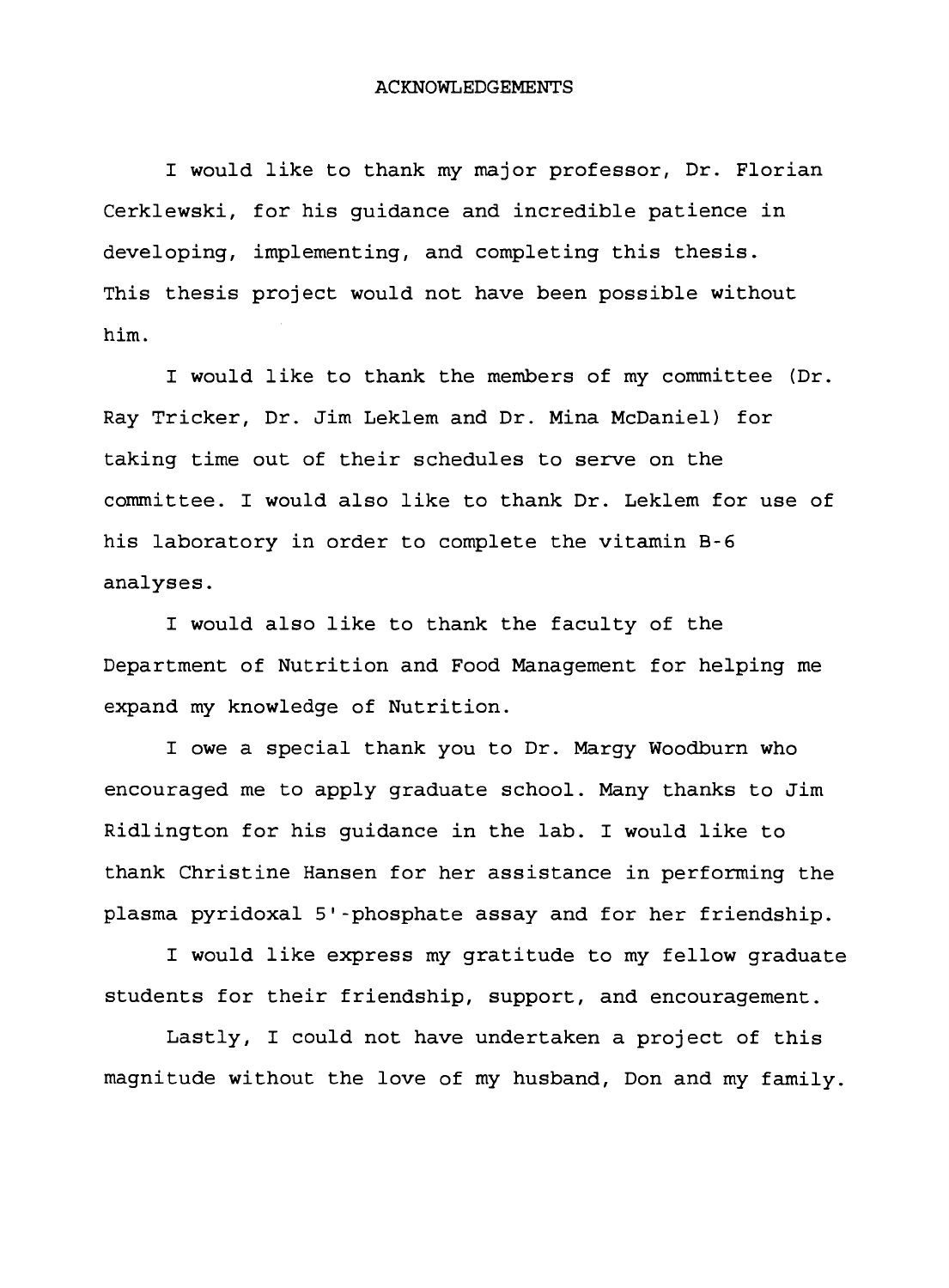# ACKNOWLEDGEMENTS

I would like to thank my major professor, Dr. Florian Cerklewski, for his guidance and incredible patience in developing, implementing, and completing this thesis. This thesis project would not have been possible without him.

I would like to thank the members of my committee (Dr. Ray Tricker, Dr. Jim Leklem and Dr. Mina McDaniel) for taking time out of their schedules to serve on the committee. I would also like to thank Dr. Leklem for use of his laboratory in order to complete the vitamin B-6 analyses.

I would also like to thank the faculty of the Department of Nutrition and Food Management for helping me expand my knowledge of Nutrition.

I owe a special thank you to Dr. Margy Woodburn who encouraged me to apply graduate school. Many thanks to Jim Ridlington for his guidance in the lab. I would like to thank Christine Hansen for her assistance in performing the plasma pyridoxal 5'-phosphate assay and for her friendship.

I would like express my gratitude to my fellow graduate students for their friendship, support, and encouragement.

Lastly, I could not have undertaken a project of this magnitude without the love of my husband, Don and my family.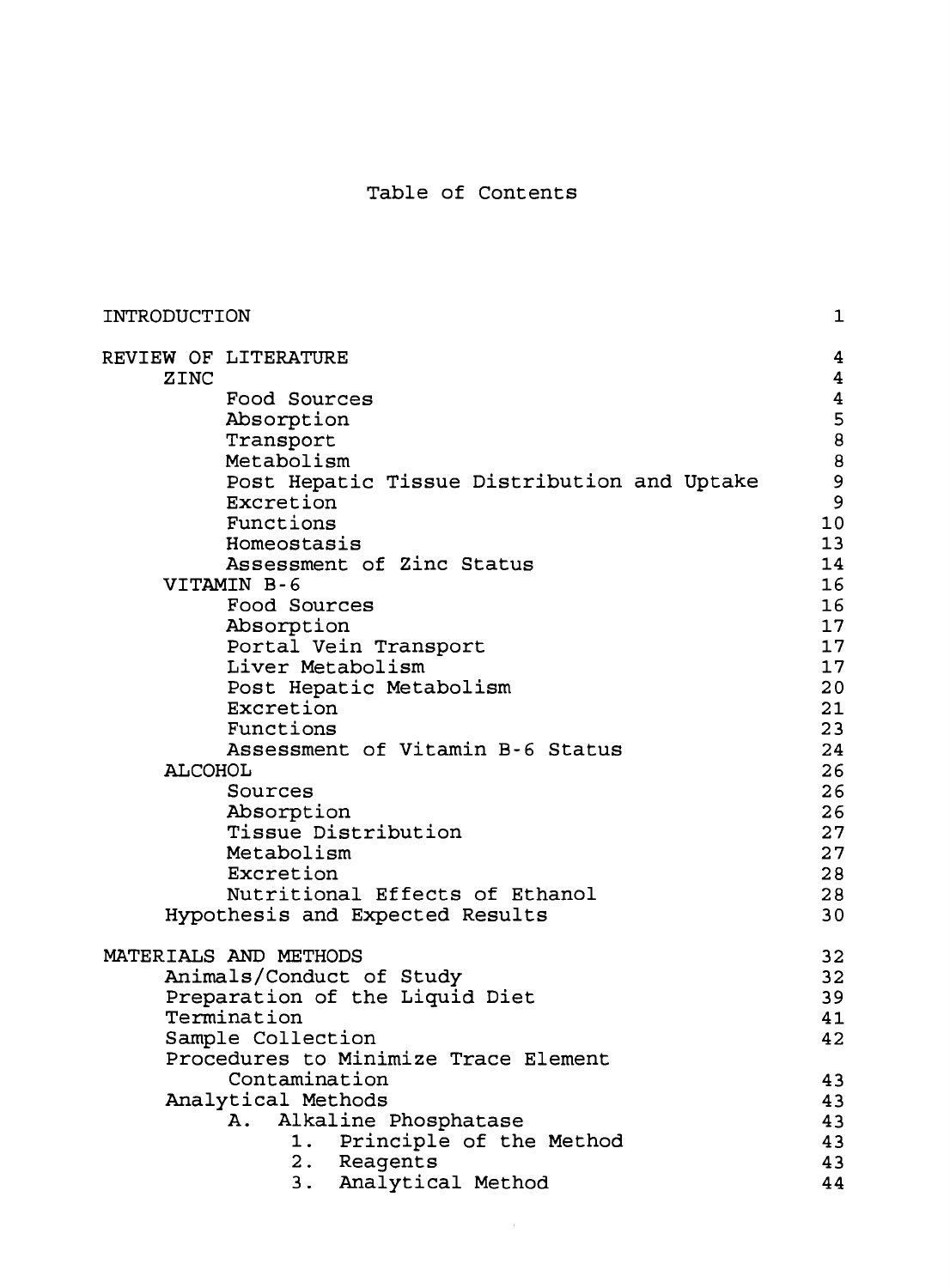# Table of Contents

| | |
|---|---|
| INTRODUCTION | 1 |
| REVIEW OF LITERATURE | 4 |
| &nbsp;&nbsp;&nbsp;&nbsp;ZINC | 4 |
| &nbsp;&nbsp;&nbsp;&nbsp;&nbsp;&nbsp;&nbsp;&nbsp;Food Sources | 4 |
| &nbsp;&nbsp;&nbsp;&nbsp;&nbsp;&nbsp;&nbsp;&nbsp;Absorption | 5 |
| &nbsp;&nbsp;&nbsp;&nbsp;&nbsp;&nbsp;&nbsp;&nbsp;Transport | 8 |
| &nbsp;&nbsp;&nbsp;&nbsp;&nbsp;&nbsp;&nbsp;&nbsp;Metabolism | 8 |
| &nbsp;&nbsp;&nbsp;&nbsp;&nbsp;&nbsp;&nbsp;&nbsp;Post Hepatic Tissue Distribution and Uptake | 9 |
| &nbsp;&nbsp;&nbsp;&nbsp;&nbsp;&nbsp;&nbsp;&nbsp;Excretion | 9 |
| &nbsp;&nbsp;&nbsp;&nbsp;&nbsp;&nbsp;&nbsp;&nbsp;Functions | 10 |
| &nbsp;&nbsp;&nbsp;&nbsp;&nbsp;&nbsp;&nbsp;&nbsp;Homeostasis | 13 |
| &nbsp;&nbsp;&nbsp;&nbsp;&nbsp;&nbsp;&nbsp;&nbsp;Assessment of Zinc Status | 14 |
| &nbsp;&nbsp;&nbsp;&nbsp;VITAMIN B-6 | 16 |
| &nbsp;&nbsp;&nbsp;&nbsp;&nbsp;&nbsp;&nbsp;&nbsp;Food Sources | 16 |
| &nbsp;&nbsp;&nbsp;&nbsp;&nbsp;&nbsp;&nbsp;&nbsp;Absorption | 17 |
| &nbsp;&nbsp;&nbsp;&nbsp;&nbsp;&nbsp;&nbsp;&nbsp;Portal Vein Transport | 17 |
| &nbsp;&nbsp;&nbsp;&nbsp;&nbsp;&nbsp;&nbsp;&nbsp;Liver Metabolism | 17 |
| &nbsp;&nbsp;&nbsp;&nbsp;&nbsp;&nbsp;&nbsp;&nbsp;Post Hepatic Metabolism | 20 |
| &nbsp;&nbsp;&nbsp;&nbsp;&nbsp;&nbsp;&nbsp;&nbsp;Excretion | 21 |
| &nbsp;&nbsp;&nbsp;&nbsp;&nbsp;&nbsp;&nbsp;&nbsp;Functions | 23 |
| &nbsp;&nbsp;&nbsp;&nbsp;&nbsp;&nbsp;&nbsp;&nbsp;Assessment of Vitamin B-6 Status | 24 |
| &nbsp;&nbsp;&nbsp;&nbsp;ALCOHOL | 26 |
| &nbsp;&nbsp;&nbsp;&nbsp;&nbsp;&nbsp;&nbsp;&nbsp;Sources | 26 |
| &nbsp;&nbsp;&nbsp;&nbsp;&nbsp;&nbsp;&nbsp;&nbsp;Absorption | 26 |
| &nbsp;&nbsp;&nbsp;&nbsp;&nbsp;&nbsp;&nbsp;&nbsp;Tissue Distribution | 27 |
| &nbsp;&nbsp;&nbsp;&nbsp;&nbsp;&nbsp;&nbsp;&nbsp;Metabolism | 27 |
| &nbsp;&nbsp;&nbsp;&nbsp;&nbsp;&nbsp;&nbsp;&nbsp;Excretion | 28 |
| &nbsp;&nbsp;&nbsp;&nbsp;&nbsp;&nbsp;&nbsp;&nbsp;Nutritional Effects of Ethanol | 28 |
| &nbsp;&nbsp;&nbsp;&nbsp;Hypothesis and Expected Results | 30 |
| MATERIALS AND METHODS | 32 |
| &nbsp;&nbsp;&nbsp;&nbsp;Animals/Conduct of Study | 32 |
| &nbsp;&nbsp;&nbsp;&nbsp;Preparation of the Liquid Diet | 39 |
| &nbsp;&nbsp;&nbsp;&nbsp;Termination | 41 |
| &nbsp;&nbsp;&nbsp;&nbsp;Sample Collection | 42 |
| &nbsp;&nbsp;&nbsp;&nbsp;Procedures to Minimize Trace Element Contamination | 43 |
| &nbsp;&nbsp;&nbsp;&nbsp;Analytical Methods | 43 |
| &nbsp;&nbsp;&nbsp;&nbsp;&nbsp;&nbsp;&nbsp;&nbsp;A. Alkaline Phosphatase | 43 |
| &nbsp;&nbsp;&nbsp;&nbsp;&nbsp;&nbsp;&nbsp;&nbsp;&nbsp;&nbsp;&nbsp;&nbsp;1. Principle of the Method | 43 |
| &nbsp;&nbsp;&nbsp;&nbsp;&nbsp;&nbsp;&nbsp;&nbsp;&nbsp;&nbsp;&nbsp;&nbsp;2. Reagents | 43 |
| &nbsp;&nbsp;&nbsp;&nbsp;&nbsp;&nbsp;&nbsp;&nbsp;&nbsp;&nbsp;&nbsp;&nbsp;3. Analytical Method | 44 |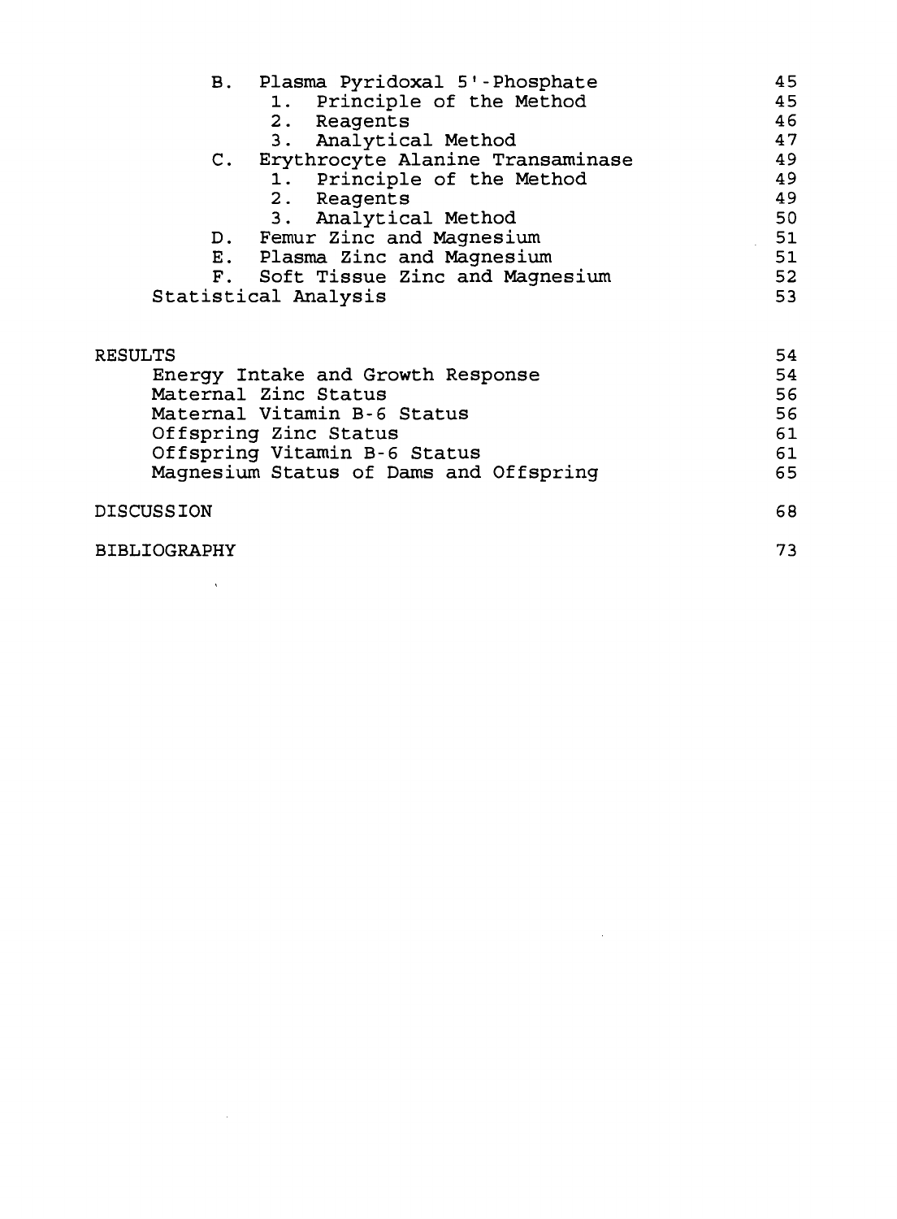| | |
|---|---|
| B. Plasma Pyridoxal 5'-Phosphate | 45 |
| 1. Principle of the Method | 45 |
| 2. Reagents | 46 |
| 3. Analytical Method | 47 |
| C. Erythrocyte Alanine Transaminase | 49 |
| 1. Principle of the Method | 49 |
| 2. Reagents | 49 |
| 3. Analytical Method | 50 |
| D. Femur Zinc and Magnesium | 51 |
| E. Plasma Zinc and Magnesium | 51 |
| F. Soft Tissue Zinc and Magnesium | 52 |
| Statistical Analysis | 53 |
| | |
| RESULTS | 54 |
| Energy Intake and Growth Response | 54 |
| Maternal Zinc Status | 56 |
| Maternal Vitamin B-6 Status | 56 |
| Offspring Zinc Status | 61 |
| Offspring Vitamin B-6 Status | 61 |
| Magnesium Status of Dams and Offspring | 65 |
| | |
| DISCUSSION | 68 |
| | |
| BIBLIOGRAPHY | 73 |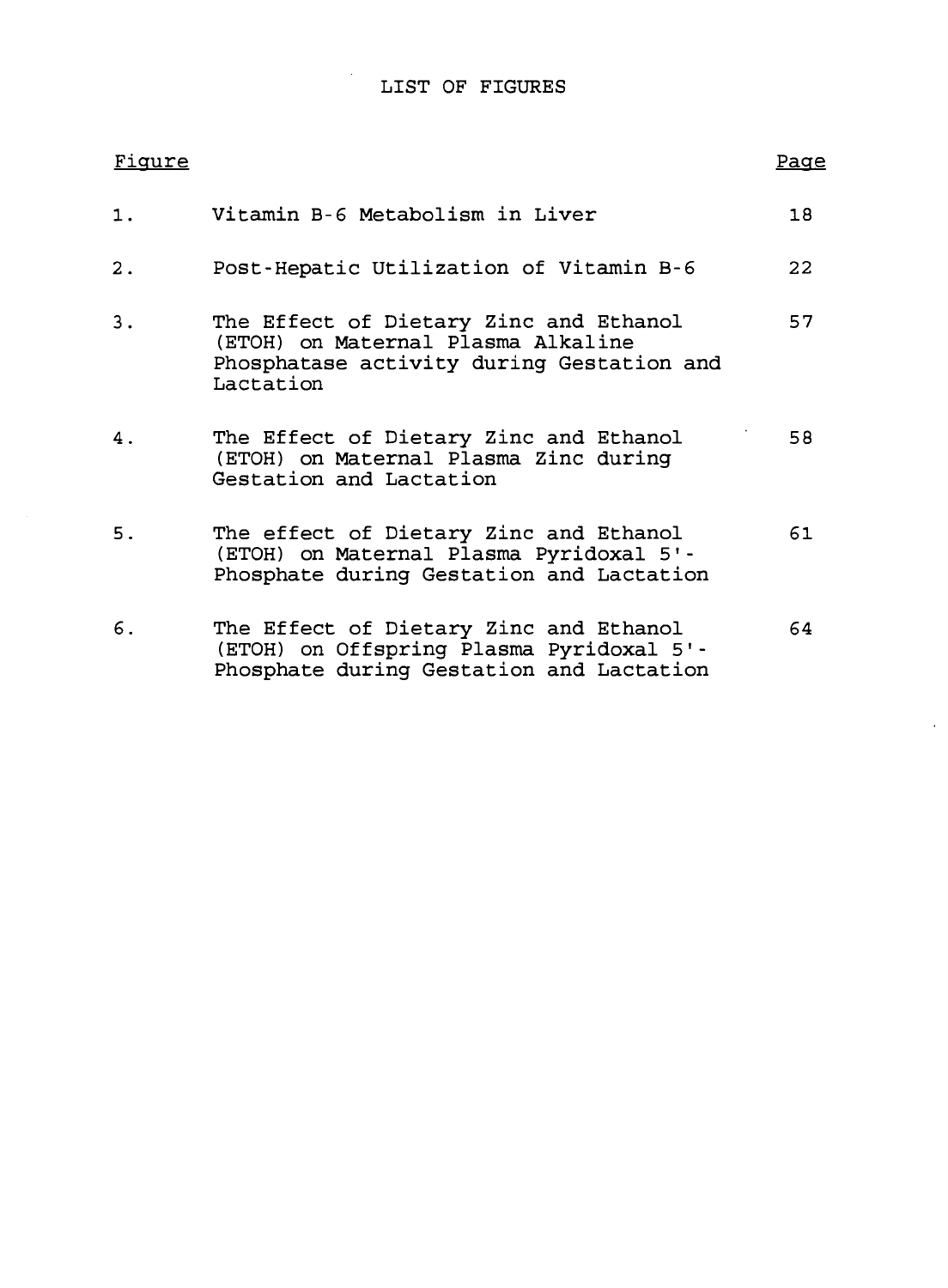# LIST OF FIGURES

| Figure | | Page |
|---|---|---|
| 1. | Vitamin B-6 Metabolism in Liver | 18 |
| 2. | Post-Hepatic Utilization of Vitamin B-6 | 22 |
| 3. | The Effect of Dietary Zinc and Ethanol (ETOH) on Maternal Plasma Alkaline Phosphatase activity during Gestation and Lactation | 57 |
| 4. | The Effect of Dietary Zinc and Ethanol (ETOH) on Maternal Plasma Zinc during Gestation and Lactation | 58 |
| 5. | The effect of Dietary Zinc and Ethanol (ETOH) on Maternal Plasma Pyridoxal 5'-Phosphate during Gestation and Lactation | 61 |
| 6. | The Effect of Dietary Zinc and Ethanol (ETOH) on Offspring Plasma Pyridoxal 5'-Phosphate during Gestation and Lactation | 64 |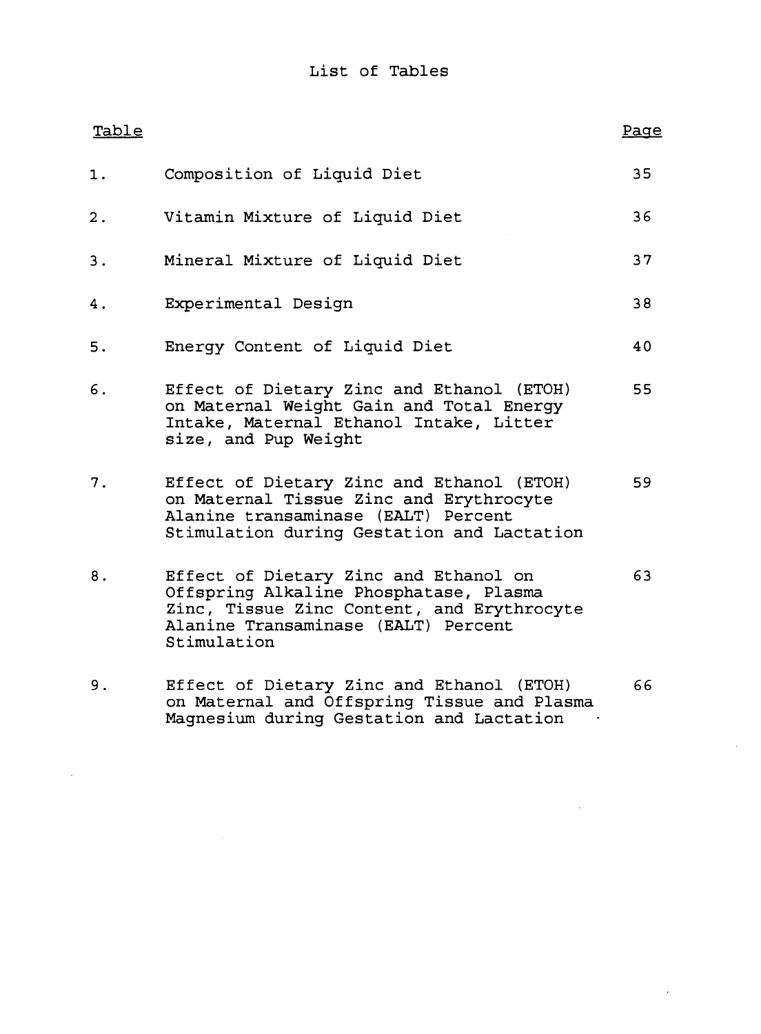# List of Tables

| Table | | Page |
|---|---|---|
| 1. | Composition of Liquid Diet | 35 |
| 2. | Vitamin Mixture of Liquid Diet | 36 |
| 3. | Mineral Mixture of Liquid Diet | 37 |
| 4. | Experimental Design | 38 |
| 5. | Energy Content of Liquid Diet | 40 |
| 6. | Effect of Dietary Zinc and Ethanol (ETOH) on Maternal Weight Gain and Total Energy Intake, Maternal Ethanol Intake, Litter size, and Pup Weight | 55 |
| 7. | Effect of Dietary Zinc and Ethanol (ETOH) on Maternal Tissue Zinc and Erythrocyte Alanine transaminase (EALT) Percent Stimulation during Gestation and Lactation | 59 |
| 8. | Effect of Dietary Zinc and Ethanol on Offspring Alkaline Phosphatase, Plasma Zinc, Tissue Zinc Content, and Erythrocyte Alanine Transaminase (EALT) Percent Stimulation | 63 |
| 9. | Effect of Dietary Zinc and Ethanol (ETOH) on Maternal and Offspring Tissue and Plasma Magnesium during Gestation and Lactation | 66 |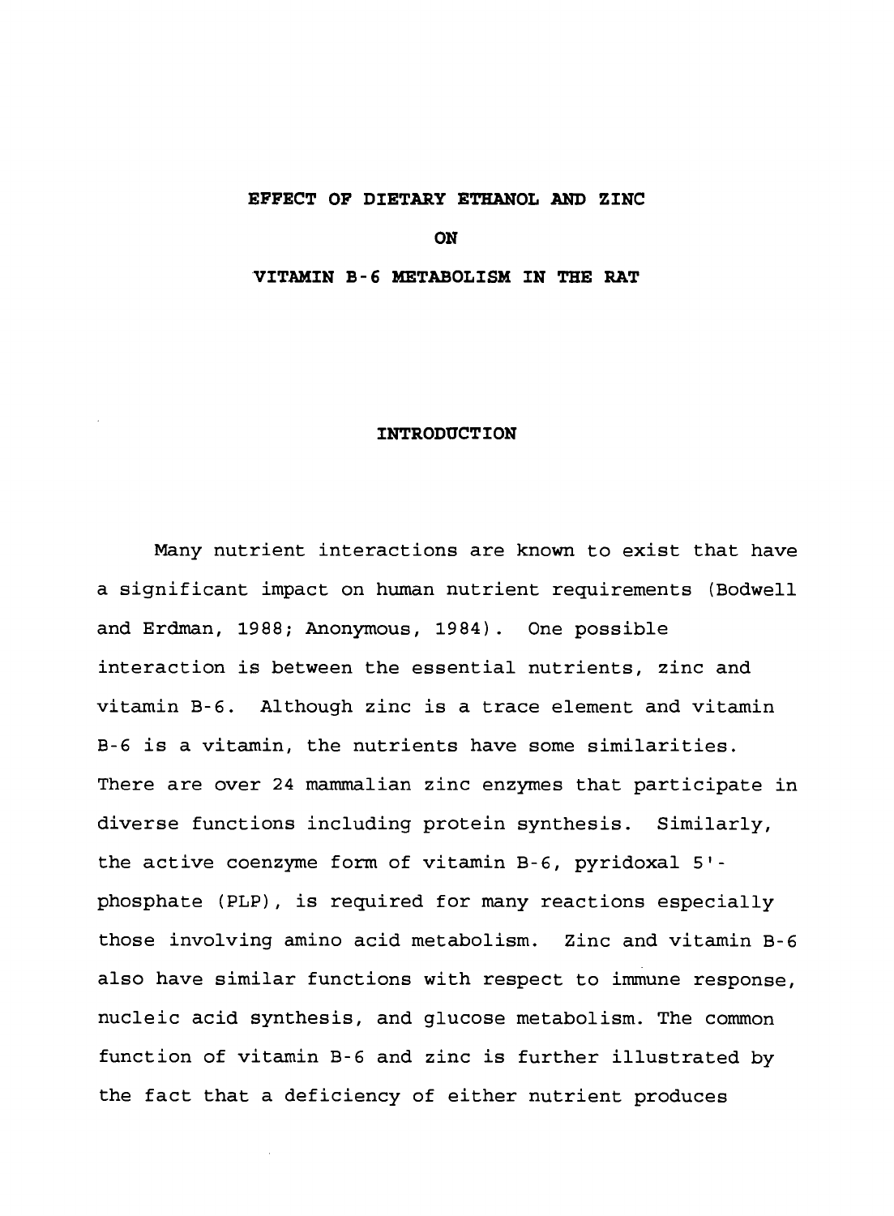# EFFECT OF DIETARY ETHANOL AND ZINC ON VITAMIN B-6 METABOLISM IN THE RAT

## INTRODUCTION

Many nutrient interactions are known to exist that have a significant impact on human nutrient requirements (Bodwell and Erdman, 1988; Anonymous, 1984). One possible interaction is between the essential nutrients, zinc and vitamin B-6. Although zinc is a trace element and vitamin B-6 is a vitamin, the nutrients have some similarities. There are over 24 mammalian zinc enzymes that participate in diverse functions including protein synthesis. Similarly, the active coenzyme form of vitamin B-6, pyridoxal 5'-phosphate (PLP), is required for many reactions especially those involving amino acid metabolism. Zinc and vitamin B-6 also have similar functions with respect to immune response, nucleic acid synthesis, and glucose metabolism. The common function of vitamin B-6 and zinc is further illustrated by the fact that a deficiency of either nutrient produces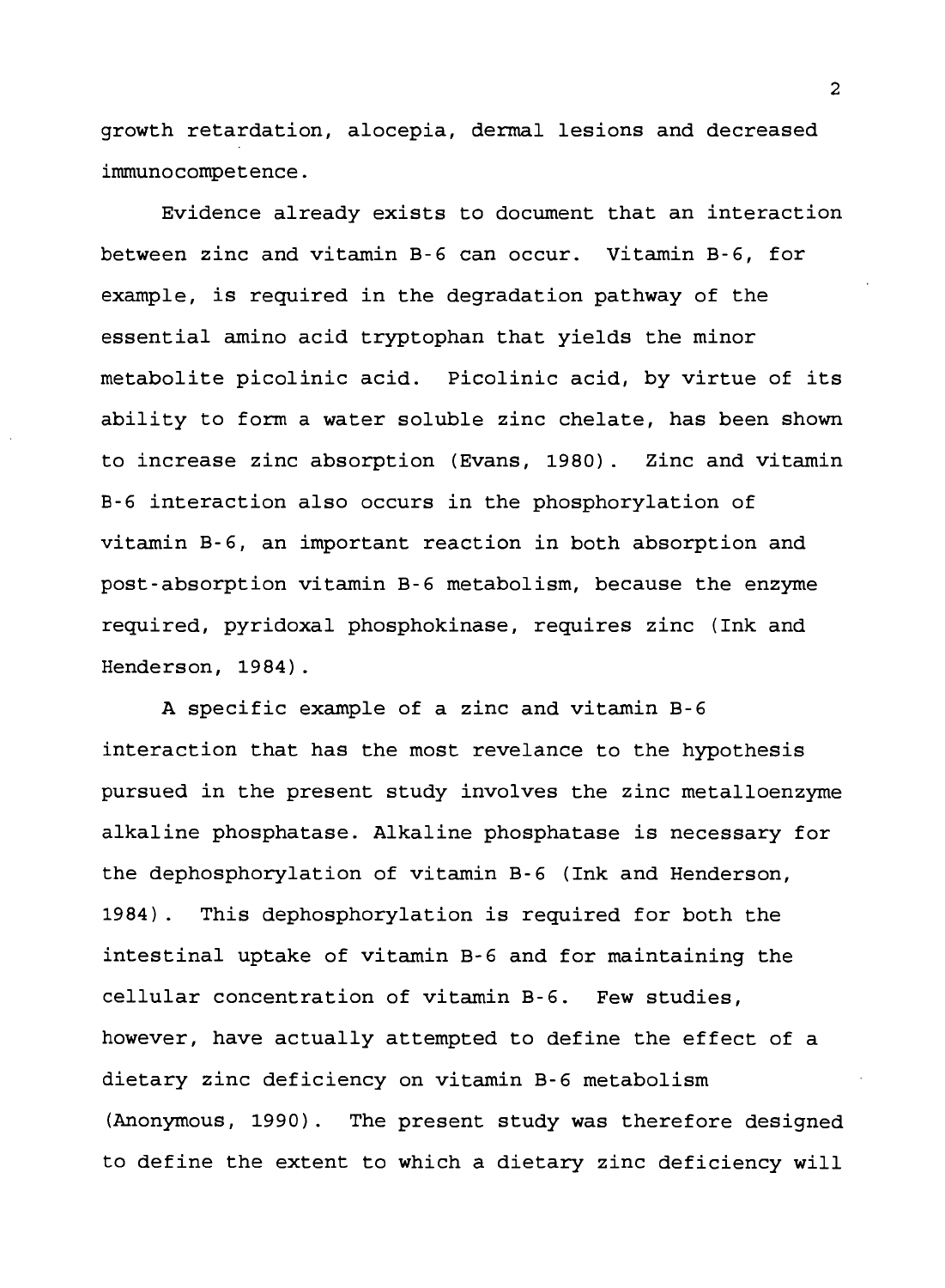growth retardation, alocepia, dermal lesions and decreased immunocompetence.

Evidence already exists to document that an interaction between zinc and vitamin B-6 can occur. Vitamin B-6, for example, is required in the degradation pathway of the essential amino acid tryptophan that yields the minor metabolite picolinic acid. Picolinic acid, by virtue of its ability to form a water soluble zinc chelate, has been shown to increase zinc absorption (Evans, 1980). Zinc and vitamin B-6 interaction also occurs in the phosphorylation of vitamin B-6, an important reaction in both absorption and post-absorption vitamin B-6 metabolism, because the enzyme required, pyridoxal phosphokinase, requires zinc (Ink and Henderson, 1984).

A specific example of a zinc and vitamin B-6 interaction that has the most revelance to the hypothesis pursued in the present study involves the zinc metalloenzyme alkaline phosphatase. Alkaline phosphatase is necessary for the dephosphorylation of vitamin B-6 (Ink and Henderson, 1984). This dephosphorylation is required for both the intestinal uptake of vitamin B-6 and for maintaining the cellular concentration of vitamin B-6. Few studies, however, have actually attempted to define the effect of a dietary zinc deficiency on vitamin B-6 metabolism (Anonymous, 1990). The present study was therefore designed to define the extent to which a dietary zinc deficiency will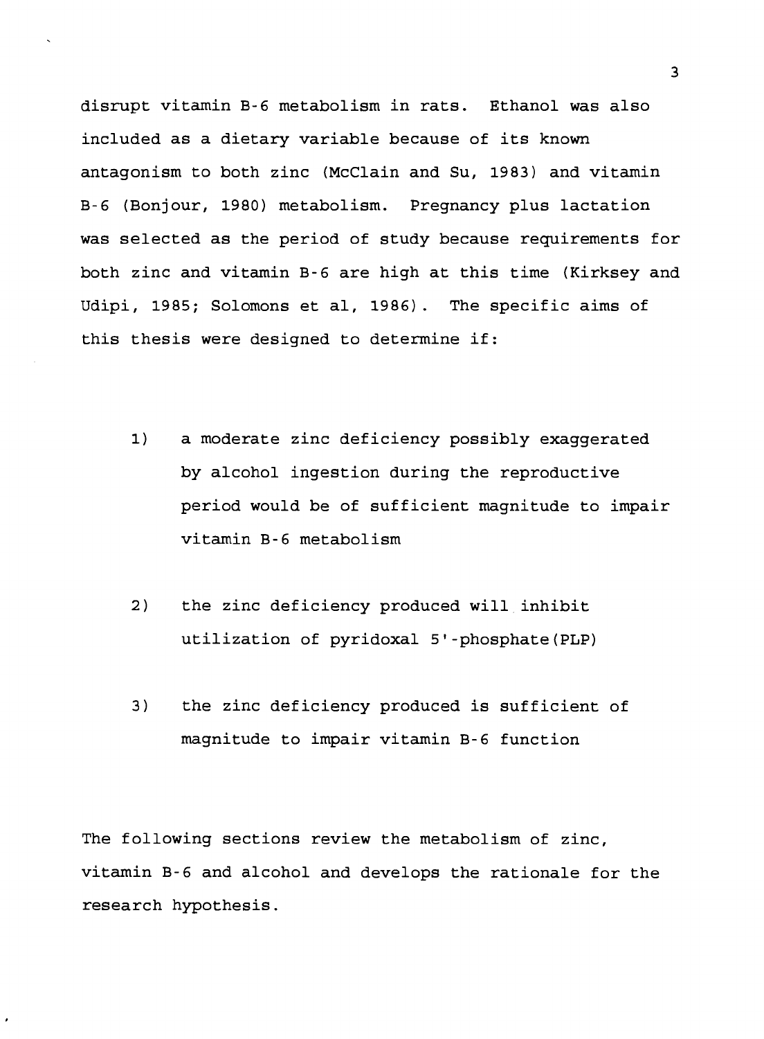disrupt vitamin B-6 metabolism in rats. Ethanol was also included as a dietary variable because of its known antagonism to both zinc (McClain and Su, 1983) and vitamin B-6 (Bonjour, 1980) metabolism. Pregnancy plus lactation was selected as the period of study because requirements for both zinc and vitamin B-6 are high at this time (Kirksey and Udipi, 1985; Solomons et al, 1986). The specific aims of this thesis were designed to determine if:

1) a moderate zinc deficiency possibly exaggerated by alcohol ingestion during the reproductive period would be of sufficient magnitude to impair vitamin B-6 metabolism

2) the zinc deficiency produced will inhibit utilization of pyridoxal 5'-phosphate(PLP)

3) the zinc deficiency produced is sufficient of magnitude to impair vitamin B-6 function

The following sections review the metabolism of zinc, vitamin B-6 and alcohol and develops the rationale for the research hypothesis.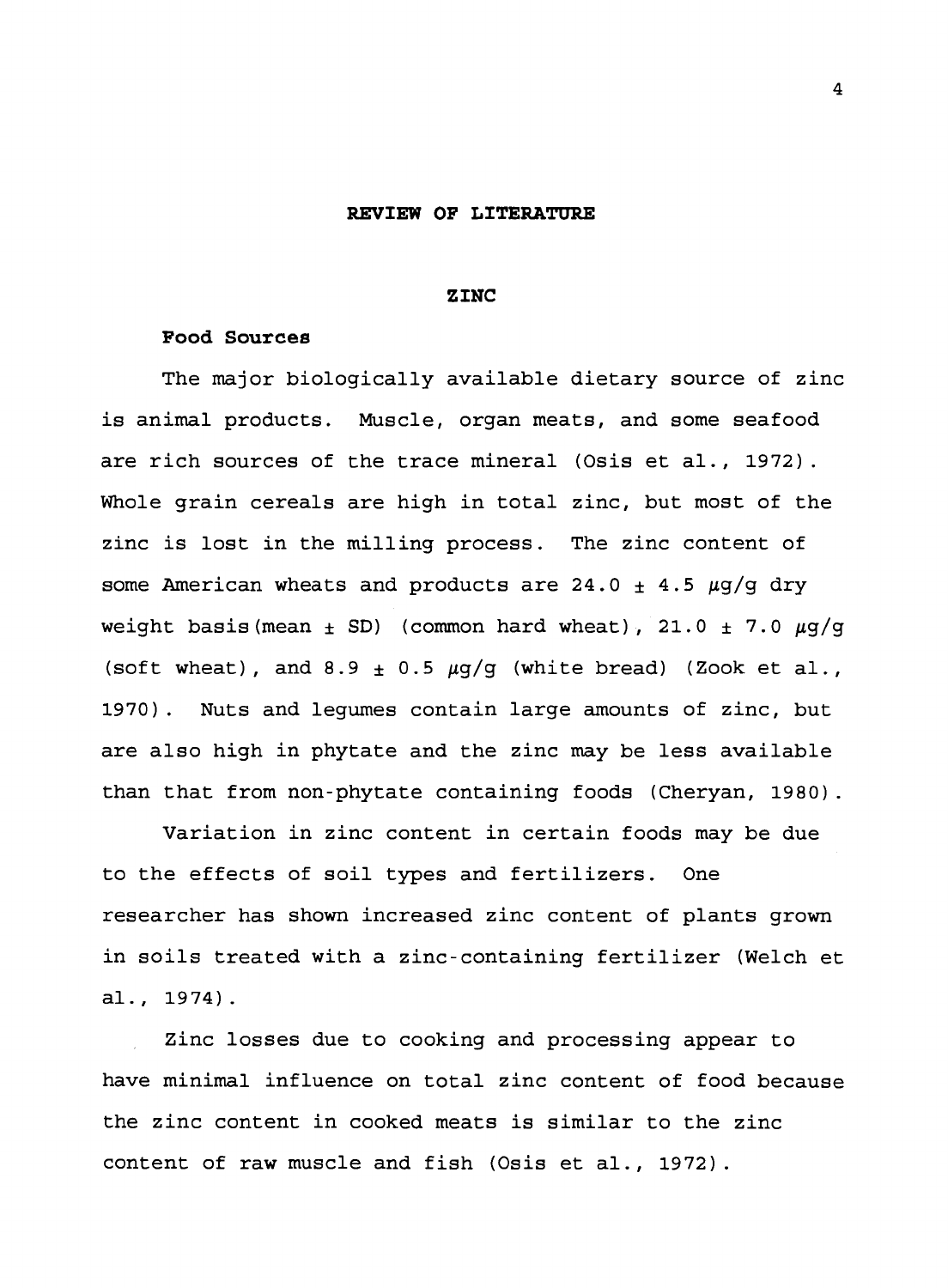# REVIEW OF LITERATURE

## ZINC

### Food Sources

The major biologically available dietary source of zinc is animal products. Muscle, organ meats, and some seafood are rich sources of the trace mineral (Osis et al., 1972). Whole grain cereals are high in total zinc, but most of the zinc is lost in the milling process. The zinc content of some American wheats and products are $24.0 \pm 4.5$ $\mu g/g$ dry weight basis (mean $\pm$ SD) (common hard wheat), $21.0 \pm 7.0$ $\mu g/g$ (soft wheat), and $8.9 \pm 0.5$ $\mu g/g$ (white bread) (Zook et al., 1970). Nuts and legumes contain large amounts of zinc, but are also high in phytate and the zinc may be less available than that from non-phytate containing foods (Cheryan, 1980).

Variation in zinc content in certain foods may be due to the effects of soil types and fertilizers. One researcher has shown increased zinc content of plants grown in soils treated with a zinc-containing fertilizer (Welch et al., 1974).

Zinc losses due to cooking and processing appear to have minimal influence on total zinc content of food because the zinc content in cooked meats is similar to the zinc content of raw muscle and fish (Osis et al., 1972).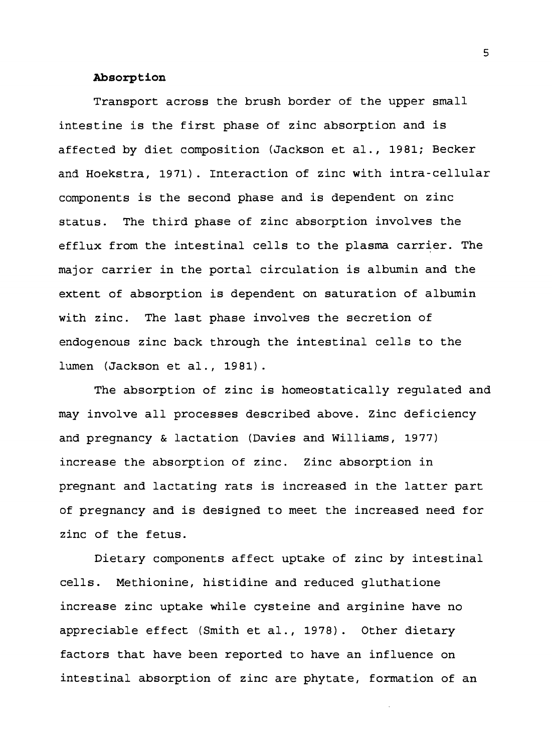**Absorption**

Transport across the brush border of the upper small intestine is the first phase of zinc absorption and is affected by diet composition (Jackson et al., 1981; Becker and Hoekstra, 1971). Interaction of zinc with intra-cellular components is the second phase and is dependent on zinc status. The third phase of zinc absorption involves the efflux from the intestinal cells to the plasma carrier. The major carrier in the portal circulation is albumin and the extent of absorption is dependent on saturation of albumin with zinc. The last phase involves the secretion of endogenous zinc back through the intestinal cells to the lumen (Jackson et al., 1981).

The absorption of zinc is homeostatically regulated and may involve all processes described above. Zinc deficiency and pregnancy & lactation (Davies and Williams, 1977) increase the absorption of zinc. Zinc absorption in pregnant and lactating rats is increased in the latter part of pregnancy and is designed to meet the increased need for zinc of the fetus.

Dietary components affect uptake of zinc by intestinal cells. Methionine, histidine and reduced gluthatione increase zinc uptake while cysteine and arginine have no appreciable effect (Smith et al., 1978). Other dietary factors that have been reported to have an influence on intestinal absorption of zinc are phytate, formation of an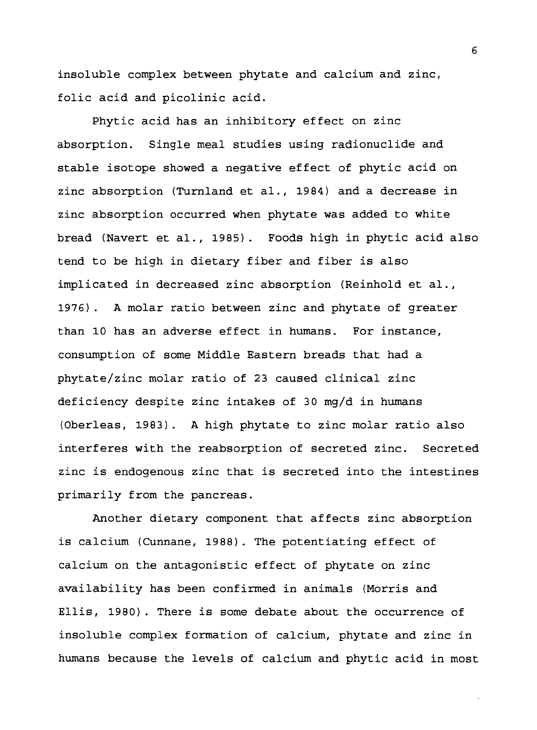insoluble complex between phytate and calcium and zinc, folic acid and picolinic acid.

Phytic acid has an inhibitory effect on zinc absorption. Single meal studies using radionuclide and stable isotope showed a negative effect of phytic acid on zinc absorption (Turnland et al., 1984) and a decrease in zinc absorption occurred when phytate was added to white bread (Navert et al., 1985). Foods high in phytic acid also tend to be high in dietary fiber and fiber is also implicated in decreased zinc absorption (Reinhold et al., 1976). A molar ratio between zinc and phytate of greater than 10 has an adverse effect in humans. For instance, consumption of some Middle Eastern breads that had a phytate/zinc molar ratio of 23 caused clinical zinc deficiency despite zinc intakes of 30 mg/d in humans (Oberleas, 1983). A high phytate to zinc molar ratio also interferes with the reabsorption of secreted zinc. Secreted zinc is endogenous zinc that is secreted into the intestines primarily from the pancreas.

Another dietary component that affects zinc absorption is calcium (Cunnane, 1988). The potentiating effect of calcium on the antagonistic effect of phytate on zinc availability has been confirmed in animals (Morris and Ellis, 1980). There is some debate about the occurrence of insoluble complex formation of calcium, phytate and zinc in humans because the levels of calcium and phytic acid in most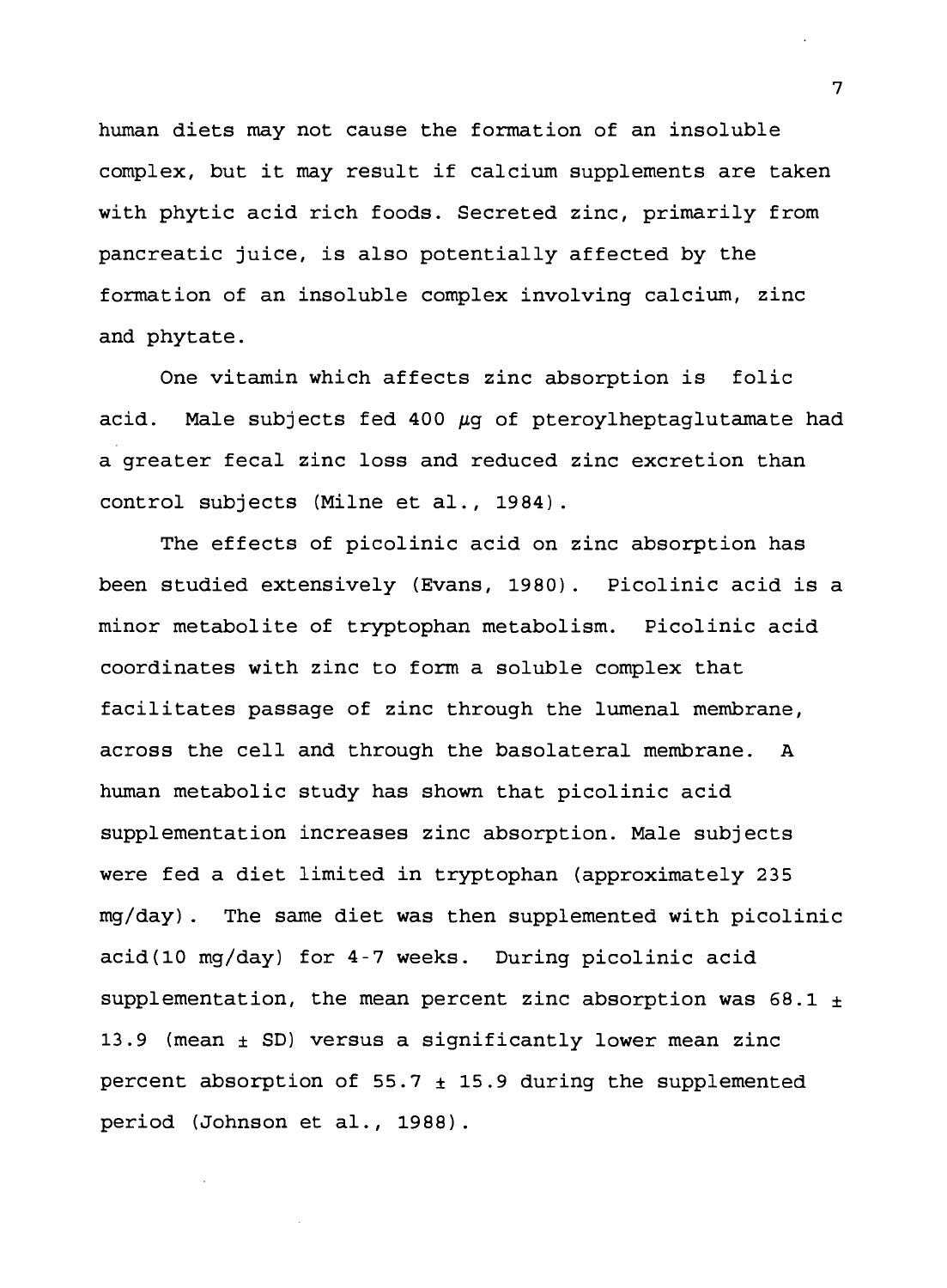human diets may not cause the formation of an insoluble complex, but it may result if calcium supplements are taken with phytic acid rich foods. Secreted zinc, primarily from pancreatic juice, is also potentially affected by the formation of an insoluble complex involving calcium, zinc and phytate.

One vitamin which affects zinc absorption is folic acid. Male subjects fed 400 $\mu$g of pteroylheptaglutamate had a greater fecal zinc loss and reduced zinc excretion than control subjects (Milne et al., 1984).

The effects of picolinic acid on zinc absorption has been studied extensively (Evans, 1980). Picolinic acid is a minor metabolite of tryptophan metabolism. Picolinic acid coordinates with zinc to form a soluble complex that facilitates passage of zinc through the lumenal membrane, across the cell and through the basolateral membrane. A human metabolic study has shown that picolinic acid supplementation increases zinc absorption. Male subjects were fed a diet limited in tryptophan (approximately 235 mg/day). The same diet was then supplemented with picolinic acid(10 mg/day) for 4-7 weeks. During picolinic acid supplementation, the mean percent zinc absorption was 68.1 $\pm$ 13.9 (mean $\pm$ SD) versus a significantly lower mean zinc percent absorption of 55.7 $\pm$ 15.9 during the supplemented period (Johnson et al., 1988).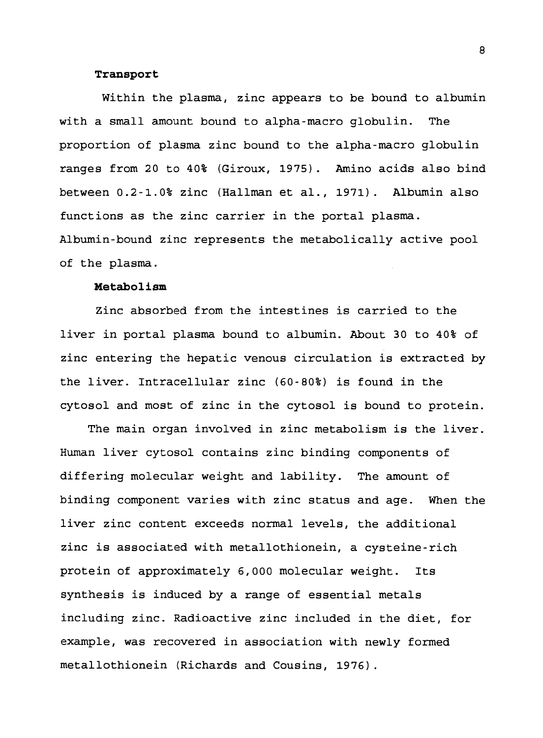**Transport**

Within the plasma, zinc appears to be bound to albumin with a small amount bound to alpha-macro globulin. The proportion of plasma zinc bound to the alpha-macro globulin ranges from 20 to 40% (Giroux, 1975). Amino acids also bind between 0.2-1.0% zinc (Hallman et al., 1971). Albumin also functions as the zinc carrier in the portal plasma. Albumin-bound zinc represents the metabolically active pool of the plasma.

**Metabolism**

Zinc absorbed from the intestines is carried to the liver in portal plasma bound to albumin. About 30 to 40% of zinc entering the hepatic venous circulation is extracted by the liver. Intracellular zinc (60-80%) is found in the cytosol and most of zinc in the cytosol is bound to protein.

The main organ involved in zinc metabolism is the liver. Human liver cytosol contains zinc binding components of differing molecular weight and lability. The amount of binding component varies with zinc status and age. When the liver zinc content exceeds normal levels, the additional zinc is associated with metallothionein, a cysteine-rich protein of approximately 6,000 molecular weight. Its synthesis is induced by a range of essential metals including zinc. Radioactive zinc included in the diet, for example, was recovered in association with newly formed metallothionein (Richards and Cousins, 1976).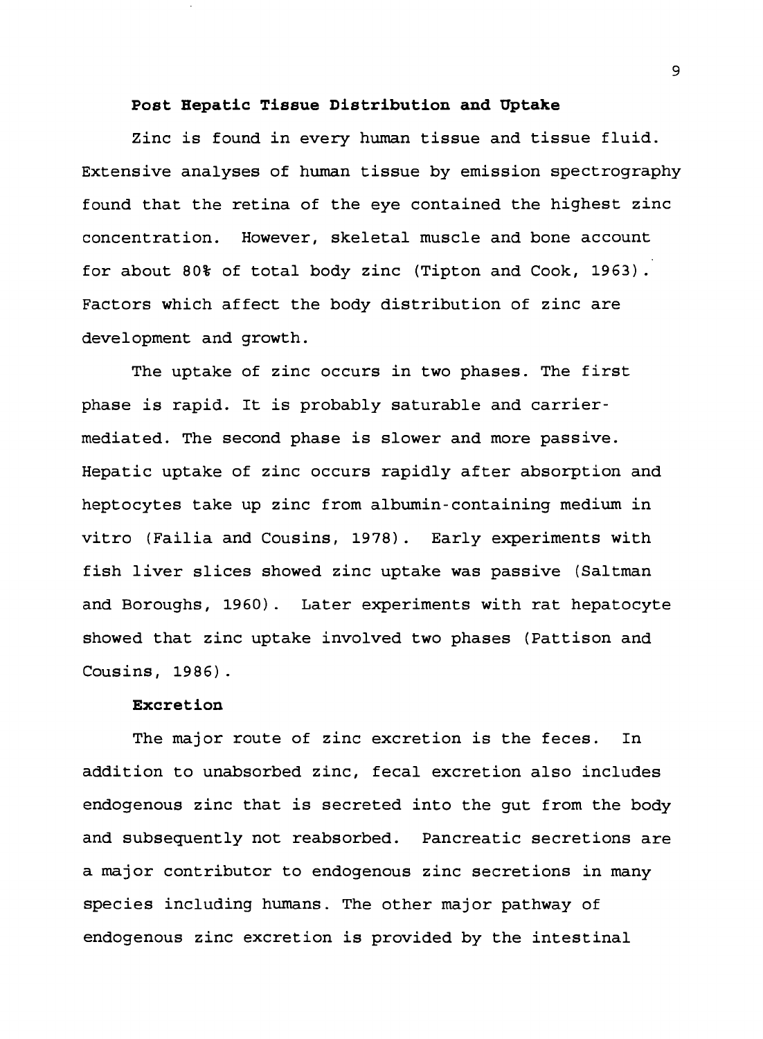### Post Hepatic Tissue Distribution and Uptake

Zinc is found in every human tissue and tissue fluid. Extensive analyses of human tissue by emission spectrography found that the retina of the eye contained the highest zinc concentration. However, skeletal muscle and bone account for about 80% of total body zinc (Tipton and Cook, 1963). Factors which affect the body distribution of zinc are development and growth.

The uptake of zinc occurs in two phases. The first phase is rapid. It is probably saturable and carrier-mediated. The second phase is slower and more passive. Hepatic uptake of zinc occurs rapidly after absorption and heptocytes take up zinc from albumin-containing medium in vitro (Failia and Cousins, 1978). Early experiments with fish liver slices showed zinc uptake was passive (Saltman and Boroughs, 1960). Later experiments with rat hepatocyte showed that zinc uptake involved two phases (Pattison and Cousins, 1986).

### Excretion

The major route of zinc excretion is the feces. In addition to unabsorbed zinc, fecal excretion also includes endogenous zinc that is secreted into the gut from the body and subsequently not reabsorbed. Pancreatic secretions are a major contributor to endogenous zinc secretions in many species including humans. The other major pathway of endogenous zinc excretion is provided by the intestinal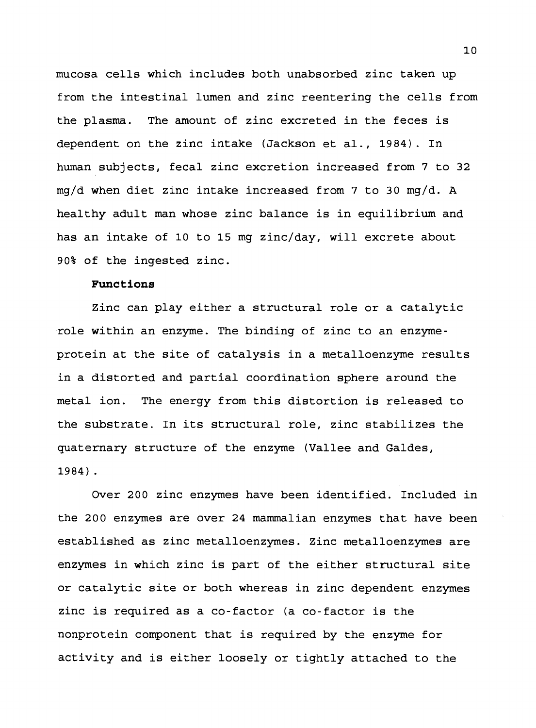mucosa cells which includes both unabsorbed zinc taken up from the intestinal lumen and zinc reentering the cells from the plasma. The amount of zinc excreted in the feces is dependent on the zinc intake (Jackson et al., 1984). In human subjects, fecal zinc excretion increased from 7 to 32 mg/d when diet zinc intake increased from 7 to 30 mg/d. A healthy adult man whose zinc balance is in equilibrium and has an intake of 10 to 15 mg zinc/day, will excrete about 90% of the ingested zinc.

**Functions**

Zinc can play either a structural role or a catalytic role within an enzyme. The binding of zinc to an enzyme-protein at the site of catalysis in a metalloenzyme results in a distorted and partial coordination sphere around the metal ion. The energy from this distortion is released to the substrate. In its structural role, zinc stabilizes the quaternary structure of the enzyme (Vallee and Galdes, 1984).

Over 200 zinc enzymes have been identified. Included in the 200 enzymes are over 24 mammalian enzymes that have been established as zinc metalloenzymes. Zinc metalloenzymes are enzymes in which zinc is part of the either structural site or catalytic site or both whereas in zinc dependent enzymes zinc is required as a co-factor (a co-factor is the nonprotein component that is required by the enzyme for activity and is either loosely or tightly attached to the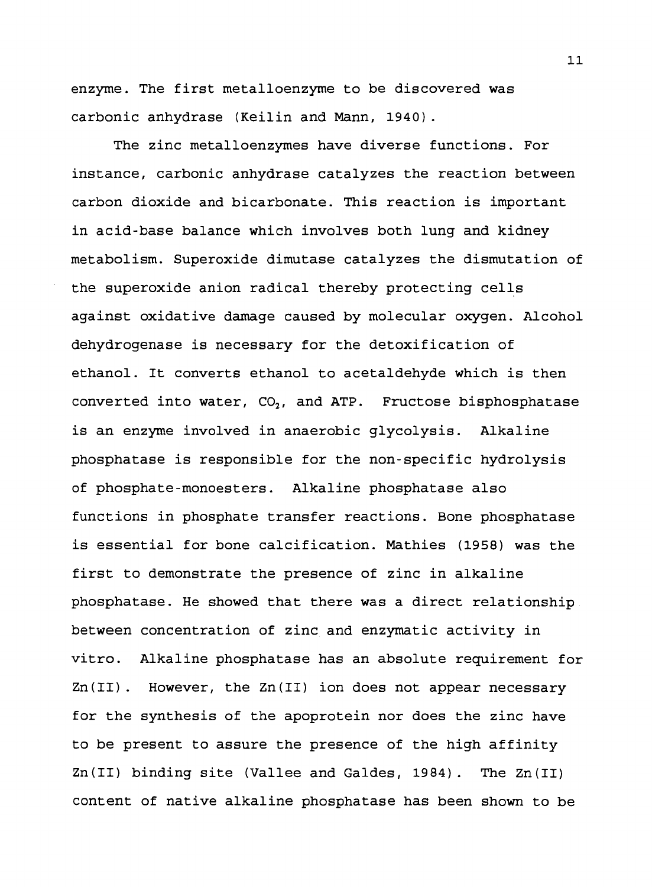enzyme. The first metalloenzyme to be discovered was carbonic anhydrase (Keilin and Mann, 1940).

The zinc metalloenzymes have diverse functions. For instance, carbonic anhydrase catalyzes the reaction between carbon dioxide and bicarbonate. This reaction is important in acid-base balance which involves both lung and kidney metabolism. Superoxide dimutase catalyzes the dismutation of the superoxide anion radical thereby protecting cells against oxidative damage caused by molecular oxygen. Alcohol dehydrogenase is necessary for the detoxification of ethanol. It converts ethanol to acetaldehyde which is then converted into water, $CO_2$, and ATP. Fructose bisphosphatase is an enzyme involved in anaerobic glycolysis. Alkaline phosphatase is responsible for the non-specific hydrolysis of phosphate-monoesters. Alkaline phosphatase also functions in phosphate transfer reactions. Bone phosphatase is essential for bone calcification. Mathies (1958) was the first to demonstrate the presence of zinc in alkaline phosphatase. He showed that there was a direct relationship between concentration of zinc and enzymatic activity in vitro. Alkaline phosphatase has an absolute requirement for Zn(II). However, the Zn(II) ion does not appear necessary for the synthesis of the apoprotein nor does the zinc have to be present to assure the presence of the high affinity Zn(II) binding site (Vallee and Galdes, 1984). The Zn(II) content of native alkaline phosphatase has been shown to be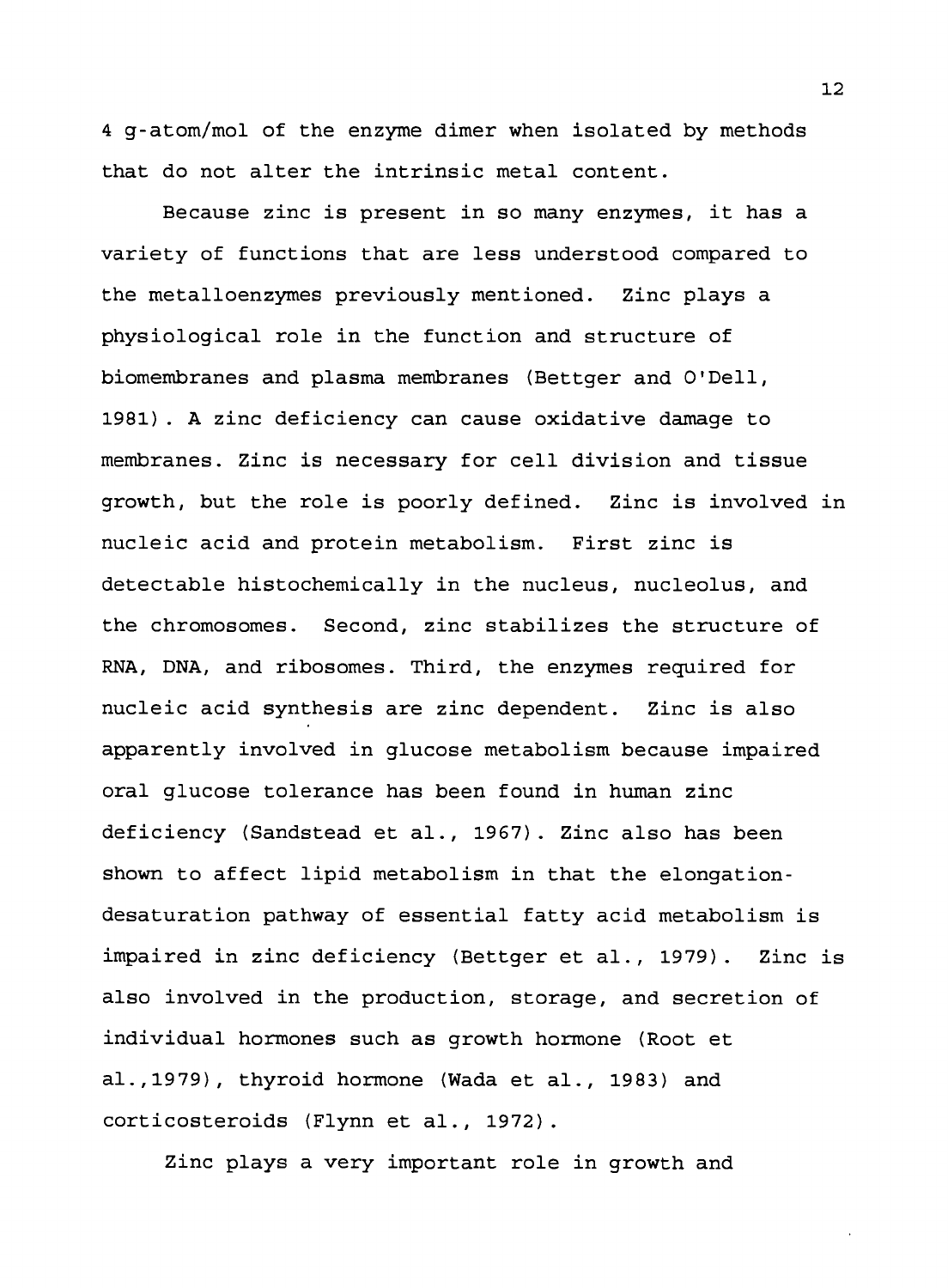4 g-atom/mol of the enzyme dimer when isolated by methods that do not alter the intrinsic metal content.

Because zinc is present in so many enzymes, it has a variety of functions that are less understood compared to the metalloenzymes previously mentioned. Zinc plays a physiological role in the function and structure of biomembranes and plasma membranes (Bettger and O'Dell, 1981). A zinc deficiency can cause oxidative damage to membranes. Zinc is necessary for cell division and tissue growth, but the role is poorly defined. Zinc is involved in nucleic acid and protein metabolism. First zinc is detectable histochemically in the nucleus, nucleolus, and the chromosomes. Second, zinc stabilizes the structure of RNA, DNA, and ribosomes. Third, the enzymes required for nucleic acid synthesis are zinc dependent. Zinc is also apparently involved in glucose metabolism because impaired oral glucose tolerance has been found in human zinc deficiency (Sandstead et al., 1967). Zinc also has been shown to affect lipid metabolism in that the elongation-desaturation pathway of essential fatty acid metabolism is impaired in zinc deficiency (Bettger et al., 1979). Zinc is also involved in the production, storage, and secretion of individual hormones such as growth hormone (Root et al.,1979), thyroid hormone (Wada et al., 1983) and corticosteroids (Flynn et al., 1972).

Zinc plays a very important role in growth and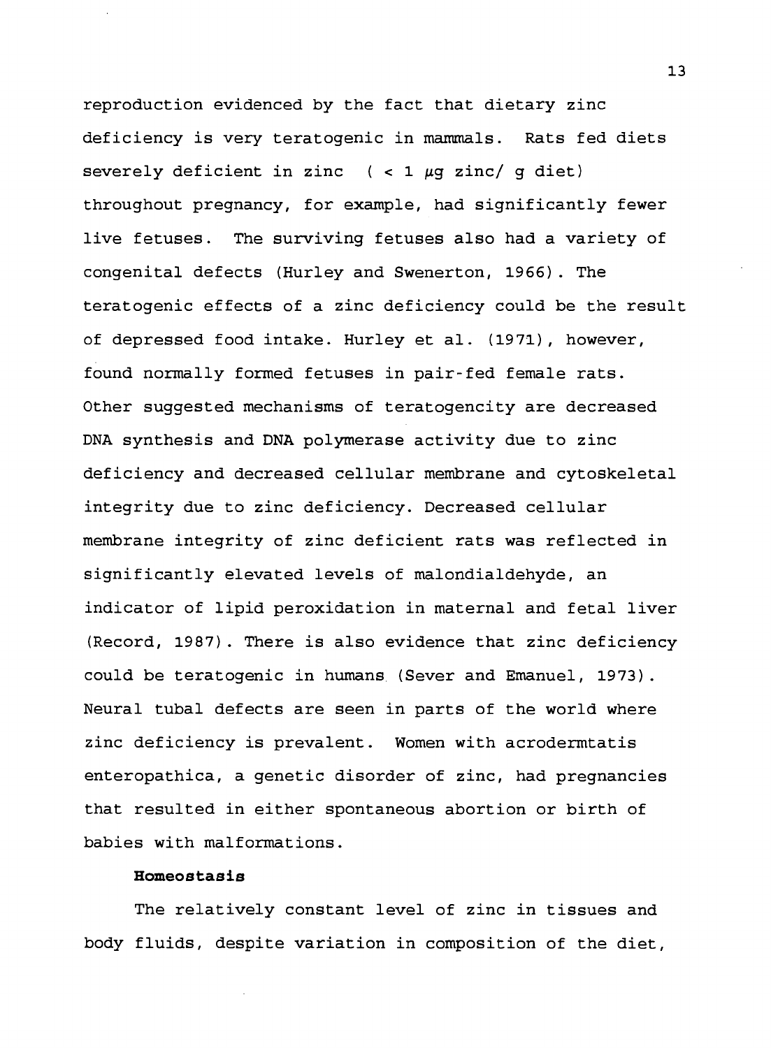reproduction evidenced by the fact that dietary zinc deficiency is very teratogenic in mammals. Rats fed diets severely deficient in zinc ( < 1 $\mu$g zinc/ g diet) throughout pregnancy, for example, had significantly fewer live fetuses. The surviving fetuses also had a variety of congenital defects (Hurley and Swenerton, 1966). The teratogenic effects of a zinc deficiency could be the result of depressed food intake. Hurley et al. (1971), however, found normally formed fetuses in pair-fed female rats. Other suggested mechanisms of teratogencity are decreased DNA synthesis and DNA polymerase activity due to zinc deficiency and decreased cellular membrane and cytoskeletal integrity due to zinc deficiency. Decreased cellular membrane integrity of zinc deficient rats was reflected in significantly elevated levels of malondialdehyde, an indicator of lipid peroxidation in maternal and fetal liver (Record, 1987). There is also evidence that zinc deficiency could be teratogenic in humans (Sever and Emanuel, 1973). Neural tubal defects are seen in parts of the world where zinc deficiency is prevalent. Women with acrodermtatis enteropathica, a genetic disorder of zinc, had pregnancies that resulted in either spontaneous abortion or birth of babies with malformations.

**Homeostasis**

The relatively constant level of zinc in tissues and body fluids, despite variation in composition of the diet,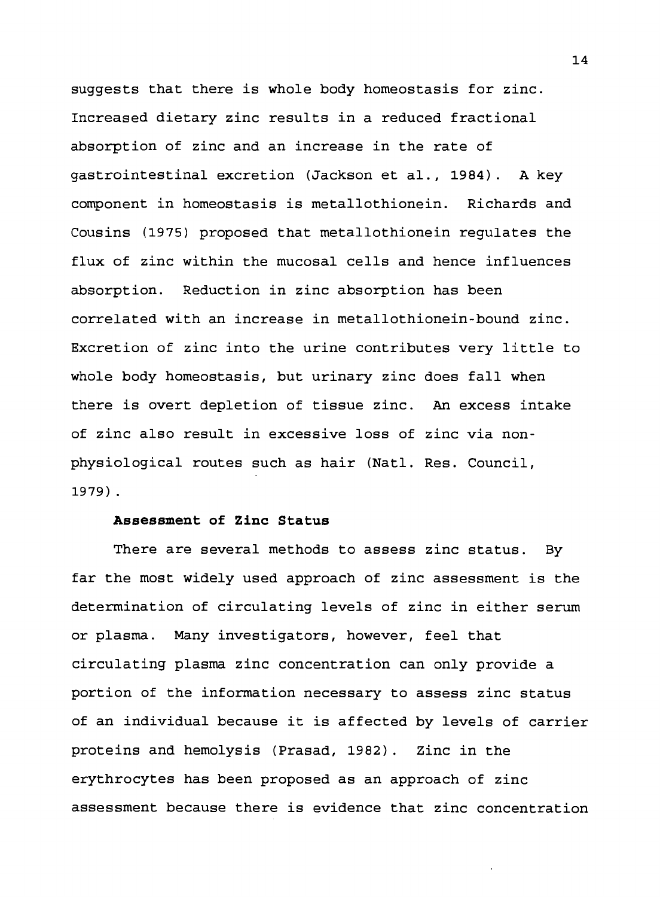suggests that there is whole body homeostasis for zinc. Increased dietary zinc results in a reduced fractional absorption of zinc and an increase in the rate of gastrointestinal excretion (Jackson et al., 1984). A key component in homeostasis is metallothionein. Richards and Cousins (1975) proposed that metallothionein regulates the flux of zinc within the mucosal cells and hence influences absorption. Reduction in zinc absorption has been correlated with an increase in metallothionein-bound zinc. Excretion of zinc into the urine contributes very little to whole body homeostasis, but urinary zinc does fall when there is overt depletion of tissue zinc. An excess intake of zinc also result in excessive loss of zinc via non-physiological routes such as hair (Natl. Res. Council, 1979).

### Assessment of Zinc Status

There are several methods to assess zinc status. By far the most widely used approach of zinc assessment is the determination of circulating levels of zinc in either serum or plasma. Many investigators, however, feel that circulating plasma zinc concentration can only provide a portion of the information necessary to assess zinc status of an individual because it is affected by levels of carrier proteins and hemolysis (Prasad, 1982). Zinc in the erythrocytes has been proposed as an approach of zinc assessment because there is evidence that zinc concentration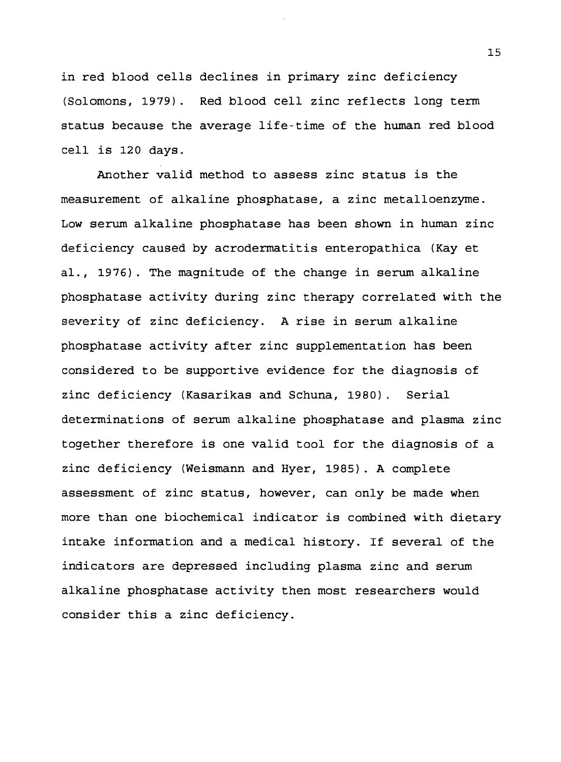in red blood cells declines in primary zinc deficiency (Solomons, 1979). Red blood cell zinc reflects long term status because the average life-time of the human red blood cell is 120 days.

Another valid method to assess zinc status is the measurement of alkaline phosphatase, a zinc metalloenzyme. Low serum alkaline phosphatase has been shown in human zinc deficiency caused by acrodermatitis enteropathica (Kay et al., 1976). The magnitude of the change in serum alkaline phosphatase activity during zinc therapy correlated with the severity of zinc deficiency. A rise in serum alkaline phosphatase activity after zinc supplementation has been considered to be supportive evidence for the diagnosis of zinc deficiency (Kasarikas and Schuna, 1980). Serial determinations of serum alkaline phosphatase and plasma zinc together therefore is one valid tool for the diagnosis of a zinc deficiency (Weismann and Hyer, 1985). A complete assessment of zinc status, however, can only be made when more than one biochemical indicator is combined with dietary intake information and a medical history. If several of the indicators are depressed including plasma zinc and serum alkaline phosphatase activity then most researchers would consider this a zinc deficiency.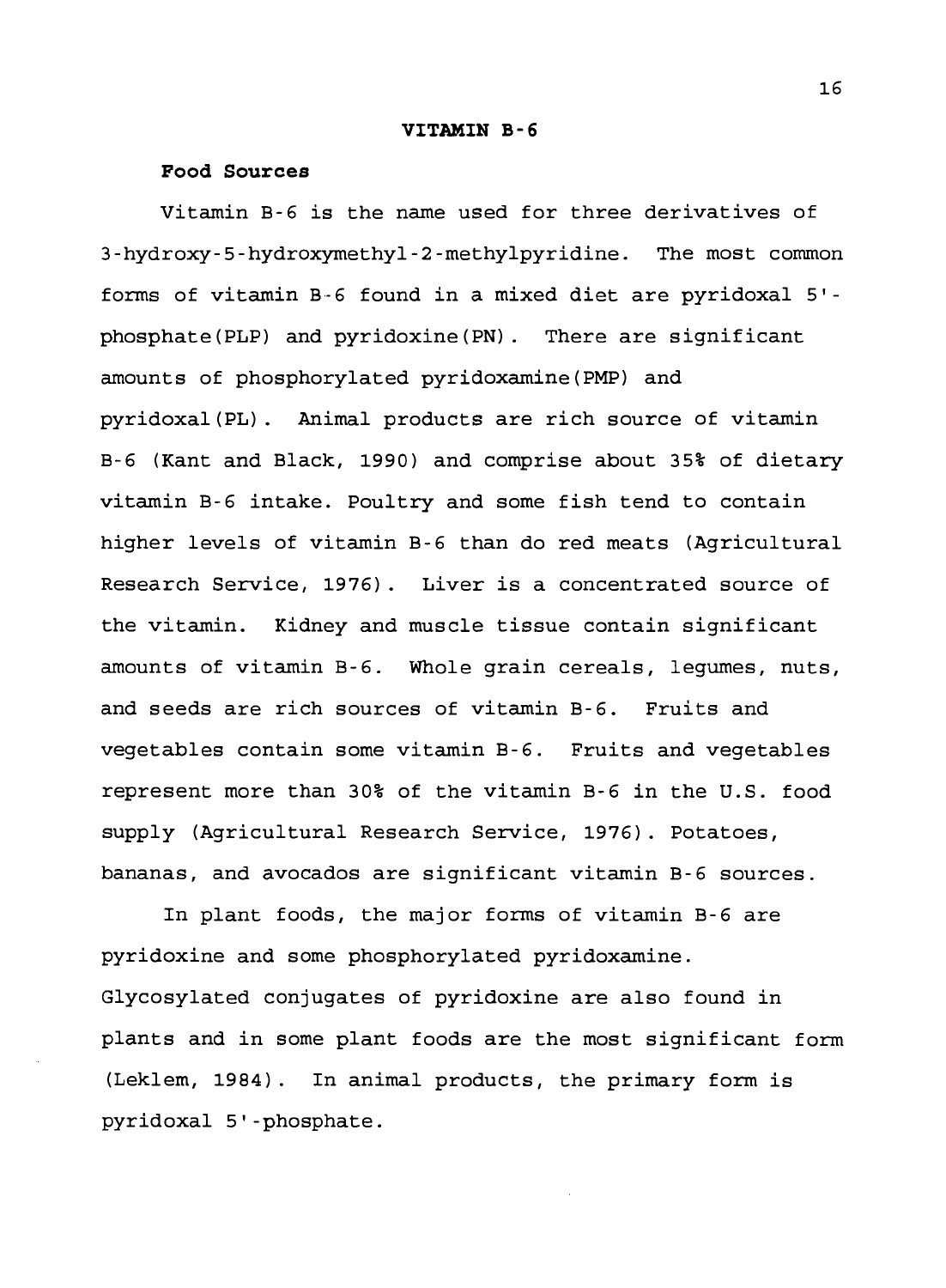## VITAMIN B-6

### Food Sources

Vitamin B-6 is the name used for three derivatives of 3-hydroxy-5-hydroxymethyl-2-methylpyridine. The most common forms of vitamin B-6 found in a mixed diet are pyridoxal 5'-phosphate(PLP) and pyridoxine(PN). There are significant amounts of phosphorylated pyridoxamine(PMP) and pyridoxal(PL). Animal products are rich source of vitamin B-6 (Kant and Black, 1990) and comprise about 35% of dietary vitamin B-6 intake. Poultry and some fish tend to contain higher levels of vitamin B-6 than do red meats (Agricultural Research Service, 1976). Liver is a concentrated source of the vitamin. Kidney and muscle tissue contain significant amounts of vitamin B-6. Whole grain cereals, legumes, nuts, and seeds are rich sources of vitamin B-6. Fruits and vegetables contain some vitamin B-6. Fruits and vegetables represent more than 30% of the vitamin B-6 in the U.S. food supply (Agricultural Research Service, 1976). Potatoes, bananas, and avocados are significant vitamin B-6 sources.

In plant foods, the major forms of vitamin B-6 are pyridoxine and some phosphorylated pyridoxamine. Glycosylated conjugates of pyridoxine are also found in plants and in some plant foods are the most significant form (Leklem, 1984). In animal products, the primary form is pyridoxal 5'-phosphate.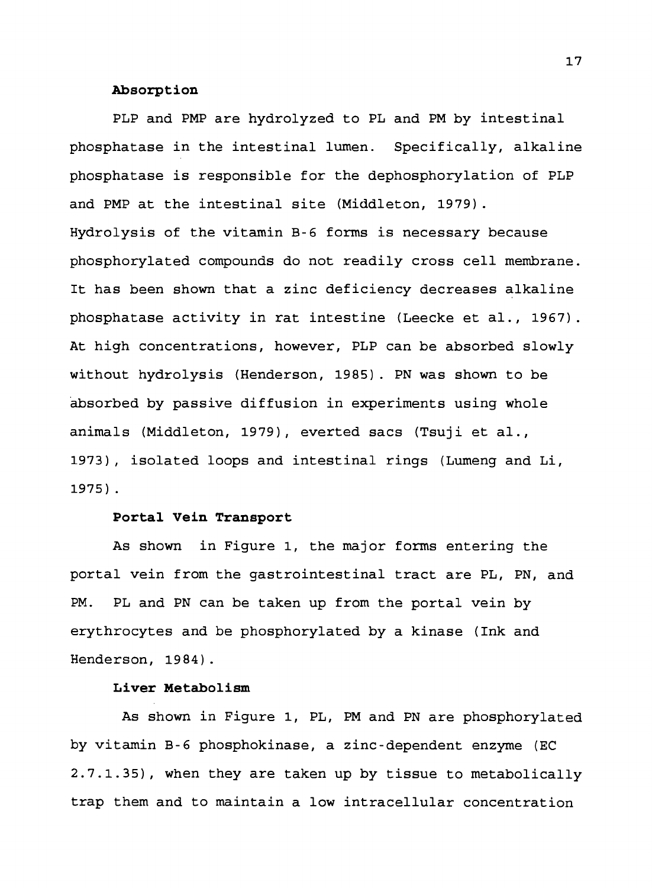**Absorption**

PLP and PMP are hydrolyzed to PL and PM by intestinal phosphatase in the intestinal lumen. Specifically, alkaline phosphatase is responsible for the dephosphorylation of PLP and PMP at the intestinal site (Middleton, 1979). Hydrolysis of the vitamin B-6 forms is necessary because phosphorylated compounds do not readily cross cell membrane. It has been shown that a zinc deficiency decreases alkaline phosphatase activity in rat intestine (Leecke et al., 1967). At high concentrations, however, PLP can be absorbed slowly without hydrolysis (Henderson, 1985). PN was shown to be absorbed by passive diffusion in experiments using whole animals (Middleton, 1979), everted sacs (Tsuji et al., 1973), isolated loops and intestinal rings (Lumeng and Li, 1975).

**Portal Vein Transport**

As shown in Figure 1, the major forms entering the portal vein from the gastrointestinal tract are PL, PN, and PM. PL and PN can be taken up from the portal vein by erythrocytes and be phosphorylated by a kinase (Ink and Henderson, 1984).

**Liver Metabolism**

As shown in Figure 1, PL, PM and PN are phosphorylated by vitamin B-6 phosphokinase, a zinc-dependent enzyme (EC 2.7.1.35), when they are taken up by tissue to metabolically trap them and to maintain a low intracellular concentration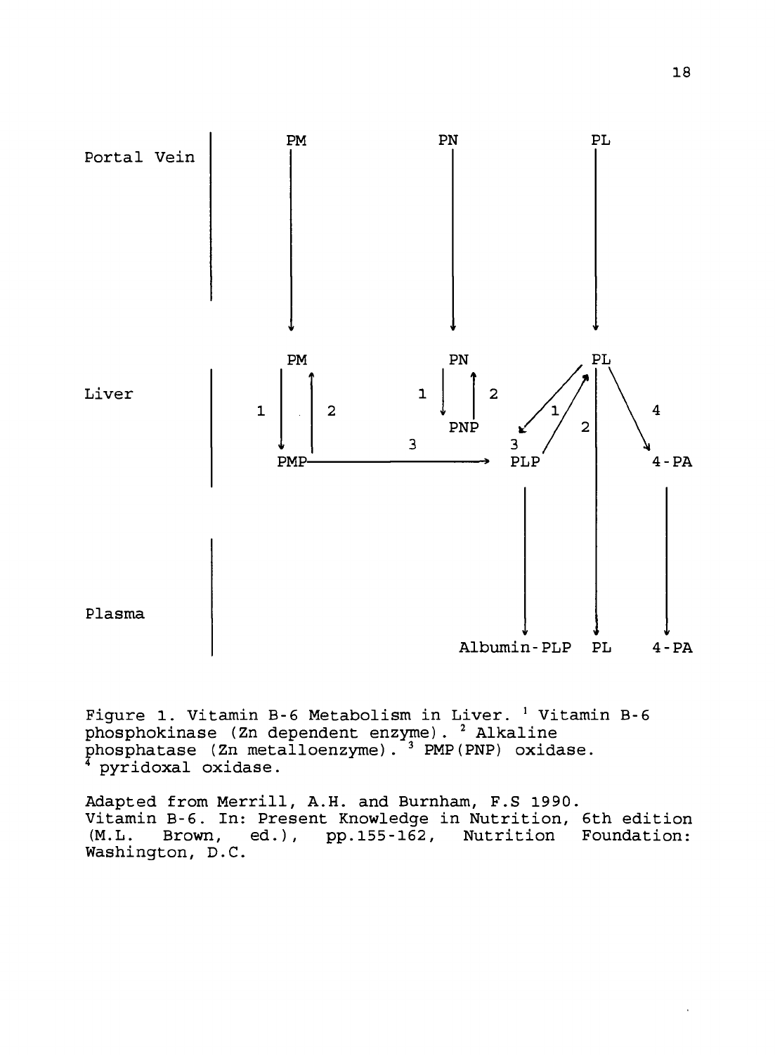| | | | |
|---|---|---|---|
| Portal Vein | PM | PN | PL |
| Liver | PM ⇄ PMP (1, 2); PMP → PLP (3) | PN ⇄ PNP (1, 2); PNP → PLP (3) | PL ⇄ PLP (1, 2); PL → 4-PA (4) |
| Plasma | | Albumin-PLP | PL, 4-PA |

Figure 1. Vitamin B-6 Metabolism in Liver. [1] Vitamin B-6 phosphokinase (Zn dependent enzyme). [2] Alkaline phosphatase (Zn metalloenzyme). [3] PMP(PNP) oxidase. [4] pyridoxal oxidase.

Adapted from Merrill, A.H. and Burnham, F.S 1990. Vitamin B-6. In: Present Knowledge in Nutrition, 6th edition (M.L. Brown, ed.), pp.155-162, Nutrition Foundation: Washington, D.C.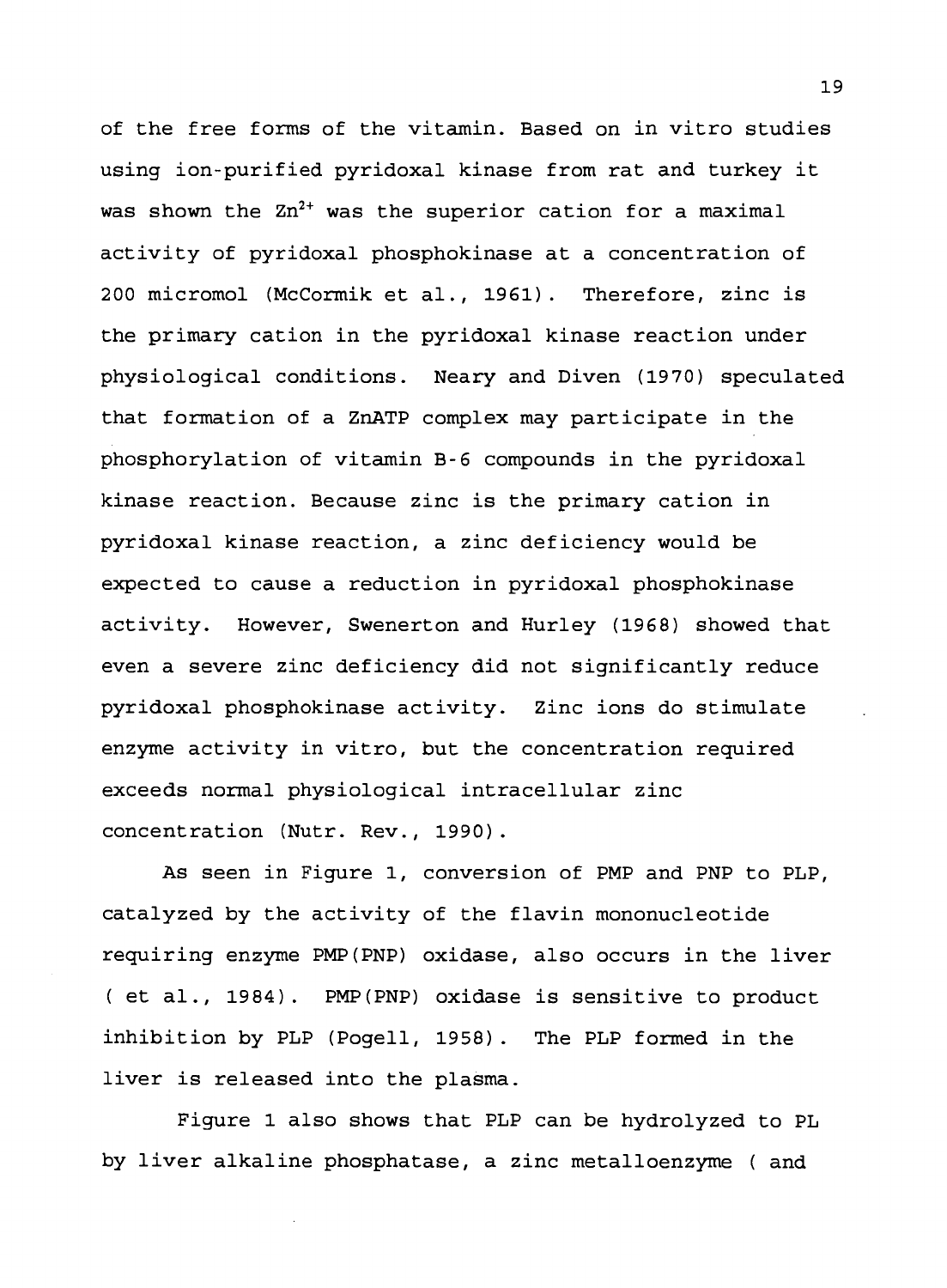of the free forms of the vitamin. Based on in vitro studies using ion-purified pyridoxal kinase from rat and turkey it was shown the $Zn^{2+}$ was the superior cation for a maximal activity of pyridoxal phosphokinase at a concentration of 200 micromol (McCormik et al., 1961). Therefore, zinc is the primary cation in the pyridoxal kinase reaction under physiological conditions. Neary and Diven (1970) speculated that formation of a ZnATP complex may participate in the phosphorylation of vitamin B-6 compounds in the pyridoxal kinase reaction. Because zinc is the primary cation in pyridoxal kinase reaction, a zinc deficiency would be expected to cause a reduction in pyridoxal phosphokinase activity. However, Swenerton and Hurley (1968) showed that even a severe zinc deficiency did not significantly reduce pyridoxal phosphokinase activity. Zinc ions do stimulate enzyme activity in vitro, but the concentration required exceeds normal physiological intracellular zinc concentration (Nutr. Rev., 1990).

As seen in Figure 1, conversion of PMP and PNP to PLP, catalyzed by the activity of the flavin mononucleotide requiring enzyme PMP(PNP) oxidase, also occurs in the liver ( et al., 1984). PMP(PNP) oxidase is sensitive to product inhibition by PLP (Pogell, 1958). The PLP formed in the liver is released into the plasma.

Figure 1 also shows that PLP can be hydrolyzed to PL by liver alkaline phosphatase, a zinc metalloenzyme ( and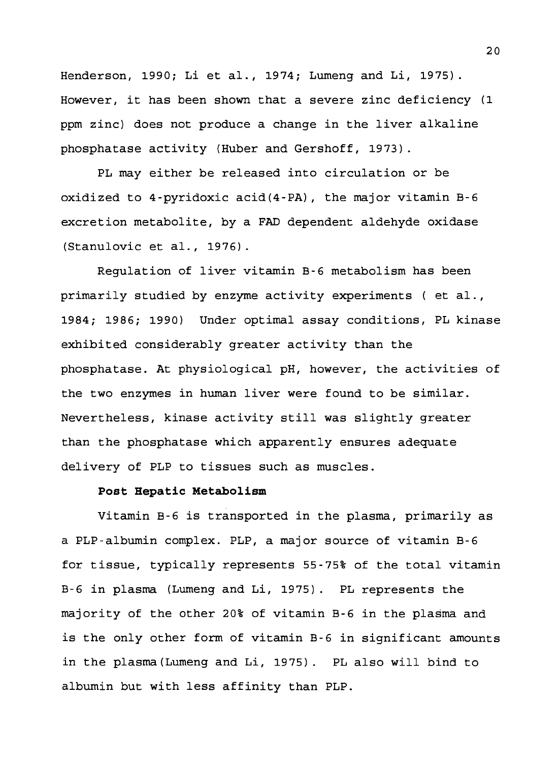Henderson, 1990; Li et al., 1974; Lumeng and Li, 1975). However, it has been shown that a severe zinc deficiency (1 ppm zinc) does not produce a change in the liver alkaline phosphatase activity (Huber and Gershoff, 1973).

PL may either be released into circulation or be oxidized to 4-pyridoxic acid(4-PA), the major vitamin B-6 excretion metabolite, by a FAD dependent aldehyde oxidase (Stanulovic et al., 1976).

Regulation of liver vitamin B-6 metabolism has been primarily studied by enzyme activity experiments ( et al., 1984; 1986; 1990) Under optimal assay conditions, PL kinase exhibited considerably greater activity than the phosphatase. At physiological pH, however, the activities of the two enzymes in human liver were found to be similar. Nevertheless, kinase activity still was slightly greater than the phosphatase which apparently ensures adequate delivery of PLP to tissues such as muscles.

**Post Hepatic Metabolism**

Vitamin B-6 is transported in the plasma, primarily as a PLP-albumin complex. PLP, a major source of vitamin B-6 for tissue, typically represents 55-75% of the total vitamin B-6 in plasma (Lumeng and Li, 1975). PL represents the majority of the other 20% of vitamin B-6 in the plasma and is the only other form of vitamin B-6 in significant amounts in the plasma(Lumeng and Li, 1975). PL also will bind to albumin but with less affinity than PLP.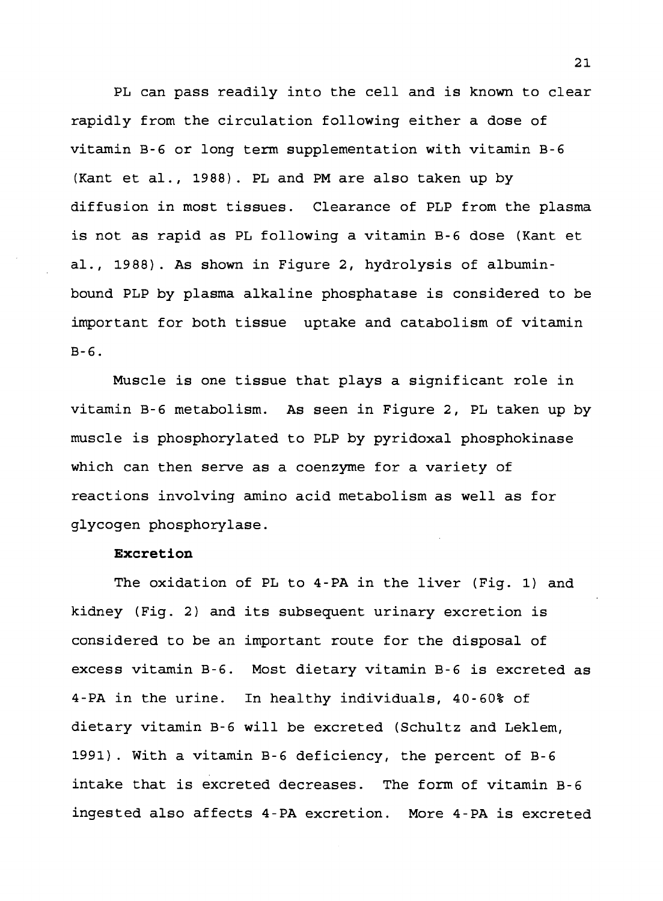PL can pass readily into the cell and is known to clear rapidly from the circulation following either a dose of vitamin B-6 or long term supplementation with vitamin B-6 (Kant et al., 1988). PL and PM are also taken up by diffusion in most tissues. Clearance of PLP from the plasma is not as rapid as PL following a vitamin B-6 dose (Kant et al., 1988). As shown in Figure 2, hydrolysis of albumin-bound PLP by plasma alkaline phosphatase is considered to be important for both tissue uptake and catabolism of vitamin B-6.

Muscle is one tissue that plays a significant role in vitamin B-6 metabolism. As seen in Figure 2, PL taken up by muscle is phosphorylated to PLP by pyridoxal phosphokinase which can then serve as a coenzyme for a variety of reactions involving amino acid metabolism as well as for glycogen phosphorylase.

**Excretion**

The oxidation of PL to 4-PA in the liver (Fig. 1) and kidney (Fig. 2) and its subsequent urinary excretion is considered to be an important route for the disposal of excess vitamin B-6. Most dietary vitamin B-6 is excreted as 4-PA in the urine. In healthy individuals, 40-60% of dietary vitamin B-6 will be excreted (Schultz and Leklem, 1991). With a vitamin B-6 deficiency, the percent of B-6 intake that is excreted decreases. The form of vitamin B-6 ingested also affects 4-PA excretion. More 4-PA is excreted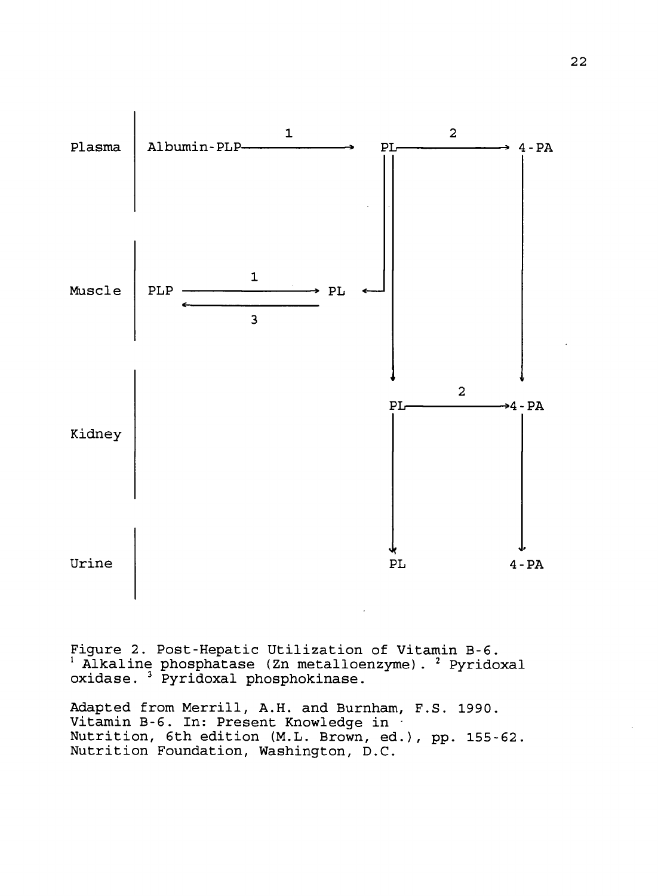Plasma | Albumin-PLP —1→ PL —2→ 4-PA

Muscle | PLP —1→ PL; PL —3→ PLP

Kidney | PL —2→ 4-PA

Urine | PL 4-PA

Figure 2. Post-Hepatic Utilization of Vitamin B-6.
[1] Alkaline phosphatase (Zn metalloenzyme). [2] Pyridoxal oxidase. [3] Pyridoxal phosphokinase.

Adapted from Merrill, A.H. and Burnham, F.S. 1990. Vitamin B-6. In: Present Knowledge in Nutrition, 6th edition (M.L. Brown, ed.), pp. 155-62. Nutrition Foundation, Washington, D.C.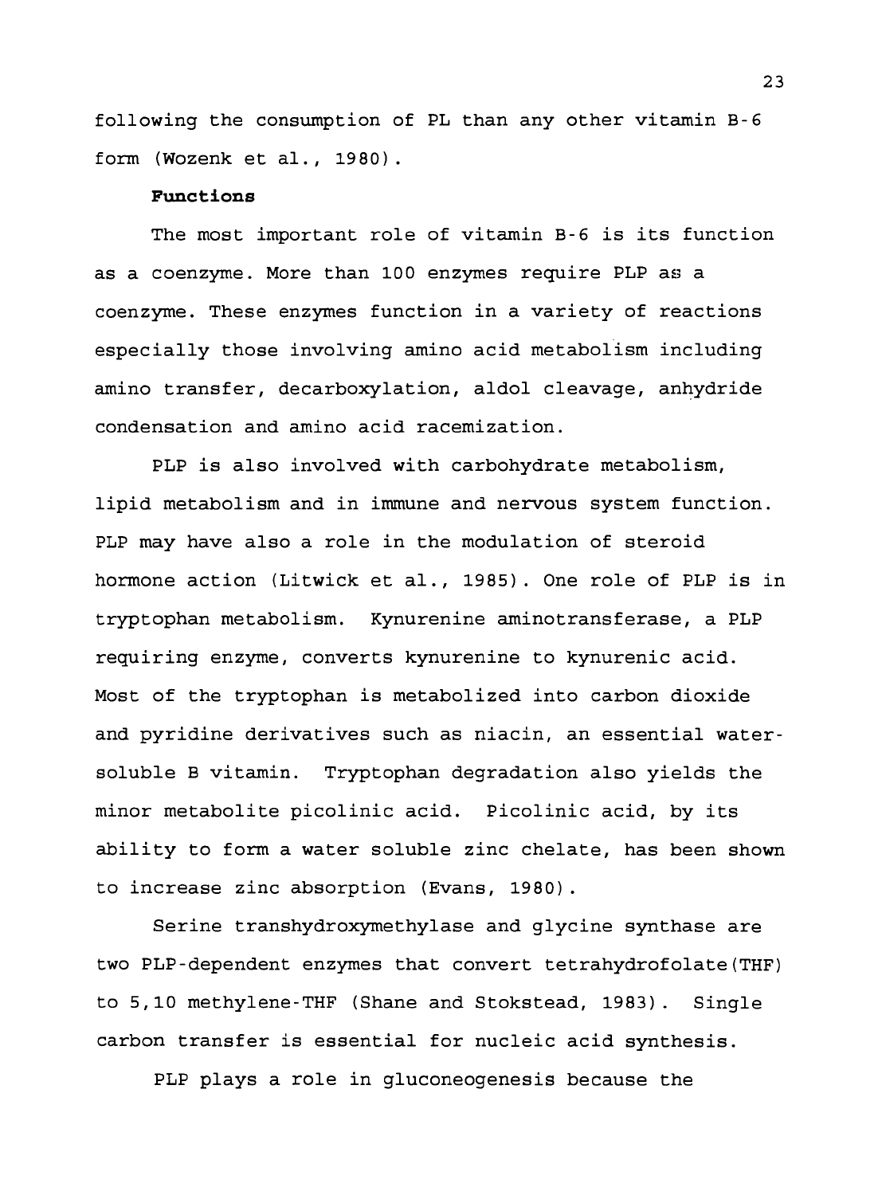following the consumption of PL than any other vitamin B-6 form (Wozenk et al., 1980).

### Functions

The most important role of vitamin B-6 is its function as a coenzyme. More than 100 enzymes require PLP as a coenzyme. These enzymes function in a variety of reactions especially those involving amino acid metabolism including amino transfer, decarboxylation, aldol cleavage, anhydride condensation and amino acid racemization.

PLP is also involved with carbohydrate metabolism, lipid metabolism and in immune and nervous system function. PLP may have also a role in the modulation of steroid hormone action (Litwick et al., 1985). One role of PLP is in tryptophan metabolism. Kynurenine aminotransferase, a PLP requiring enzyme, converts kynurenine to kynurenic acid. Most of the tryptophan is metabolized into carbon dioxide and pyridine derivatives such as niacin, an essential water-soluble B vitamin. Tryptophan degradation also yields the minor metabolite picolinic acid. Picolinic acid, by its ability to form a water soluble zinc chelate, has been shown to increase zinc absorption (Evans, 1980).

Serine transhydroxymethylase and glycine synthase are two PLP-dependent enzymes that convert tetrahydrofolate(THF) to 5,10 methylene-THF (Shane and Stokstead, 1983). Single carbon transfer is essential for nucleic acid synthesis.

PLP plays a role in gluconeogenesis because the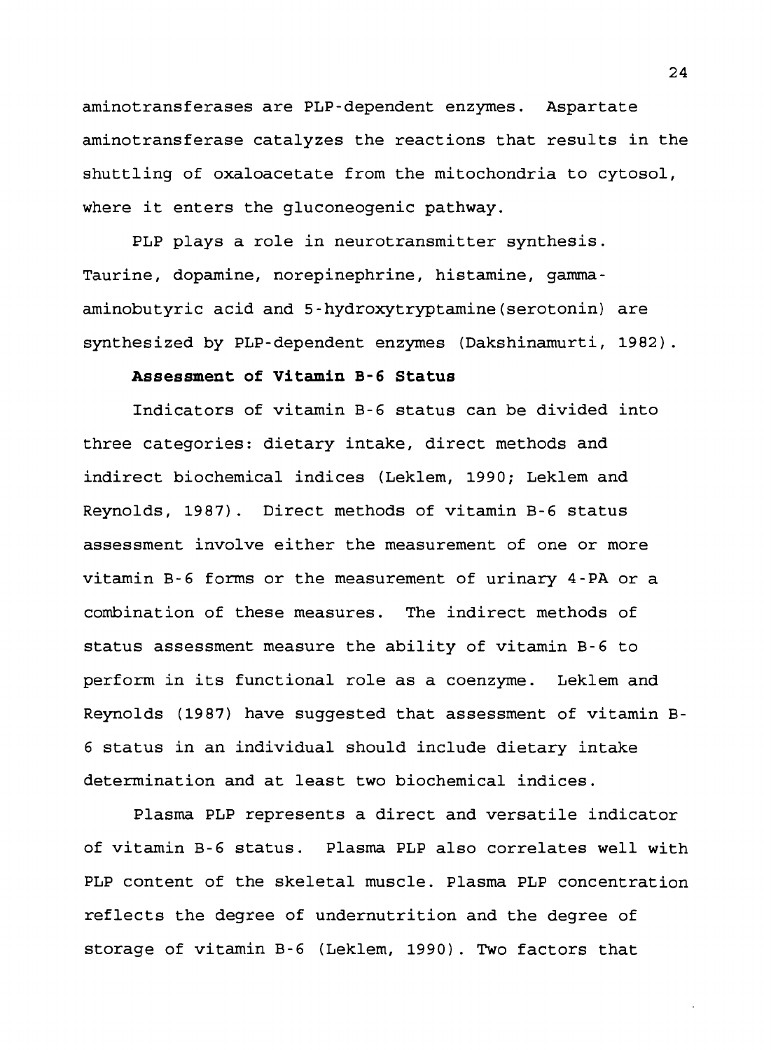aminotransferases are PLP-dependent enzymes. Aspartate aminotransferase catalyzes the reactions that results in the shuttling of oxaloacetate from the mitochondria to cytosol, where it enters the gluconeogenic pathway.

PLP plays a role in neurotransmitter synthesis. Taurine, dopamine, norepinephrine, histamine, gamma-aminobutyric acid and 5-hydroxytryptamine(serotonin) are synthesized by PLP-dependent enzymes (Dakshinamurti, 1982).

**Assessment of Vitamin B-6 Status**

Indicators of vitamin B-6 status can be divided into three categories: dietary intake, direct methods and indirect biochemical indices (Leklem, 1990; Leklem and Reynolds, 1987). Direct methods of vitamin B-6 status assessment involve either the measurement of one or more vitamin B-6 forms or the measurement of urinary 4-PA or a combination of these measures. The indirect methods of status assessment measure the ability of vitamin B-6 to perform in its functional role as a coenzyme. Leklem and Reynolds (1987) have suggested that assessment of vitamin B-6 status in an individual should include dietary intake determination and at least two biochemical indices.

Plasma PLP represents a direct and versatile indicator of vitamin B-6 status. Plasma PLP also correlates well with PLP content of the skeletal muscle. Plasma PLP concentration reflects the degree of undernutrition and the degree of storage of vitamin B-6 (Leklem, 1990). Two factors that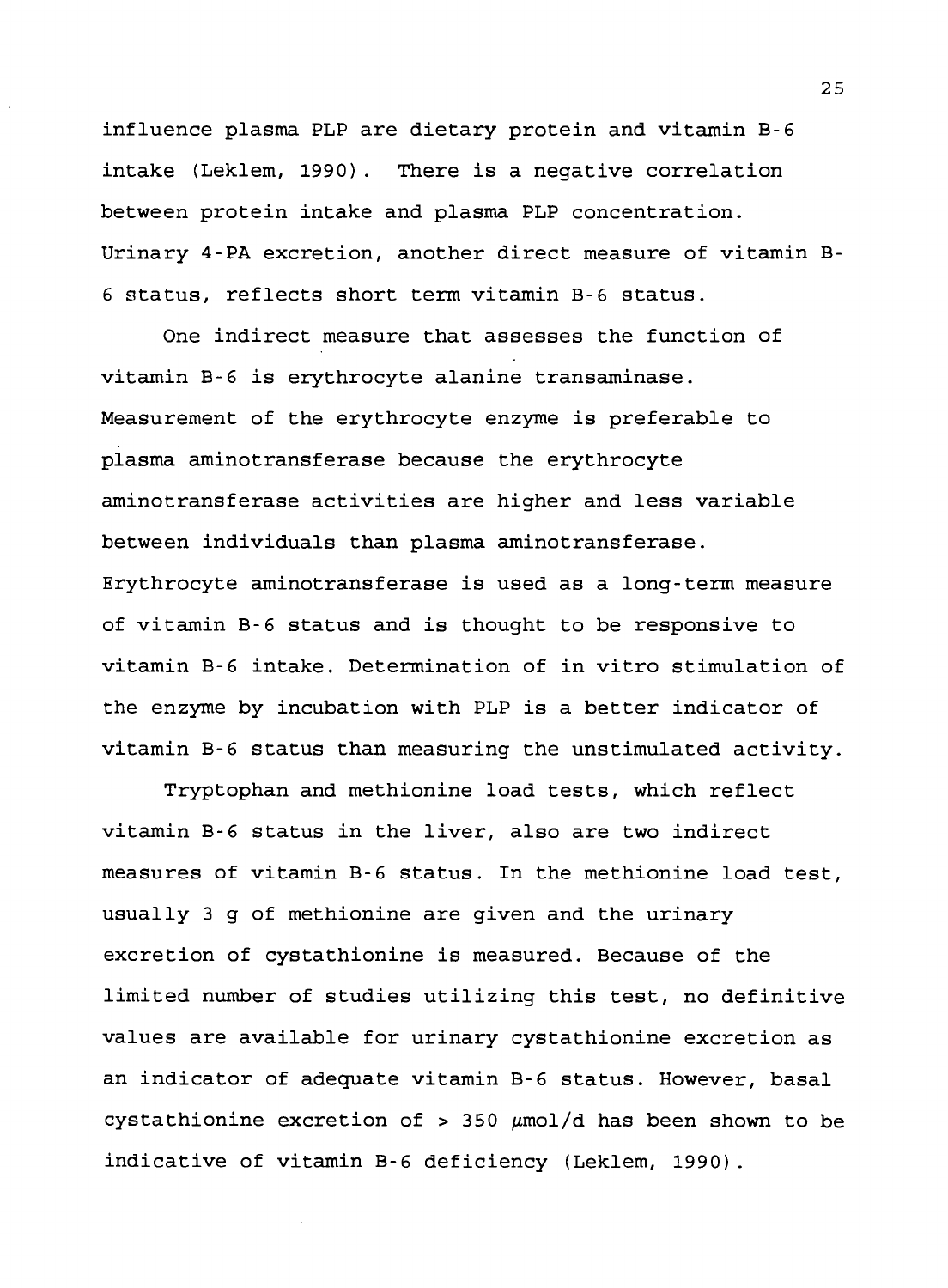influence plasma PLP are dietary protein and vitamin B-6 intake (Leklem, 1990). There is a negative correlation between protein intake and plasma PLP concentration. Urinary 4-PA excretion, another direct measure of vitamin B-6 status, reflects short term vitamin B-6 status.

One indirect measure that assesses the function of vitamin B-6 is erythrocyte alanine transaminase. Measurement of the erythrocyte enzyme is preferable to plasma aminotransferase because the erythrocyte aminotransferase activities are higher and less variable between individuals than plasma aminotransferase. Erythrocyte aminotransferase is used as a long-term measure of vitamin B-6 status and is thought to be responsive to vitamin B-6 intake. Determination of in vitro stimulation of the enzyme by incubation with PLP is a better indicator of vitamin B-6 status than measuring the unstimulated activity.

Tryptophan and methionine load tests, which reflect vitamin B-6 status in the liver, also are two indirect measures of vitamin B-6 status. In the methionine load test, usually 3 g of methionine are given and the urinary excretion of cystathionine is measured. Because of the limited number of studies utilizing this test, no definitive values are available for urinary cystathionine excretion as an indicator of adequate vitamin B-6 status. However, basal cystathionine excretion of > 350 $\mu$mol/d has been shown to be indicative of vitamin B-6 deficiency (Leklem, 1990).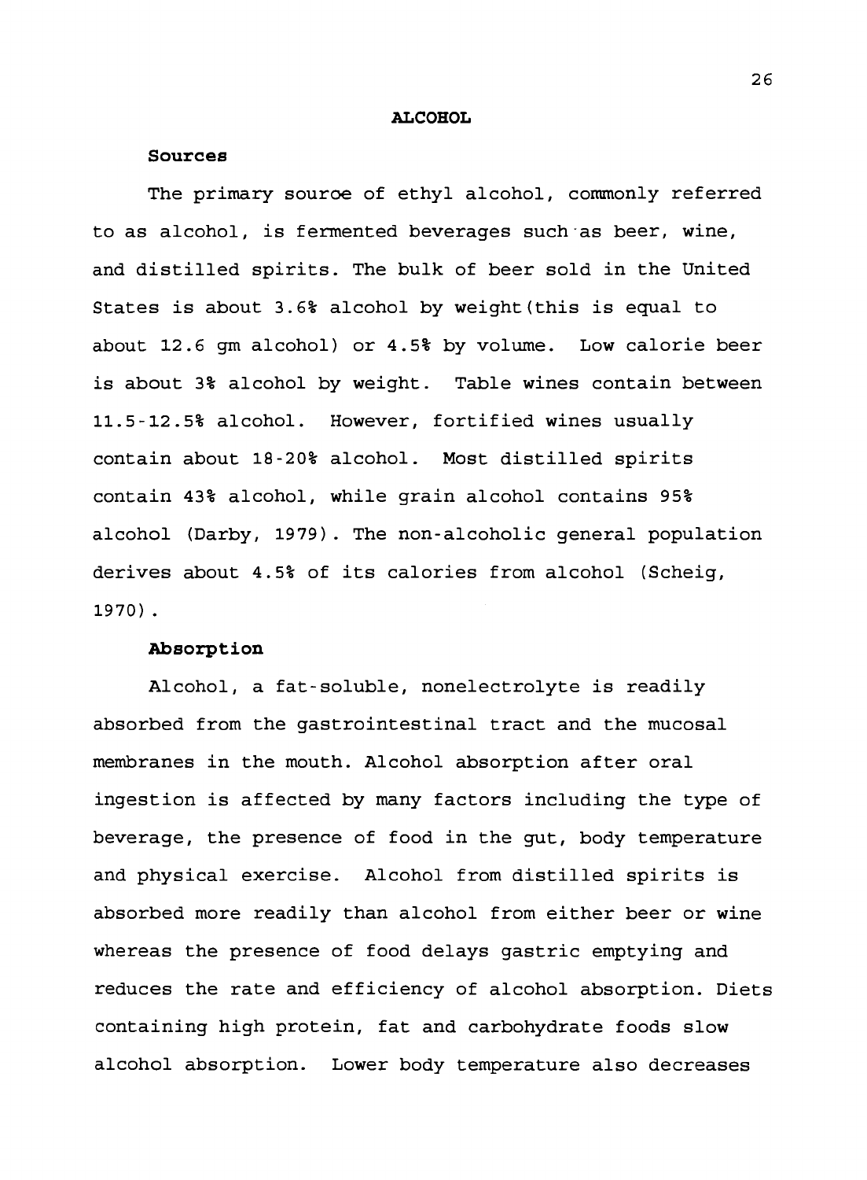## ALCOHOL

### Sources

The primary source of ethyl alcohol, commonly referred to as alcohol, is fermented beverages such as beer, wine, and distilled spirits. The bulk of beer sold in the United States is about 3.6% alcohol by weight(this is equal to about 12.6 gm alcohol) or 4.5% by volume. Low calorie beer is about 3% alcohol by weight. Table wines contain between 11.5-12.5% alcohol. However, fortified wines usually contain about 18-20% alcohol. Most distilled spirits contain 43% alcohol, while grain alcohol contains 95% alcohol (Darby, 1979). The non-alcoholic general population derives about 4.5% of its calories from alcohol (Scheig, 1970).

### Absorption

Alcohol, a fat-soluble, nonelectrolyte is readily absorbed from the gastrointestinal tract and the mucosal membranes in the mouth. Alcohol absorption after oral ingestion is affected by many factors including the type of beverage, the presence of food in the gut, body temperature and physical exercise. Alcohol from distilled spirits is absorbed more readily than alcohol from either beer or wine whereas the presence of food delays gastric emptying and reduces the rate and efficiency of alcohol absorption. Diets containing high protein, fat and carbohydrate foods slow alcohol absorption. Lower body temperature also decreases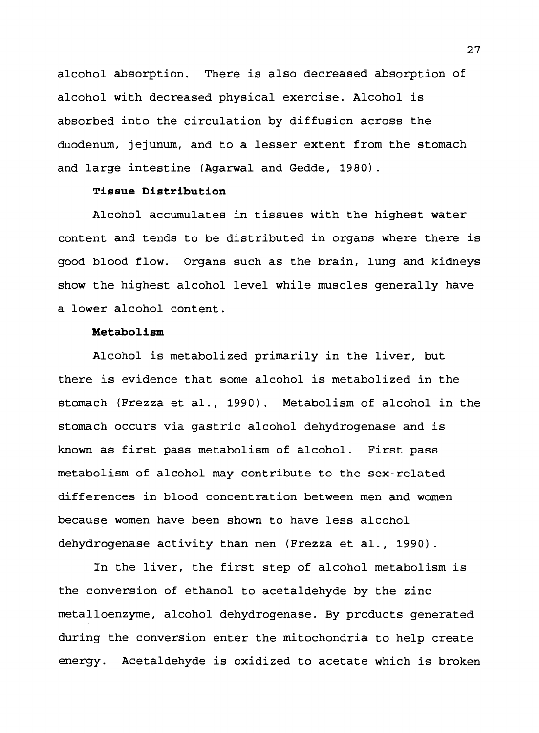alcohol absorption. There is also decreased absorption of alcohol with decreased physical exercise. Alcohol is absorbed into the circulation by diffusion across the duodenum, jejunum, and to a lesser extent from the stomach and large intestine (Agarwal and Gedde, 1980).

**Tissue Distribution**

Alcohol accumulates in tissues with the highest water content and tends to be distributed in organs where there is good blood flow. Organs such as the brain, lung and kidneys show the highest alcohol level while muscles generally have a lower alcohol content.

**Metabolism**

Alcohol is metabolized primarily in the liver, but there is evidence that some alcohol is metabolized in the stomach (Frezza et al., 1990). Metabolism of alcohol in the stomach occurs via gastric alcohol dehydrogenase and is known as first pass metabolism of alcohol. First pass metabolism of alcohol may contribute to the sex-related differences in blood concentration between men and women because women have been shown to have less alcohol dehydrogenase activity than men (Frezza et al., 1990).

In the liver, the first step of alcohol metabolism is the conversion of ethanol to acetaldehyde by the zinc metalloenzyme, alcohol dehydrogenase. By products generated during the conversion enter the mitochondria to help create energy. Acetaldehyde is oxidized to acetate which is broken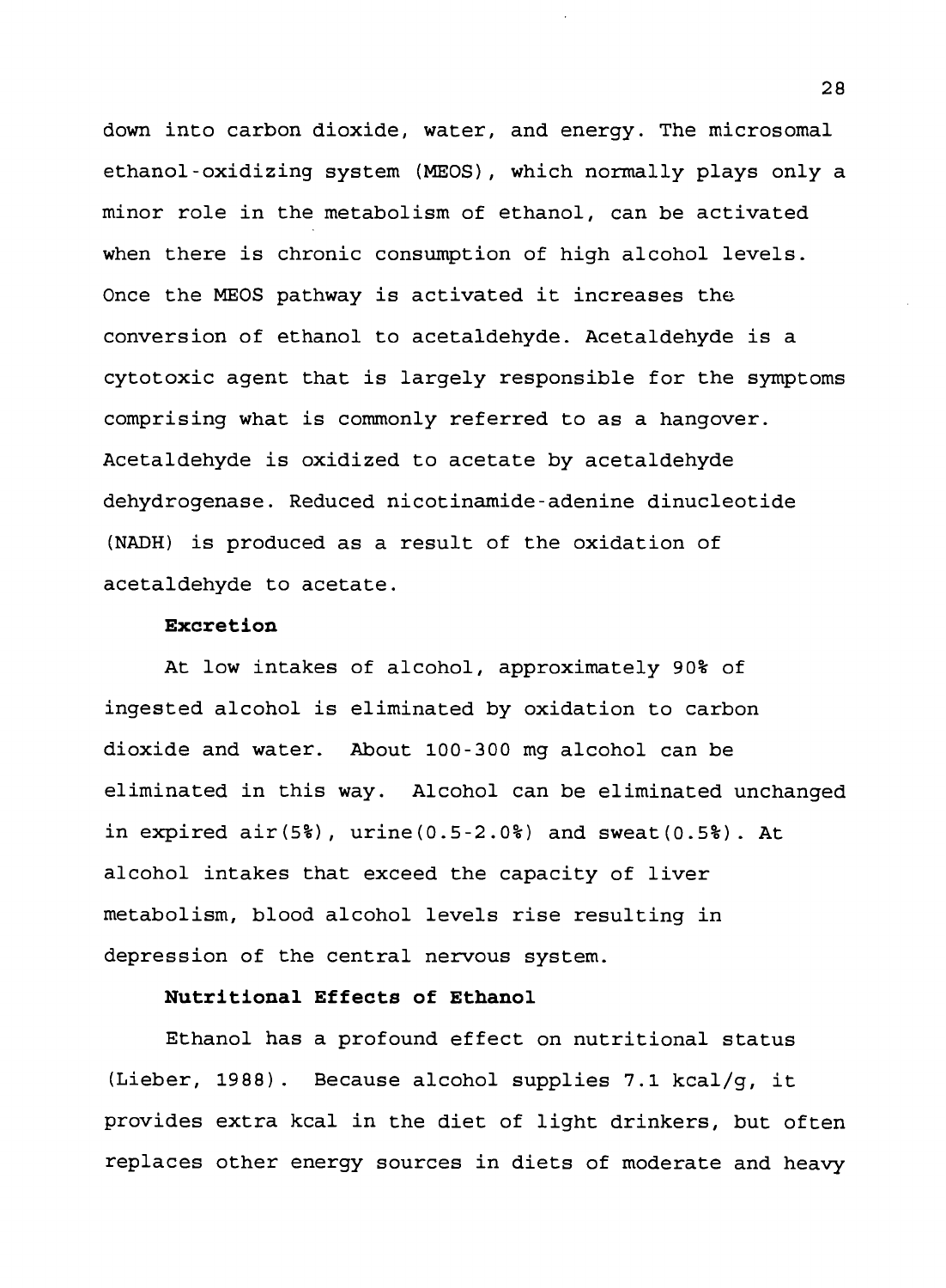down into carbon dioxide, water, and energy. The microsomal ethanol-oxidizing system (MEOS), which normally plays only a minor role in the metabolism of ethanol, can be activated when there is chronic consumption of high alcohol levels. Once the MEOS pathway is activated it increases the conversion of ethanol to acetaldehyde. Acetaldehyde is a cytotoxic agent that is largely responsible for the symptoms comprising what is commonly referred to as a hangover. Acetaldehyde is oxidized to acetate by acetaldehyde dehydrogenase. Reduced nicotinamide-adenine dinucleotide (NADH) is produced as a result of the oxidation of acetaldehyde to acetate.

### Excretion

At low intakes of alcohol, approximately 90% of ingested alcohol is eliminated by oxidation to carbon dioxide and water. About 100-300 mg alcohol can be eliminated in this way. Alcohol can be eliminated unchanged in expired air(5%), urine(0.5-2.0%) and sweat(0.5%). At alcohol intakes that exceed the capacity of liver metabolism, blood alcohol levels rise resulting in depression of the central nervous system.

### Nutritional Effects of Ethanol

Ethanol has a profound effect on nutritional status (Lieber, 1988). Because alcohol supplies 7.1 kcal/g, it provides extra kcal in the diet of light drinkers, but often replaces other energy sources in diets of moderate and heavy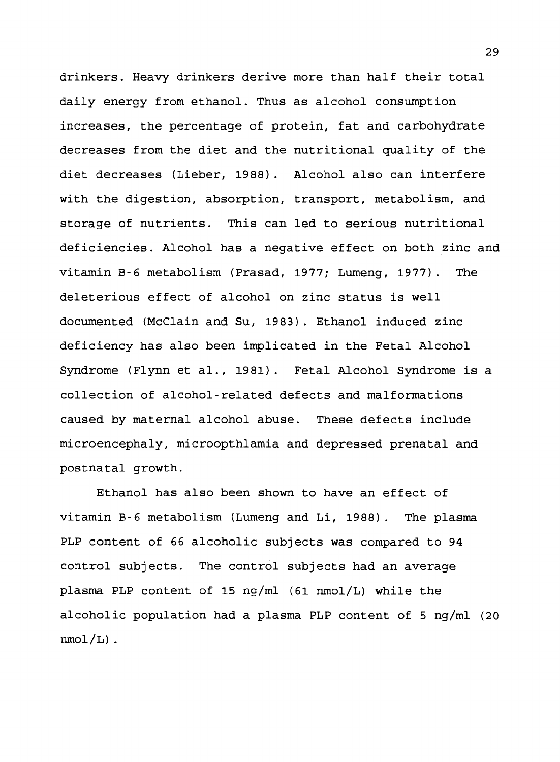drinkers. Heavy drinkers derive more than half their total daily energy from ethanol. Thus as alcohol consumption increases, the percentage of protein, fat and carbohydrate decreases from the diet and the nutritional quality of the diet decreases (Lieber, 1988). Alcohol also can interfere with the digestion, absorption, transport, metabolism, and storage of nutrients. This can led to serious nutritional deficiencies. Alcohol has a negative effect on both zinc and vitamin B-6 metabolism (Prasad, 1977; Lumeng, 1977). The deleterious effect of alcohol on zinc status is well documented (McClain and Su, 1983). Ethanol induced zinc deficiency has also been implicated in the Fetal Alcohol Syndrome (Flynn et al., 1981). Fetal Alcohol Syndrome is a collection of alcohol-related defects and malformations caused by maternal alcohol abuse. These defects include microencephaly, microopthlamia and depressed prenatal and postnatal growth.

Ethanol has also been shown to have an effect of vitamin B-6 metabolism (Lumeng and Li, 1988). The plasma PLP content of 66 alcoholic subjects was compared to 94 control subjects. The control subjects had an average plasma PLP content of 15 ng/ml (61 nmol/L) while the alcoholic population had a plasma PLP content of 5 ng/ml (20 nmol/L).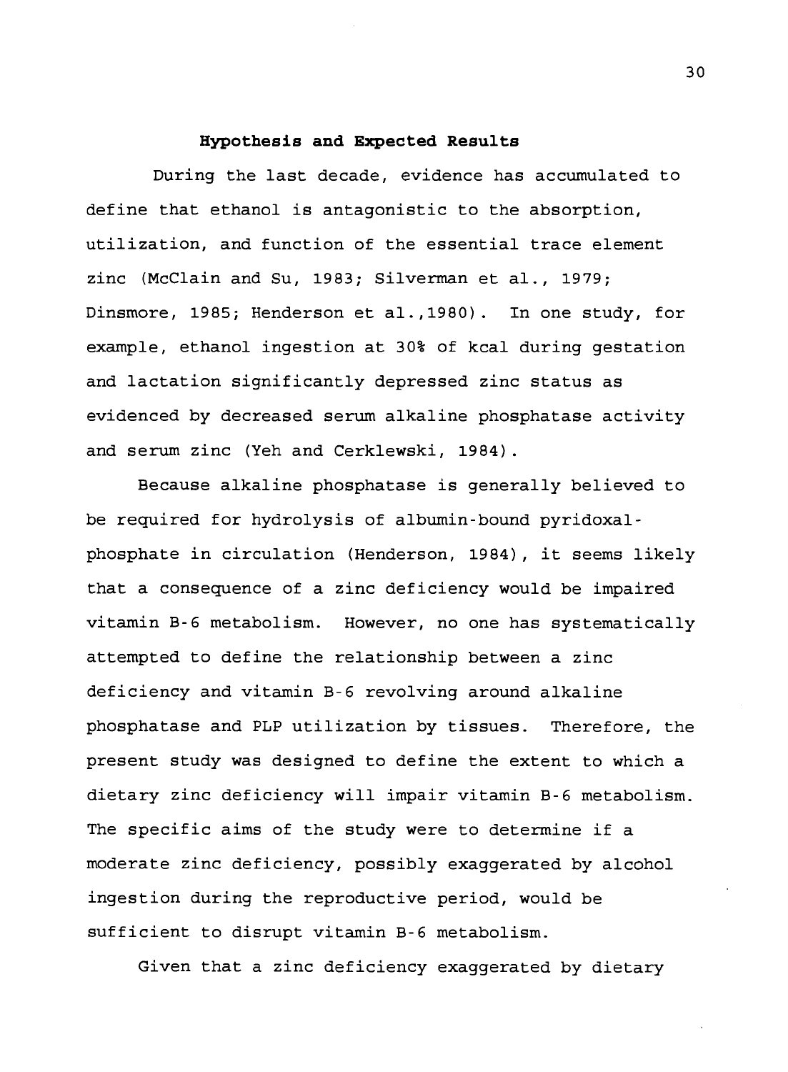**Hypothesis and Expected Results**

During the last decade, evidence has accumulated to define that ethanol is antagonistic to the absorption, utilization, and function of the essential trace element zinc (McClain and Su, 1983; Silverman et al., 1979; Dinsmore, 1985; Henderson et al.,1980). In one study, for example, ethanol ingestion at 30% of kcal during gestation and lactation significantly depressed zinc status as evidenced by decreased serum alkaline phosphatase activity and serum zinc (Yeh and Cerklewski, 1984).

Because alkaline phosphatase is generally believed to be required for hydrolysis of albumin-bound pyridoxal-phosphate in circulation (Henderson, 1984), it seems likely that a consequence of a zinc deficiency would be impaired vitamin B-6 metabolism. However, no one has systematically attempted to define the relationship between a zinc deficiency and vitamin B-6 revolving around alkaline phosphatase and PLP utilization by tissues. Therefore, the present study was designed to define the extent to which a dietary zinc deficiency will impair vitamin B-6 metabolism. The specific aims of the study were to determine if a moderate zinc deficiency, possibly exaggerated by alcohol ingestion during the reproductive period, would be sufficient to disrupt vitamin B-6 metabolism.

Given that a zinc deficiency exaggerated by dietary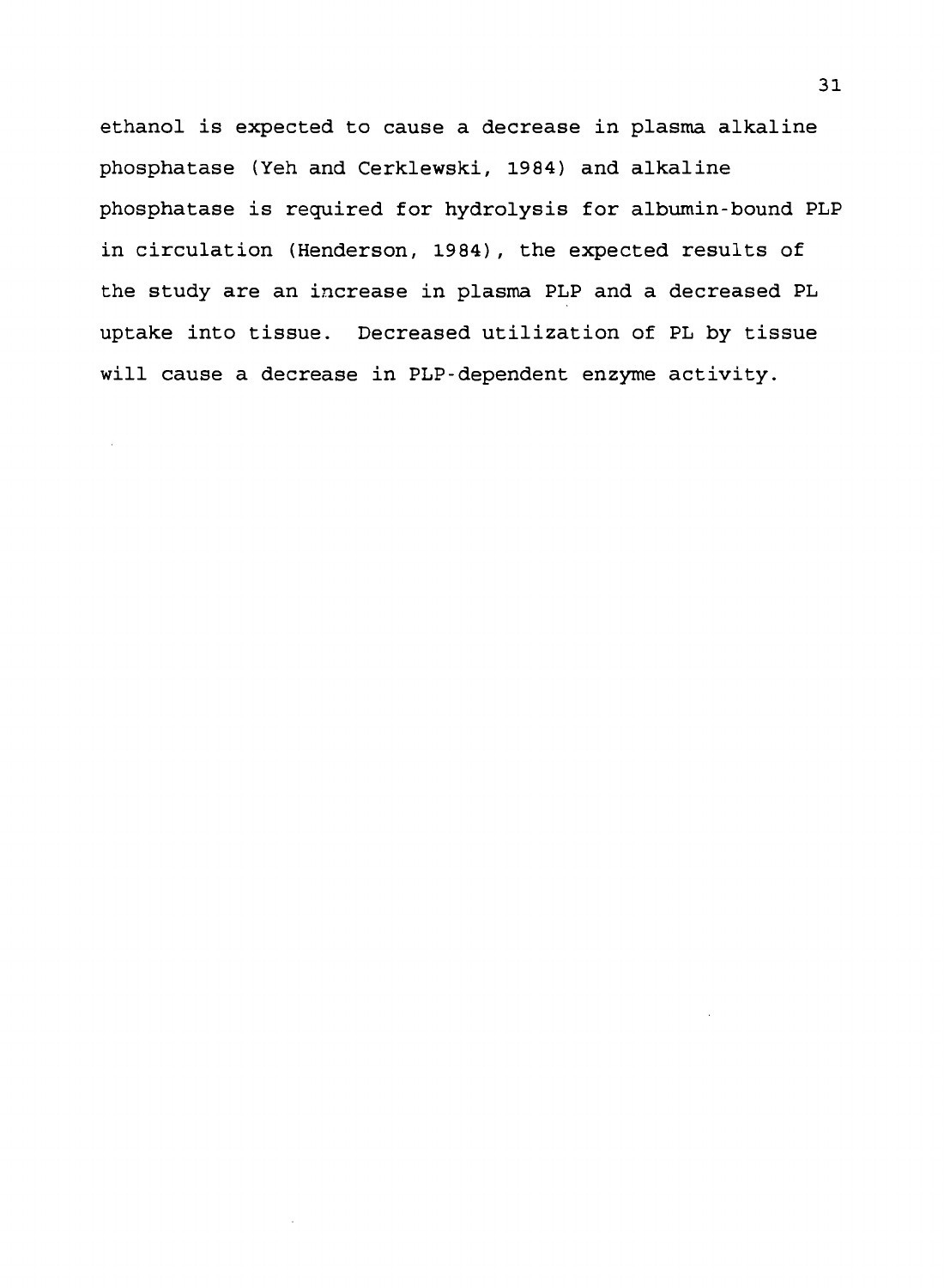ethanol is expected to cause a decrease in plasma alkaline phosphatase (Yeh and Cerklewski, 1984) and alkaline phosphatase is required for hydrolysis for albumin-bound PLP in circulation (Henderson, 1984), the expected results of the study are an increase in plasma PLP and a decreased PL uptake into tissue. Decreased utilization of PL by tissue will cause a decrease in PLP-dependent enzyme activity.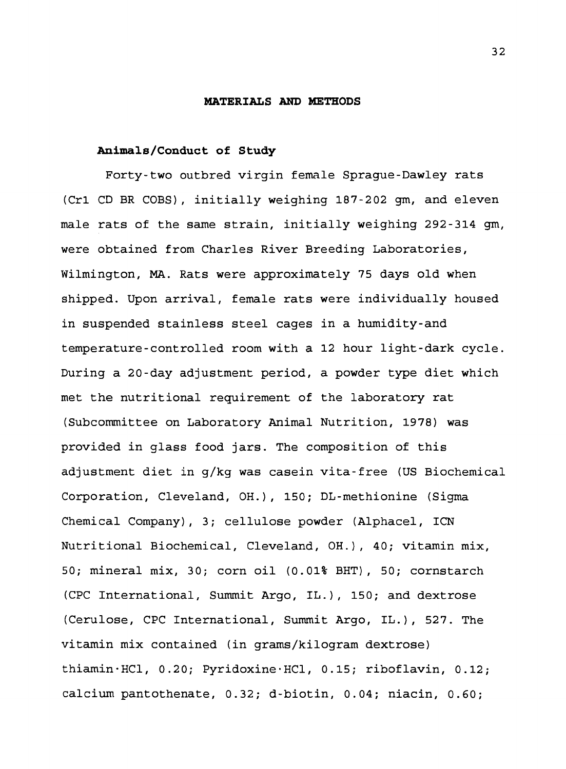## MATERIALS AND METHODS

### Animals/Conduct of Study

Forty-two outbred virgin female Sprague-Dawley rats (Crl CD BR COBS), initially weighing 187-202 gm, and eleven male rats of the same strain, initially weighing 292-314 gm, were obtained from Charles River Breeding Laboratories, Wilmington, MA. Rats were approximately 75 days old when shipped. Upon arrival, female rats were individually housed in suspended stainless steel cages in a humidity-and temperature-controlled room with a 12 hour light-dark cycle. During a 20-day adjustment period, a powder type diet which met the nutritional requirement of the laboratory rat (Subcommittee on Laboratory Animal Nutrition, 1978) was provided in glass food jars. The composition of this adjustment diet in g/kg was casein vita-free (US Biochemical Corporation, Cleveland, OH.), 150; DL-methionine (Sigma Chemical Company), 3; cellulose powder (Alphacel, ICN Nutritional Biochemical, Cleveland, OH.), 40; vitamin mix, 50; mineral mix, 30; corn oil (0.01% BHT), 50; cornstarch (CPC International, Summit Argo, IL.), 150; and dextrose (Cerulose, CPC International, Summit Argo, IL.), 527. The vitamin mix contained (in grams/kilogram dextrose) thiamin·HCl, 0.20; Pyridoxine·HCl, 0.15; riboflavin, 0.12; calcium pantothenate, 0.32; d-biotin, 0.04; niacin, 0.60;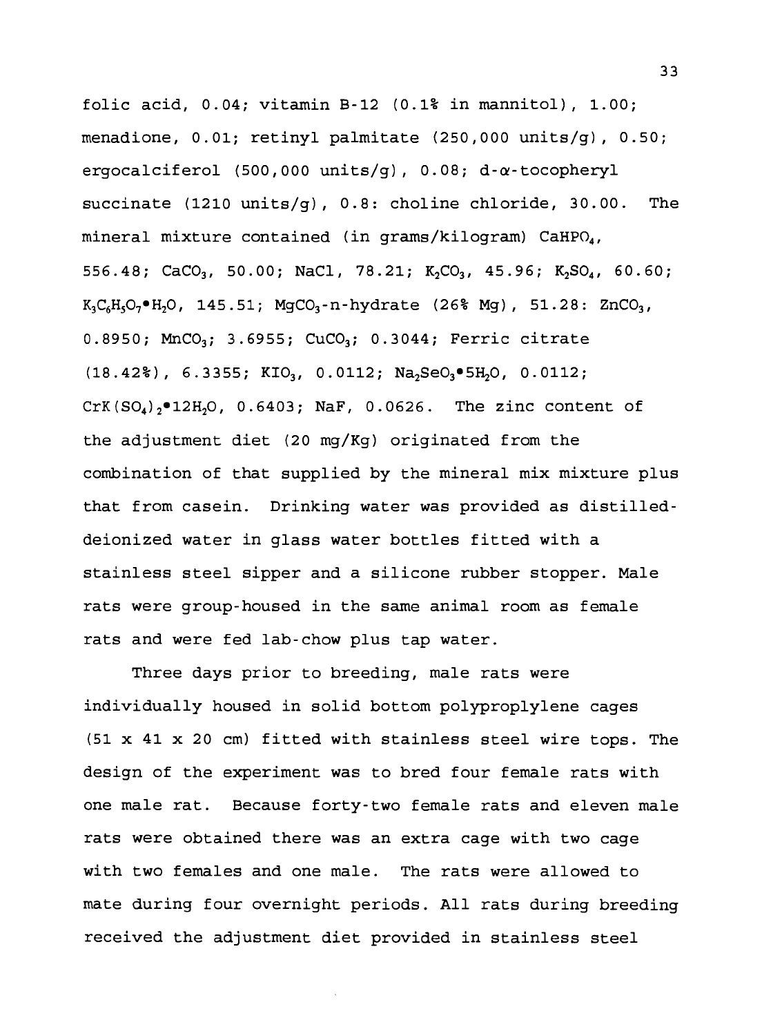folic acid, 0.04; vitamin B-12 (0.1% in mannitol), 1.00; menadione, 0.01; retinyl palmitate (250,000 units/g), 0.50; ergocalciferol (500,000 units/g), 0.08; d-$\alpha$-tocopheryl succinate (1210 units/g), 0.8: choline chloride, 30.00. The mineral mixture contained (in grams/kilogram) $CaHPO_4$, 556.48; $CaCO_3$, 50.00; NaCl, 78.21; $K_2CO_3$, 45.96; $K_2SO_4$, 60.60; $K_3C_6H_5O_7 \bullet H_2O$, 145.51; $MgCO_3$-n-hydrate (26% Mg), 51.28: $ZnCO_3$, 0.8950; $MnCO_3$; 3.6955; $CuCO_3$; 0.3044; Ferric citrate (18.42%), 6.3355; $KIO_3$, 0.0112; $Na_2SeO_3 \bullet 5H_2O$, 0.0112; $CrK(SO_4)_2 \bullet 12H_2O$, 0.6403; NaF, 0.0626. The zinc content of the adjustment diet (20 mg/Kg) originated from the combination of that supplied by the mineral mix mixture plus that from casein. Drinking water was provided as distilled-deionized water in glass water bottles fitted with a stainless steel sipper and a silicone rubber stopper. Male rats were group-housed in the same animal room as female rats and were fed lab-chow plus tap water.

Three days prior to breeding, male rats were individually housed in solid bottom polyproplylene cages (51 x 41 x 20 cm) fitted with stainless steel wire tops. The design of the experiment was to bred four female rats with one male rat. Because forty-two female rats and eleven male rats were obtained there was an extra cage with two cage with two females and one male. The rats were allowed to mate during four overnight periods. All rats during breeding received the adjustment diet provided in stainless steel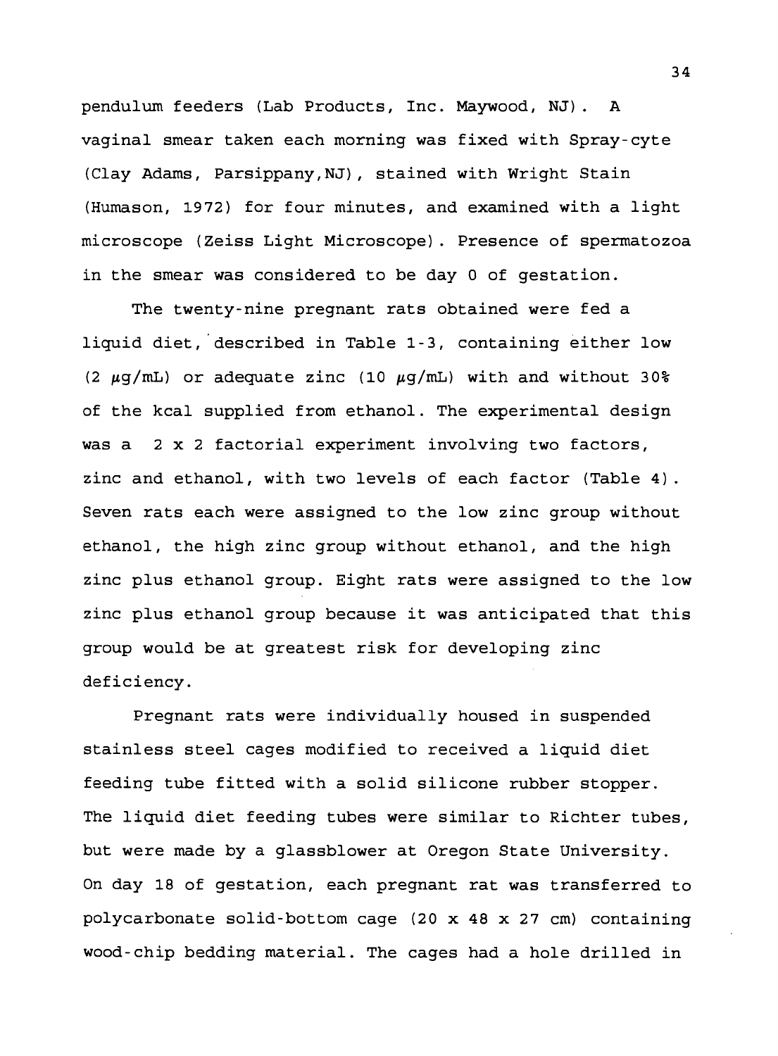pendulum feeders (Lab Products, Inc. Maywood, NJ). A vaginal smear taken each morning was fixed with Spray-cyte (Clay Adams, Parsippany,NJ), stained with Wright Stain (Humason, 1972) for four minutes, and examined with a light microscope (Zeiss Light Microscope). Presence of spermatozoa in the smear was considered to be day 0 of gestation.

The twenty-nine pregnant rats obtained were fed a liquid diet, described in Table 1-3, containing either low (2 $\mu$g/mL) or adequate zinc (10 $\mu$g/mL) with and without 30% of the kcal supplied from ethanol. The experimental design was a 2 x 2 factorial experiment involving two factors, zinc and ethanol, with two levels of each factor (Table 4). Seven rats each were assigned to the low zinc group without ethanol, the high zinc group without ethanol, and the high zinc plus ethanol group. Eight rats were assigned to the low zinc plus ethanol group because it was anticipated that this group would be at greatest risk for developing zinc deficiency.

Pregnant rats were individually housed in suspended stainless steel cages modified to received a liquid diet feeding tube fitted with a solid silicone rubber stopper. The liquid diet feeding tubes were similar to Richter tubes, but were made by a glassblower at Oregon State University. On day 18 of gestation, each pregnant rat was transferred to polycarbonate solid-bottom cage (20 x 48 x 27 cm) containing wood-chip bedding material. The cages had a hole drilled in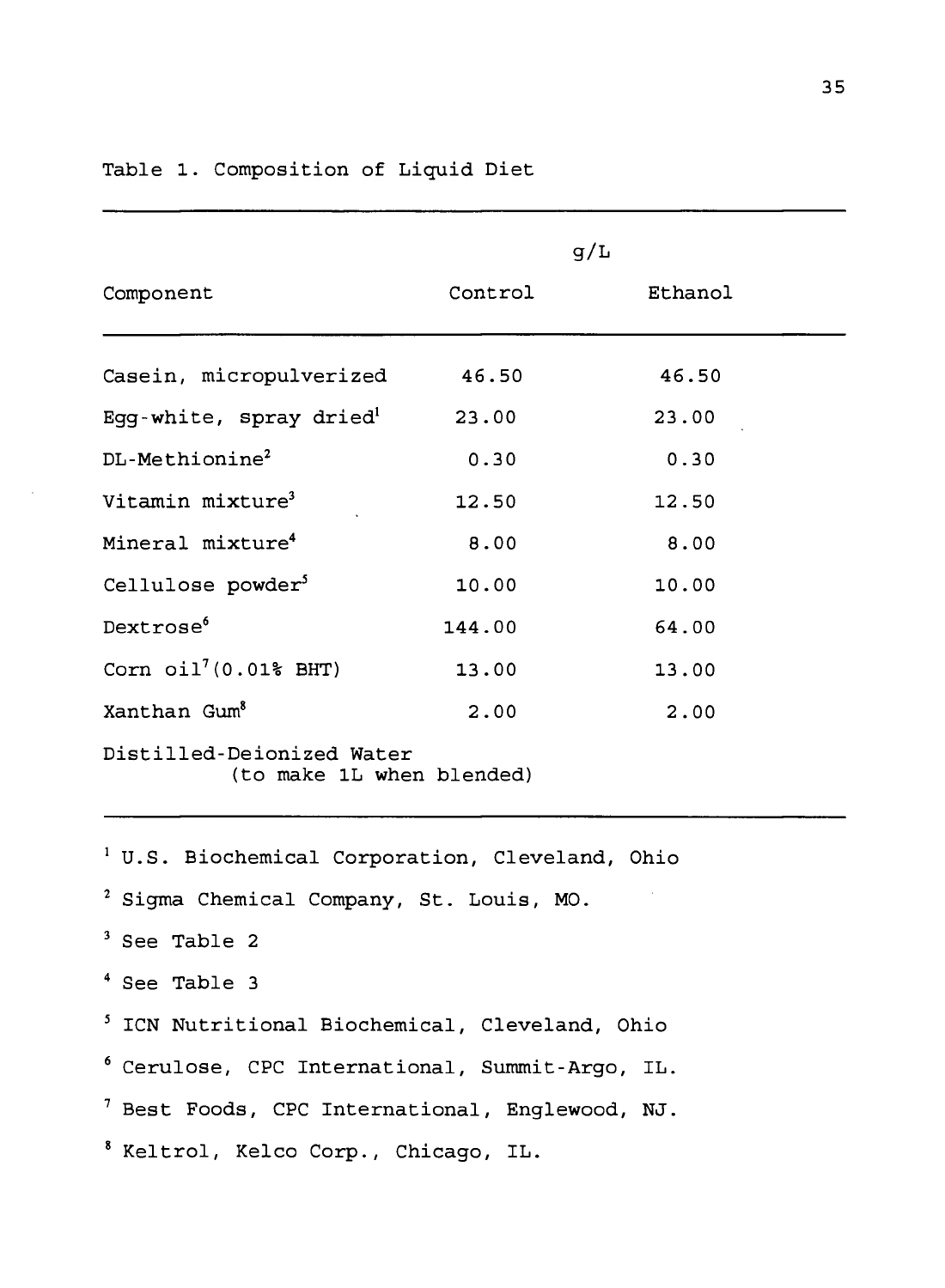Table 1. Composition of Liquid Diet

| Component | g/L | |
|---|---|---|
| | Control | Ethanol |
| Casein, micropulverized | 46.50 | 46.50 |
| Egg-white, spray dried[1] | 23.00 | 23.00 |
| DL-Methionine[2] | 0.30 | 0.30 |
| Vitamin mixture[3] | 12.50 | 12.50 |
| Mineral mixture[4] | 8.00 | 8.00 |
| Cellulose powder[5] | 10.00 | 10.00 |
| Dextrose[6] | 144.00 | 64.00 |
| Corn oil[7] (0.01% BHT) | 13.00 | 13.00 |
| Xanthan Gum[8] | 2.00 | 2.00 |
| Distilled-Deionized Water (to make 1L when blended) | | |

[1] U.S. Biochemical Corporation, Cleveland, Ohio

[2] Sigma Chemical Company, St. Louis, MO.

[3] See Table 2

[4] See Table 3

[5] ICN Nutritional Biochemical, Cleveland, Ohio

[6] Cerulose, CPC International, Summit-Argo, IL.

[7] Best Foods, CPC International, Englewood, NJ.

[8] Keltrol, Kelco Corp., Chicago, IL.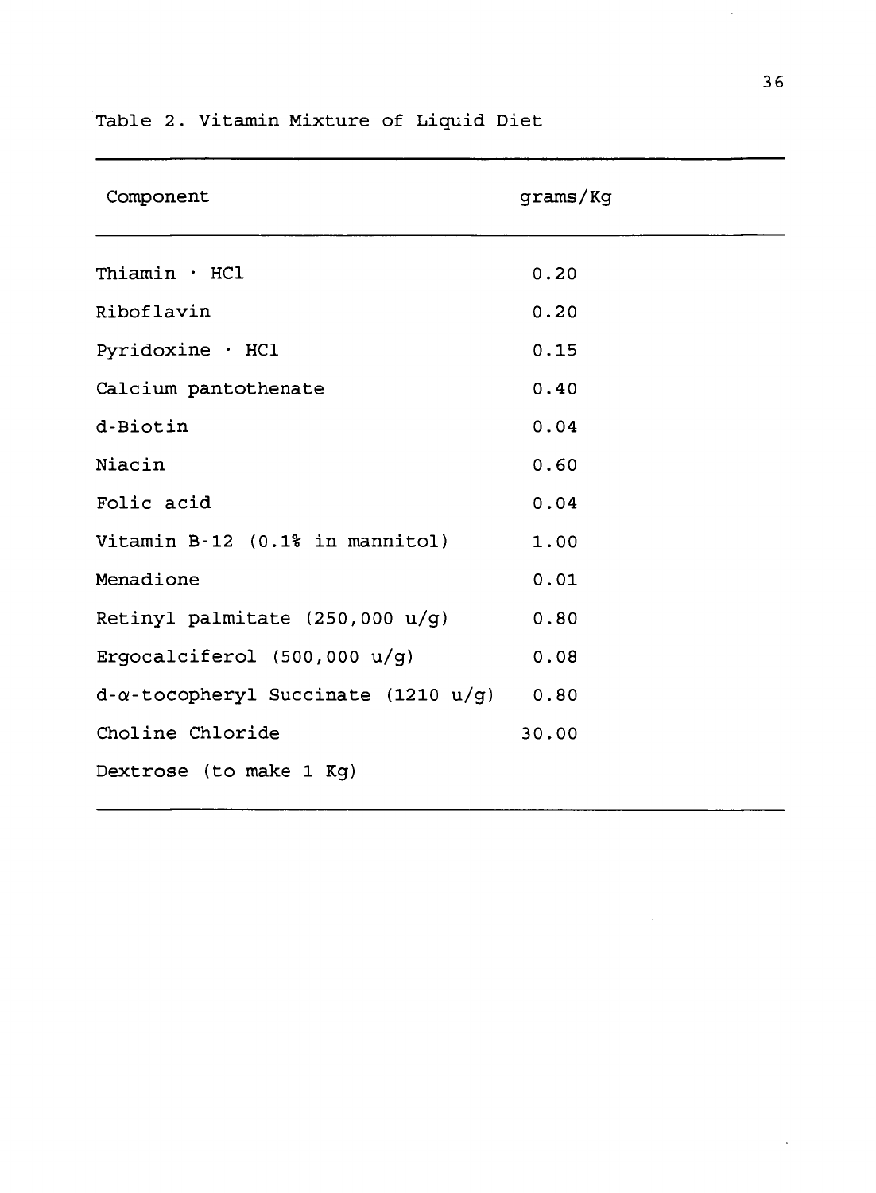Table 2. Vitamin Mixture of Liquid Diet

| Component | grams/Kg |
|---|---|
| Thiamin · HCl | 0.20 |
| Riboflavin | 0.20 |
| Pyridoxine · HCl | 0.15 |
| Calcium pantothenate | 0.40 |
| d-Biotin | 0.04 |
| Niacin | 0.60 |
| Folic acid | 0.04 |
| Vitamin B-12 (0.1% in mannitol) | 1.00 |
| Menadione | 0.01 |
| Retinyl palmitate (250,000 u/g) | 0.80 |
| Ergocalciferol (500,000 u/g) | 0.08 |
| d-$\alpha$-tocopheryl Succinate (1210 u/g) | 0.80 |
| Choline Chloride | 30.00 |
| Dextrose (to make 1 Kg) | |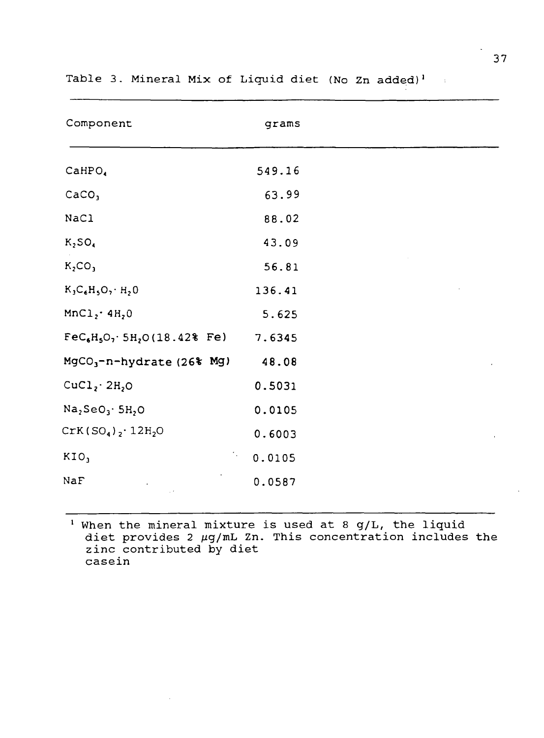Table 3. Mineral Mix of Liquid diet (No Zn added)[1]

| Component | grams |
|---|---|
| $CaHPO_4$ | 549.16 |
| $CaCO_3$ | 63.99 |
| NaCl | 88.02 |
| $K_2SO_4$ | 43.09 |
| $K_2CO_3$ | 56.81 |
| $K_3C_6H_5O_7 \cdot H_2O$ | 136.41 |
| $MnCl_2 \cdot 4H_2O$ | 5.625 |
| $FeC_6H_5O_7 \cdot 5H_2O$ (18.42% Fe) | 7.6345 |
| $MgCO_3$-n-hydrate (26% Mg) | 48.08 |
| $CuCl_2 \cdot 2H_2O$ | 0.5031 |
| $Na_2SeO_3 \cdot 5H_2O$ | 0.0105 |
| $CrK(SO_4)_2 \cdot 12H_2O$ | 0.6003 |
| $KIO_3$ | 0.0105 |
| NaF | 0.0587 |

[1] When the mineral mixture is used at 8 g/L, the liquid diet provides 2 μg/mL Zn. This concentration includes the zinc contributed by diet casein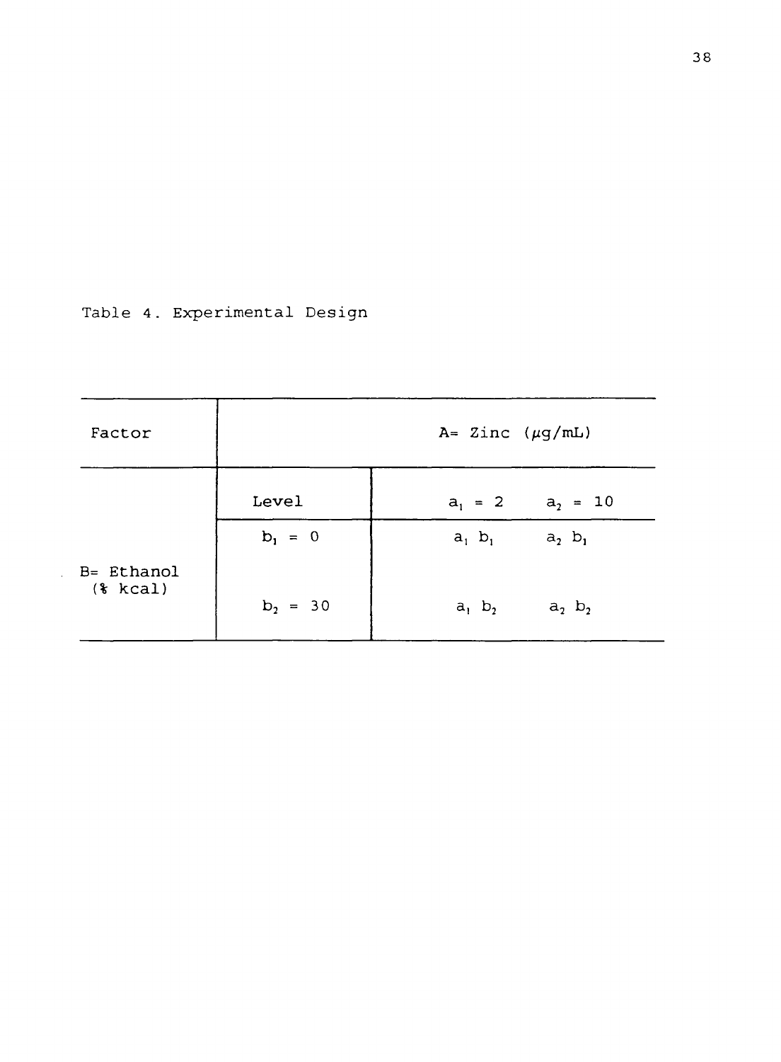Table 4. Experimental Design

| Factor | A= Zinc ($\mu g/mL$) | | |
|---|---|---|---|
| | Level | $a_1 = 2$ | $a_2 = 10$ |
| B= Ethanol (% kcal) | $b_1 = 0$ | $a_1$ $b_1$ | $a_2$ $b_1$ |
| | $b_2 = 30$ | $a_1$ $b_2$ | $a_2$ $b_2$ |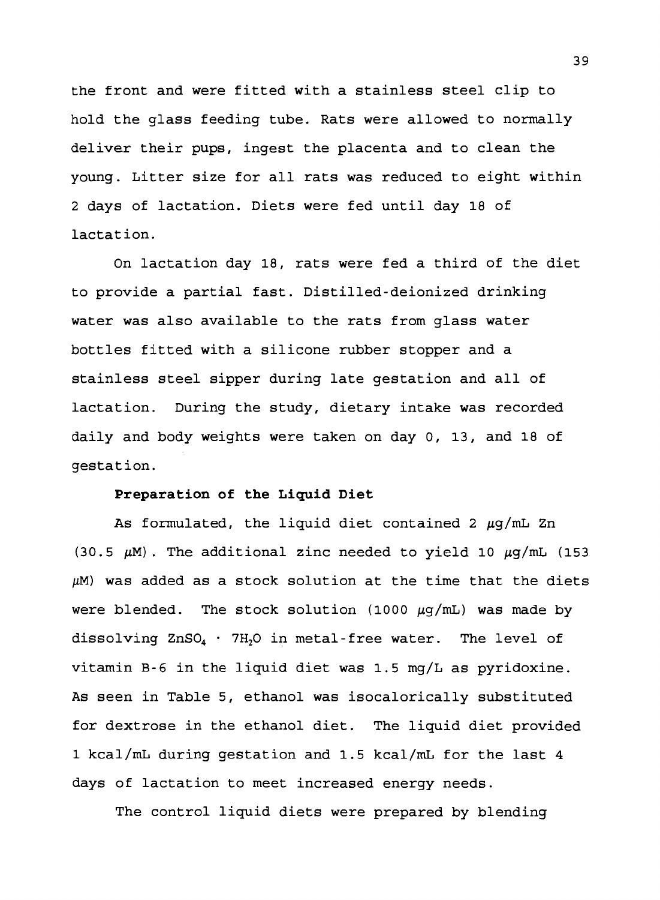the front and were fitted with a stainless steel clip to hold the glass feeding tube. Rats were allowed to normally deliver their pups, ingest the placenta and to clean the young. Litter size for all rats was reduced to eight within 2 days of lactation. Diets were fed until day 18 of lactation.

On lactation day 18, rats were fed a third of the diet to provide a partial fast. Distilled-deionized drinking water was also available to the rats from glass water bottles fitted with a silicone rubber stopper and a stainless steel sipper during late gestation and all of lactation. During the study, dietary intake was recorded daily and body weights were taken on day 0, 13, and 18 of gestation.

**Preparation of the Liquid Diet**

As formulated, the liquid diet contained 2 $\mu$g/mL Zn (30.5 $\mu$M). The additional zinc needed to yield 10 $\mu$g/mL (153 $\mu$M) was added as a stock solution at the time that the diets were blended. The stock solution (1000 $\mu$g/mL) was made by dissolving $ZnSO_4 \cdot 7H_2O$ in metal-free water. The level of vitamin B-6 in the liquid diet was 1.5 mg/L as pyridoxine. As seen in Table 5, ethanol was isocalorically substituted for dextrose in the ethanol diet. The liquid diet provided 1 kcal/mL during gestation and 1.5 kcal/mL for the last 4 days of lactation to meet increased energy needs.

The control liquid diets were prepared by blending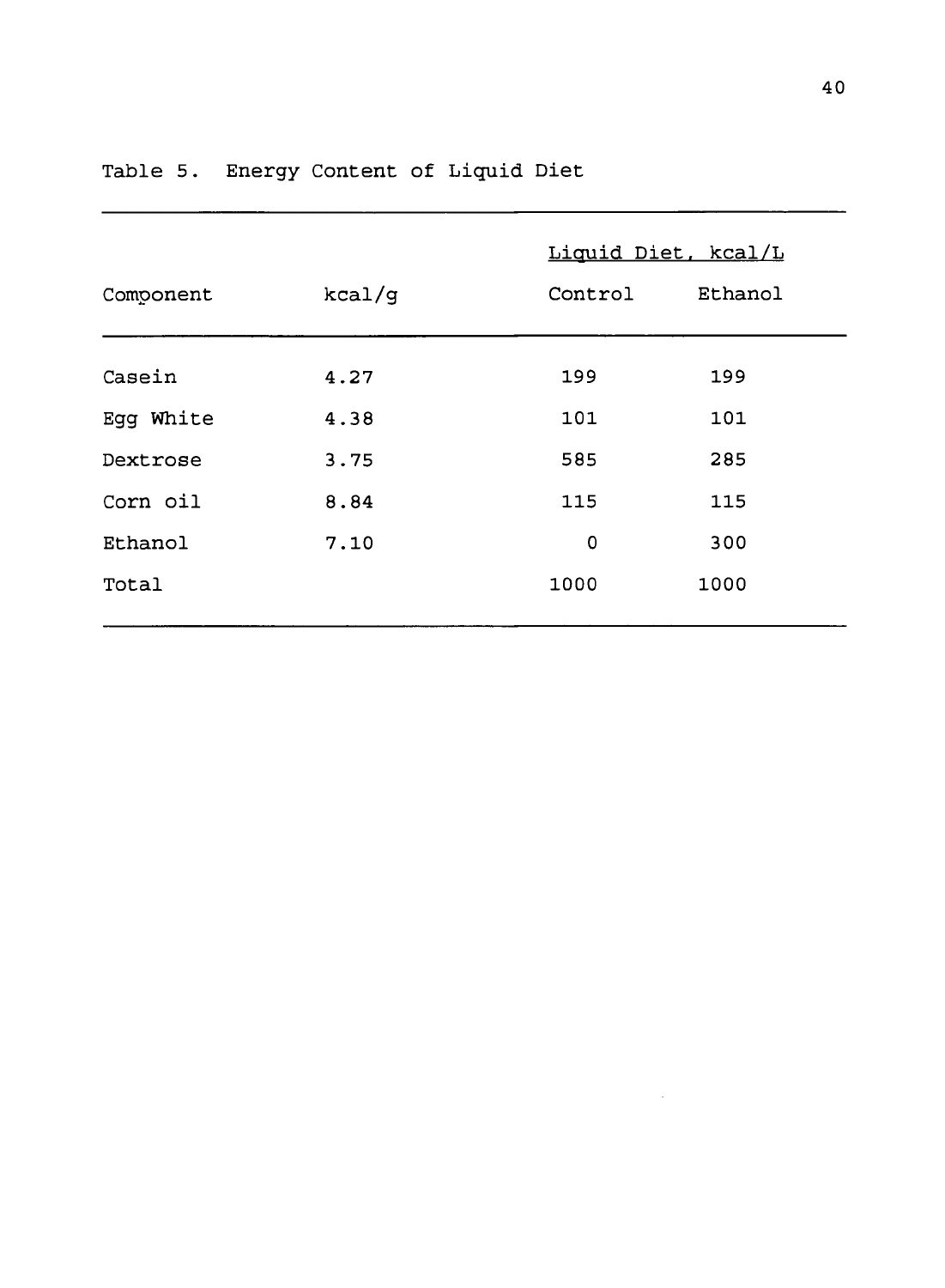Table 5. Energy Content of Liquid Diet

| | | Liquid Diet, kcal/L | |
|---|---|---|---|
| Component | kcal/g | Control | Ethanol |
| Casein | 4.27 | 199 | 199 |
| Egg White | 4.38 | 101 | 101 |
| Dextrose | 3.75 | 585 | 285 |
| Corn oil | 8.84 | 115 | 115 |
| Ethanol | 7.10 | 0 | 300 |
| Total | | 1000 | 1000 |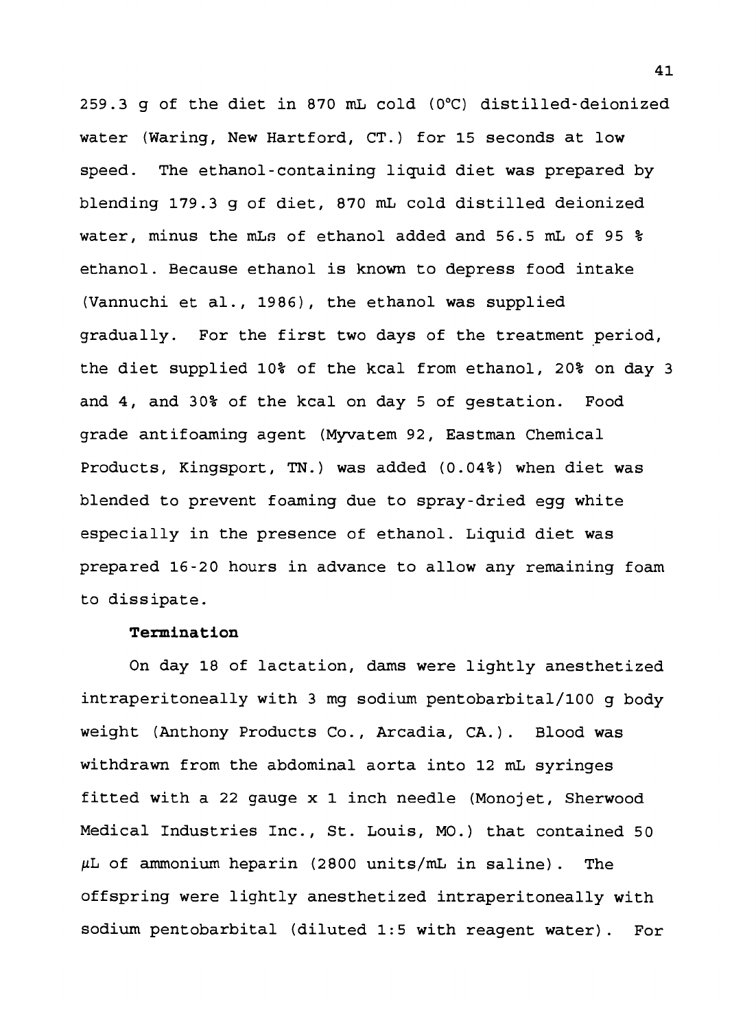259.3 g of the diet in 870 mL cold (0°C) distilled-deionized water (Waring, New Hartford, CT.) for 15 seconds at low speed. The ethanol-containing liquid diet was prepared by blending 179.3 g of diet, 870 mL cold distilled deionized water, minus the mLs of ethanol added and 56.5 mL of 95 % ethanol. Because ethanol is known to depress food intake (Vannuchi et al., 1986), the ethanol was supplied gradually. For the first two days of the treatment period, the diet supplied 10% of the kcal from ethanol, 20% on day 3 and 4, and 30% of the kcal on day 5 of gestation. Food grade antifoaming agent (Myvatem 92, Eastman Chemical Products, Kingsport, TN.) was added (0.04%) when diet was blended to prevent foaming due to spray-dried egg white especially in the presence of ethanol. Liquid diet was prepared 16-20 hours in advance to allow any remaining foam to dissipate.

**Termination**

On day 18 of lactation, dams were lightly anesthetized intraperitoneally with 3 mg sodium pentobarbital/100 g body weight (Anthony Products Co., Arcadia, CA.). Blood was withdrawn from the abdominal aorta into 12 mL syringes fitted with a 22 gauge x 1 inch needle (Monojet, Sherwood Medical Industries Inc., St. Louis, MO.) that contained 50 μL of ammonium heparin (2800 units/mL in saline). The offspring were lightly anesthetized intraperitoneally with sodium pentobarbital (diluted 1:5 with reagent water). For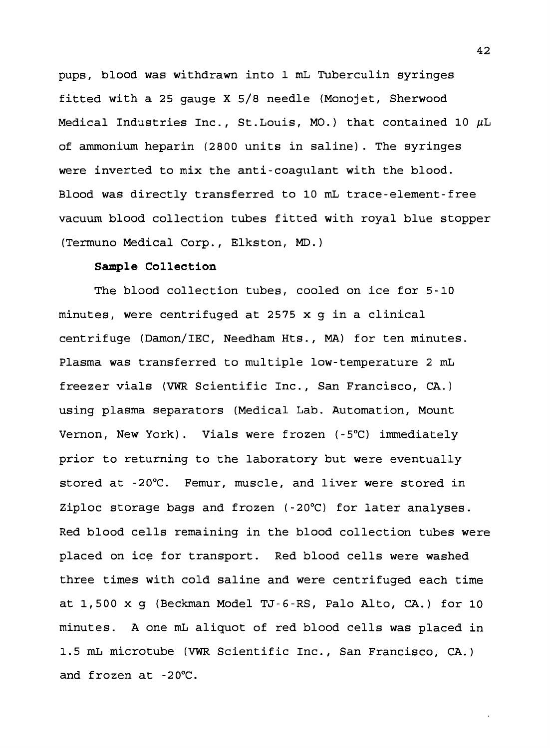pups, blood was withdrawn into 1 mL Tuberculin syringes fitted with a 25 gauge X 5/8 needle (Monojet, Sherwood Medical Industries Inc., St.Louis, MO.) that contained 10 $\mu$L of ammonium heparin (2800 units in saline). The syringes were inverted to mix the anti-coagulant with the blood. Blood was directly transferred to 10 mL trace-element-free vacuum blood collection tubes fitted with royal blue stopper (Termuno Medical Corp., Elkston, MD.)

**Sample Collection**

The blood collection tubes, cooled on ice for 5-10 minutes, were centrifuged at 2575 x g in a clinical centrifuge (Damon/IEC, Needham Hts., MA) for ten minutes. Plasma was transferred to multiple low-temperature 2 mL freezer vials (VWR Scientific Inc., San Francisco, CA.) using plasma separators (Medical Lab. Automation, Mount Vernon, New York). Vials were frozen (-5°C) immediately prior to returning to the laboratory but were eventually stored at -20°C. Femur, muscle, and liver were stored in Ziploc storage bags and frozen (-20°C) for later analyses. Red blood cells remaining in the blood collection tubes were placed on ice for transport. Red blood cells were washed three times with cold saline and were centrifuged each time at 1,500 x g (Beckman Model TJ-6-RS, Palo Alto, CA.) for 10 minutes. A one mL aliquot of red blood cells was placed in 1.5 mL microtube (VWR Scientific Inc., San Francisco, CA.) and frozen at -20°C.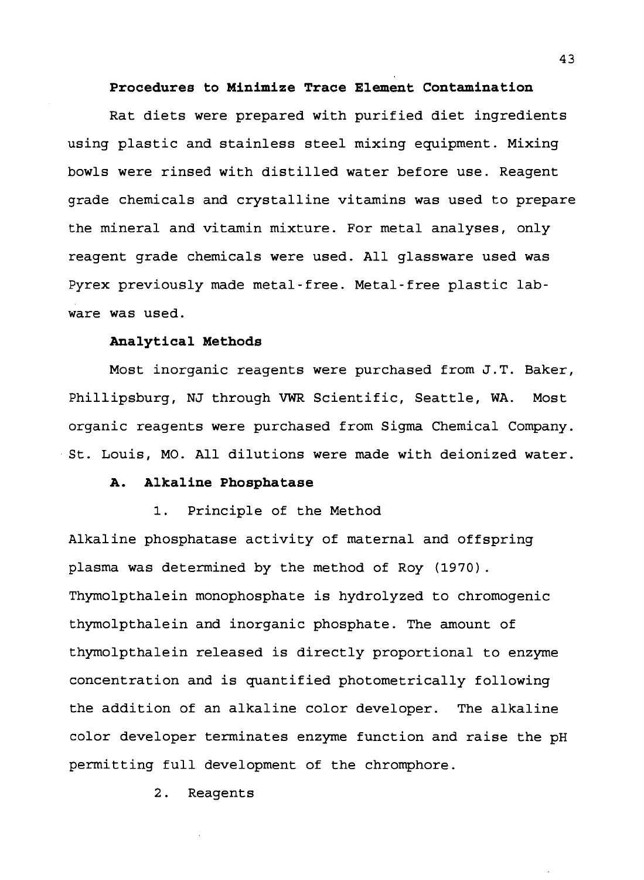**Procedures to Minimize Trace Element Contamination**

Rat diets were prepared with purified diet ingredients using plastic and stainless steel mixing equipment. Mixing bowls were rinsed with distilled water before use. Reagent grade chemicals and crystalline vitamins was used to prepare the mineral and vitamin mixture. For metal analyses, only reagent grade chemicals were used. All glassware used was Pyrex previously made metal-free. Metal-free plastic lab-ware was used.

**Analytical Methods**

Most inorganic reagents were purchased from J.T. Baker, Phillipsburg, NJ through VWR Scientific, Seattle, WA. Most organic reagents were purchased from Sigma Chemical Company. St. Louis, MO. All dilutions were made with deionized water.

**A. Alkaline Phosphatase**

1. Principle of the Method

Alkaline phosphatase activity of maternal and offspring plasma was determined by the method of Roy (1970). Thymolpthalein monophosphate is hydrolyzed to chromogenic thymolpthalein and inorganic phosphate. The amount of thymolpthalein released is directly proportional to enzyme concentration and is quantified photometrically following the addition of an alkaline color developer. The alkaline color developer terminates enzyme function and raise the pH permitting full development of the chromphore.

2. Reagents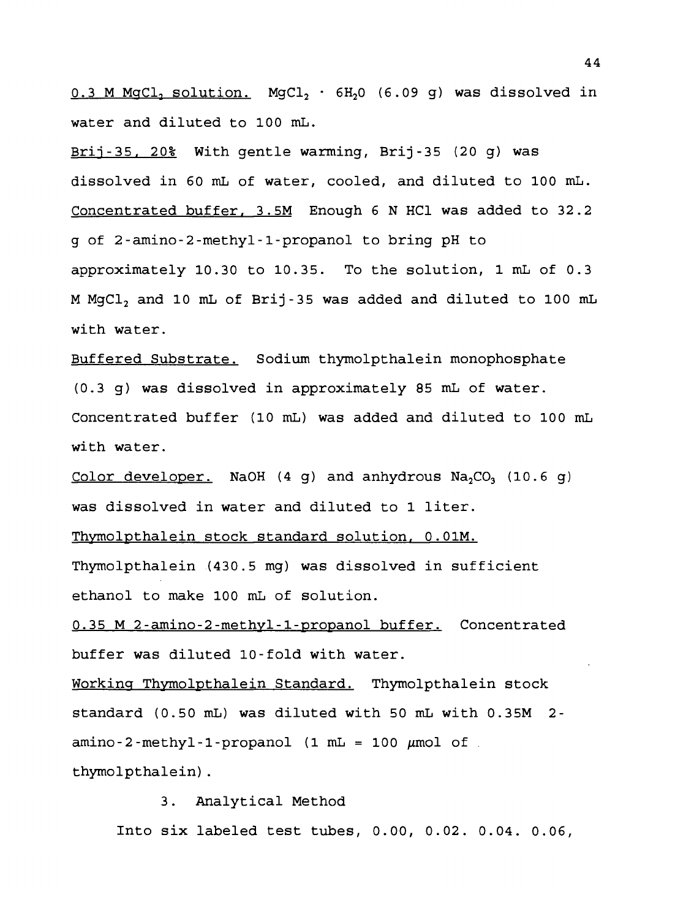0.3 M $MgCl_2$ solution. $MgCl_2 \cdot 6H_2O$ (6.09 g) was dissolved in water and diluted to 100 mL.

Brij-35, 20% With gentle warming, Brij-35 (20 g) was dissolved in 60 mL of water, cooled, and diluted to 100 mL.

Concentrated buffer, 3.5M Enough 6 N HCl was added to 32.2 g of 2-amino-2-methyl-1-propanol to bring pH to approximately 10.30 to 10.35. To the solution, 1 mL of 0.3 M $MgCl_2$ and 10 mL of Brij-35 was added and diluted to 100 mL with water.

Buffered Substrate. Sodium thymolpthalein monophosphate (0.3 g) was dissolved in approximately 85 mL of water. Concentrated buffer (10 mL) was added and diluted to 100 mL with water.

Color developer. NaOH (4 g) and anhydrous $Na_2CO_3$ (10.6 g) was dissolved in water and diluted to 1 liter.

Thymolpthalein stock standard solution, 0.01M. Thymolpthalein (430.5 mg) was dissolved in sufficient ethanol to make 100 mL of solution.

0.35 M 2-amino-2-methyl-1-propanol buffer. Concentrated buffer was diluted 10-fold with water.

Working Thymolpthalein Standard. Thymolpthalein stock standard (0.50 mL) was diluted with 50 mL with 0.35M 2-amino-2-methyl-1-propanol (1 mL = 100 $\mu$mol of thymolpthalein).

3. Analytical Method

Into six labeled test tubes, 0.00, 0.02. 0.04. 0.06,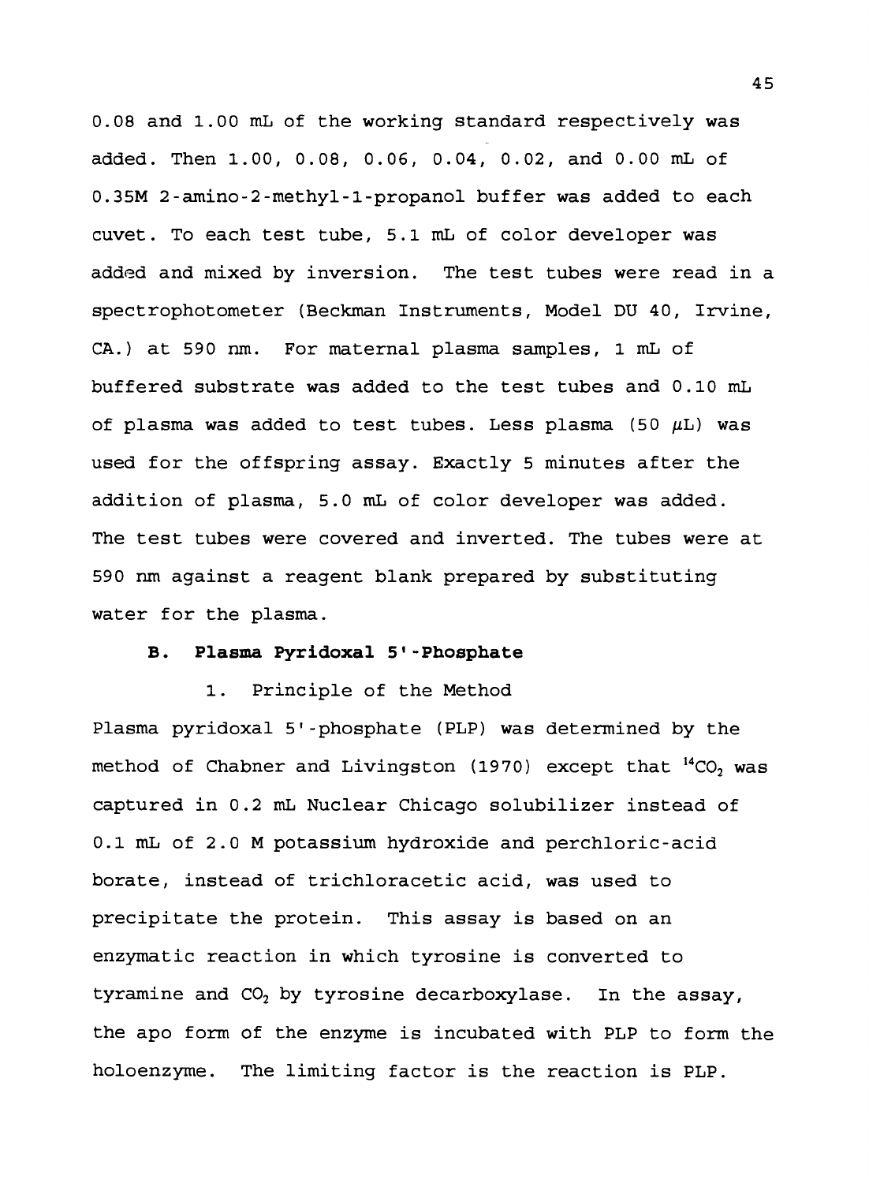0.08 and 1.00 mL of the working standard respectively was added. Then 1.00, 0.08, 0.06, 0.04, 0.02, and 0.00 mL of 0.35M 2-amino-2-methyl-1-propanol buffer was added to each cuvet. To each test tube, 5.1 mL of color developer was added and mixed by inversion. The test tubes were read in a spectrophotometer (Beckman Instruments, Model DU 40, Irvine, CA.) at 590 nm. For maternal plasma samples, 1 mL of buffered substrate was added to the test tubes and 0.10 mL of plasma was added to test tubes. Less plasma (50 $\mu$L) was used for the offspring assay. Exactly 5 minutes after the addition of plasma, 5.0 mL of color developer was added. The test tubes were covered and inverted. The tubes were at 590 nm against a reagent blank prepared by substituting water for the plasma.

### B. Plasma Pyridoxal 5'-Phosphate

1. Principle of the Method

Plasma pyridoxal 5'-phosphate (PLP) was determined by the method of Chabner and Livingston (1970) except that $^{14}CO_2$ was captured in 0.2 mL Nuclear Chicago solubilizer instead of 0.1 mL of 2.0 M potassium hydroxide and perchloric-acid borate, instead of trichloracetic acid, was used to precipitate the protein. This assay is based on an enzymatic reaction in which tyrosine is converted to tyramine and $CO_2$ by tyrosine decarboxylase. In the assay, the apo form of the enzyme is incubated with PLP to form the holoenzyme. The limiting factor is the reaction is PLP.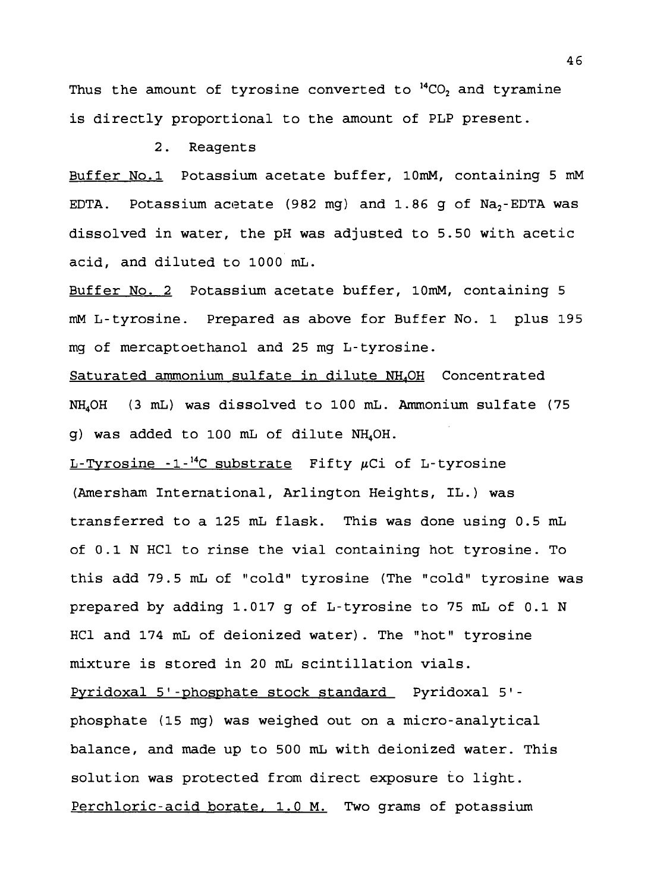Thus the amount of tyrosine converted to $^{14}CO_2$ and tyramine is directly proportional to the amount of PLP present.

2. Reagents

Buffer No.1 Potassium acetate buffer, 10mM, containing 5 mM EDTA. Potassium acetate (982 mg) and 1.86 g of $Na_2$-EDTA was dissolved in water, the pH was adjusted to 5.50 with acetic acid, and diluted to 1000 mL.

Buffer No. 2 Potassium acetate buffer, 10mM, containing 5 mM L-tyrosine. Prepared as above for Buffer No. 1 plus 195 mg of mercaptoethanol and 25 mg L-tyrosine.

Saturated ammonium sulfate in dilute $NH_4OH$ Concentrated $NH_4OH$ (3 mL) was dissolved to 100 mL. Ammonium sulfate (75 g) was added to 100 mL of dilute $NH_4OH$.

L-Tyrosine -1-$^{14}C$ substrate Fifty $\mu$Ci of L-tyrosine (Amersham International, Arlington Heights, IL.) was transferred to a 125 mL flask. This was done using 0.5 mL of 0.1 N HCl to rinse the vial containing hot tyrosine. To this add 79.5 mL of "cold" tyrosine (The "cold" tyrosine was prepared by adding 1.017 g of L-tyrosine to 75 mL of 0.1 N HCl and 174 mL of deionized water). The "hot" tyrosine mixture is stored in 20 mL scintillation vials.

Pyridoxal 5'-phosphate stock standard Pyridoxal 5'-phosphate (15 mg) was weighed out on a micro-analytical balance, and made up to 500 mL with deionized water. This solution was protected from direct exposure to light.

Perchloric-acid borate, 1.0 M. Two grams of potassium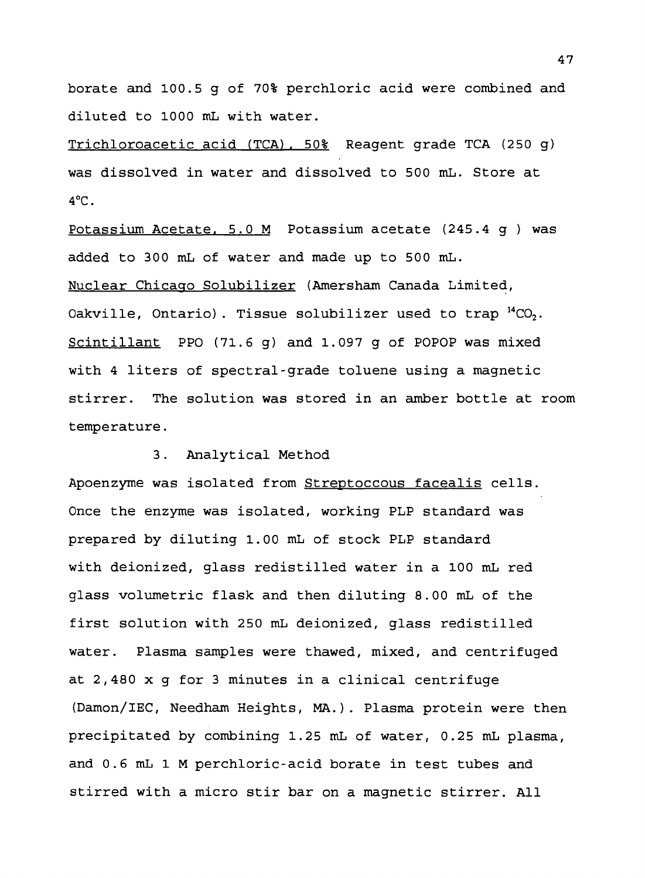borate and 100.5 g of 70% perchloric acid were combined and diluted to 1000 mL with water.

Trichloroacetic acid (TCA), 50% Reagent grade TCA (250 g) was dissolved in water and dissolved to 500 mL. Store at 4°C.

Potassium Acetate, 5.0 M Potassium acetate (245.4 g ) was added to 300 mL of water and made up to 500 mL.

Nuclear Chicago Solubilizer (Amersham Canada Limited, Oakville, Ontario). Tissue solubilizer used to trap $^{14}CO_2$.

Scintillant PPO (71.6 g) and 1.097 g of POPOP was mixed with 4 liters of spectral-grade toluene using a magnetic stirrer. The solution was stored in an amber bottle at room temperature.

### 3. Analytical Method

Apoenzyme was isolated from Streptoccous facealis cells. Once the enzyme was isolated, working PLP standard was prepared by diluting 1.00 mL of stock PLP standard with deionized, glass redistilled water in a 100 mL red glass volumetric flask and then diluting 8.00 mL of the first solution with 250 mL deionized, glass redistilled water. Plasma samples were thawed, mixed, and centrifuged at 2,480 x g for 3 minutes in a clinical centrifuge (Damon/IEC, Needham Heights, MA.). Plasma protein were then precipitated by combining 1.25 mL of water, 0.25 mL plasma, and 0.6 mL 1 M perchloric-acid borate in test tubes and stirred with a micro stir bar on a magnetic stirrer. All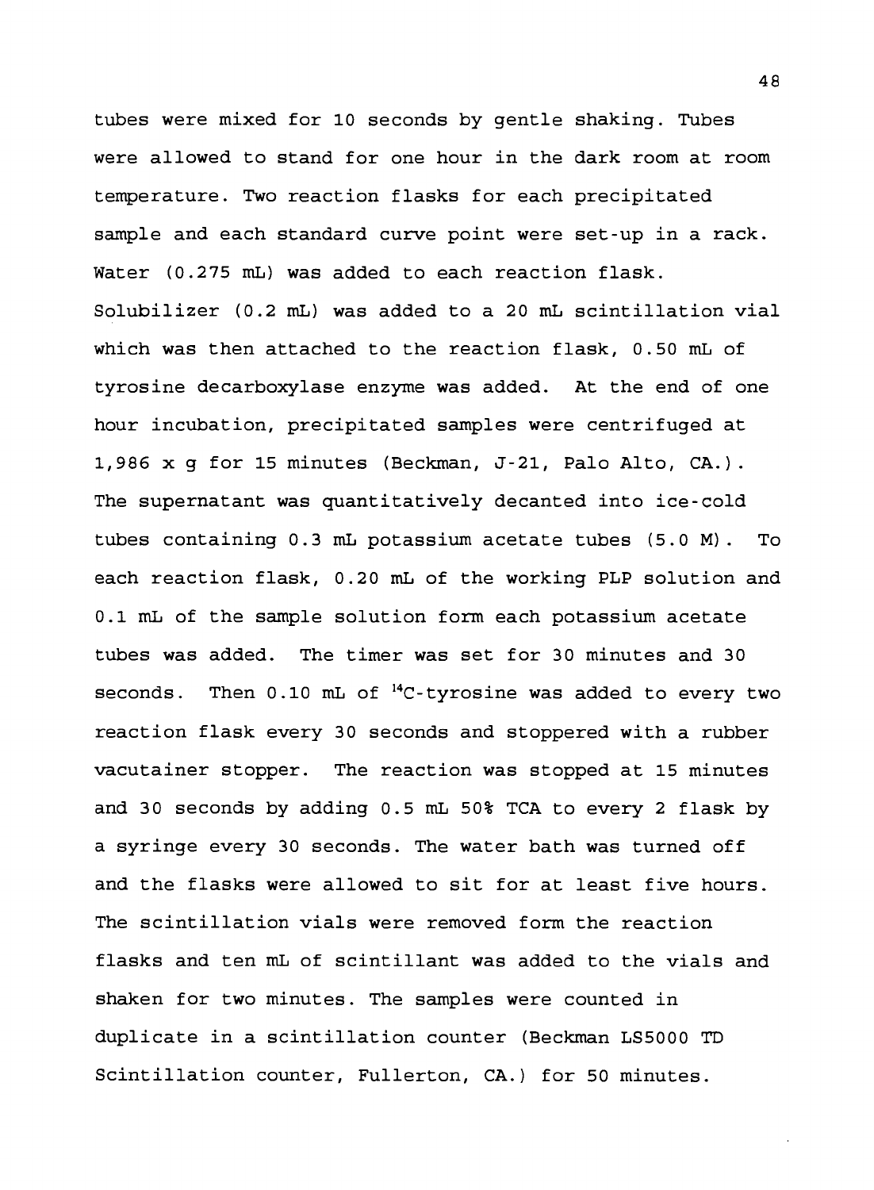tubes were mixed for 10 seconds by gentle shaking. Tubes were allowed to stand for one hour in the dark room at room temperature. Two reaction flasks for each precipitated sample and each standard curve point were set-up in a rack. Water (0.275 mL) was added to each reaction flask. Solubilizer (0.2 mL) was added to a 20 mL scintillation vial which was then attached to the reaction flask, 0.50 mL of tyrosine decarboxylase enzyme was added. At the end of one hour incubation, precipitated samples were centrifuged at 1,986 x g for 15 minutes (Beckman, J-21, Palo Alto, CA.). The supernatant was quantitatively decanted into ice-cold tubes containing 0.3 mL potassium acetate tubes (5.0 M). To each reaction flask, 0.20 mL of the working PLP solution and 0.1 mL of the sample solution form each potassium acetate tubes was added. The timer was set for 30 minutes and 30 seconds. Then 0.10 mL of $^{14}C$-tyrosine was added to every two reaction flask every 30 seconds and stoppered with a rubber vacutainer stopper. The reaction was stopped at 15 minutes and 30 seconds by adding 0.5 mL 50% TCA to every 2 flask by a syringe every 30 seconds. The water bath was turned off and the flasks were allowed to sit for at least five hours. The scintillation vials were removed form the reaction flasks and ten mL of scintillant was added to the vials and shaken for two minutes. The samples were counted in duplicate in a scintillation counter (Beckman LS5000 TD Scintillation counter, Fullerton, CA.) for 50 minutes.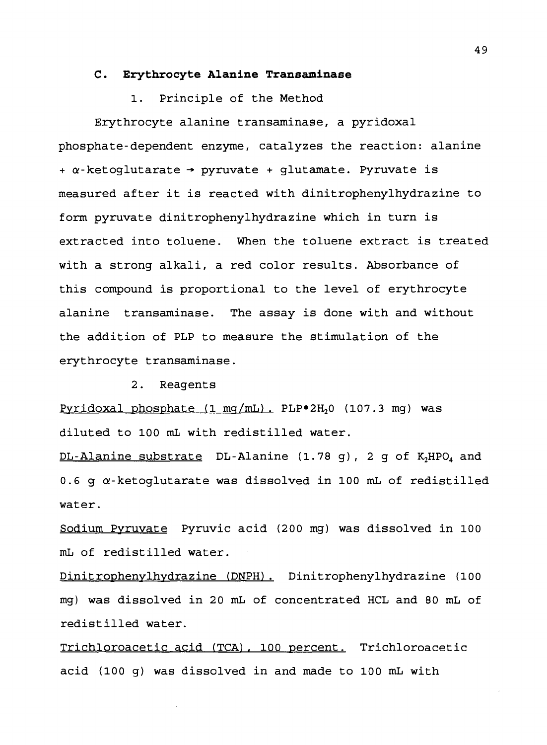### C. Erythrocyte Alanine Transaminase

1. Principle of the Method

Erythrocyte alanine transaminase, a pyridoxal phosphate-dependent enzyme, catalyzes the reaction: alanine + α-ketoglutarate → pyruvate + glutamate. Pyruvate is measured after it is reacted with dinitrophenylhydrazine to form pyruvate dinitrophenylhydrazine which in turn is extracted into toluene. When the toluene extract is treated with a strong alkali, a red color results. Absorbance of this compound is proportional to the level of erythrocyte alanine transaminase. The assay is done with and without the addition of PLP to measure the stimulation of the erythrocyte transaminase.

2. Reagents

Pyridoxal phosphate (1 mg/mL). PLP•$2H_2O$ (107.3 mg) was diluted to 100 mL with redistilled water.

DL-Alanine substrate DL-Alanine (1.78 g), 2 g of $K_2HPO_4$ and 0.6 g α-ketoglutarate was dissolved in 100 mL of redistilled water.

Sodium Pyruvate Pyruvic acid (200 mg) was dissolved in 100 mL of redistilled water.

Dinitrophenylhydrazine (DNPH). Dinitrophenylhydrazine (100 mg) was dissolved in 20 mL of concentrated HCL and 80 mL of redistilled water.

Trichloroacetic acid (TCA), 100 percent. Trichloroacetic acid (100 g) was dissolved in and made to 100 mL with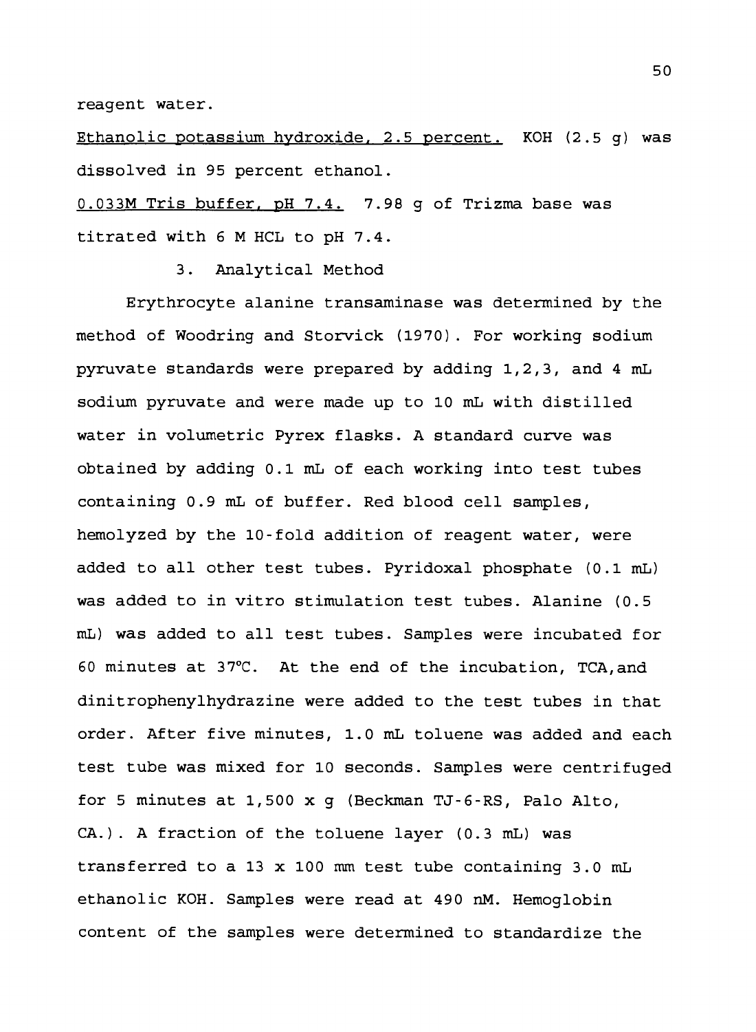reagent water.

Ethanolic potassium hydroxide, 2.5 percent. KOH (2.5 g) was dissolved in 95 percent ethanol.

0.033M Tris buffer, pH 7.4. 7.98 g of Trizma base was titrated with 6 M HCL to pH 7.4.

### 3. Analytical Method

Erythrocyte alanine transaminase was determined by the method of Woodring and Storvick (1970). For working sodium pyruvate standards were prepared by adding 1,2,3, and 4 mL sodium pyruvate and were made up to 10 mL with distilled water in volumetric Pyrex flasks. A standard curve was obtained by adding 0.1 mL of each working into test tubes containing 0.9 mL of buffer. Red blood cell samples, hemolyzed by the 10-fold addition of reagent water, were added to all other test tubes. Pyridoxal phosphate (0.1 mL) was added to in vitro stimulation test tubes. Alanine (0.5 mL) was added to all test tubes. Samples were incubated for 60 minutes at 37°C. At the end of the incubation, TCA,and dinitrophenylhydrazine were added to the test tubes in that order. After five minutes, 1.0 mL toluene was added and each test tube was mixed for 10 seconds. Samples were centrifuged for 5 minutes at 1,500 x g (Beckman TJ-6-RS, Palo Alto, CA.). A fraction of the toluene layer (0.3 mL) was transferred to a 13 x 100 mm test tube containing 3.0 mL ethanolic KOH. Samples were read at 490 nM. Hemoglobin content of the samples were determined to standardize the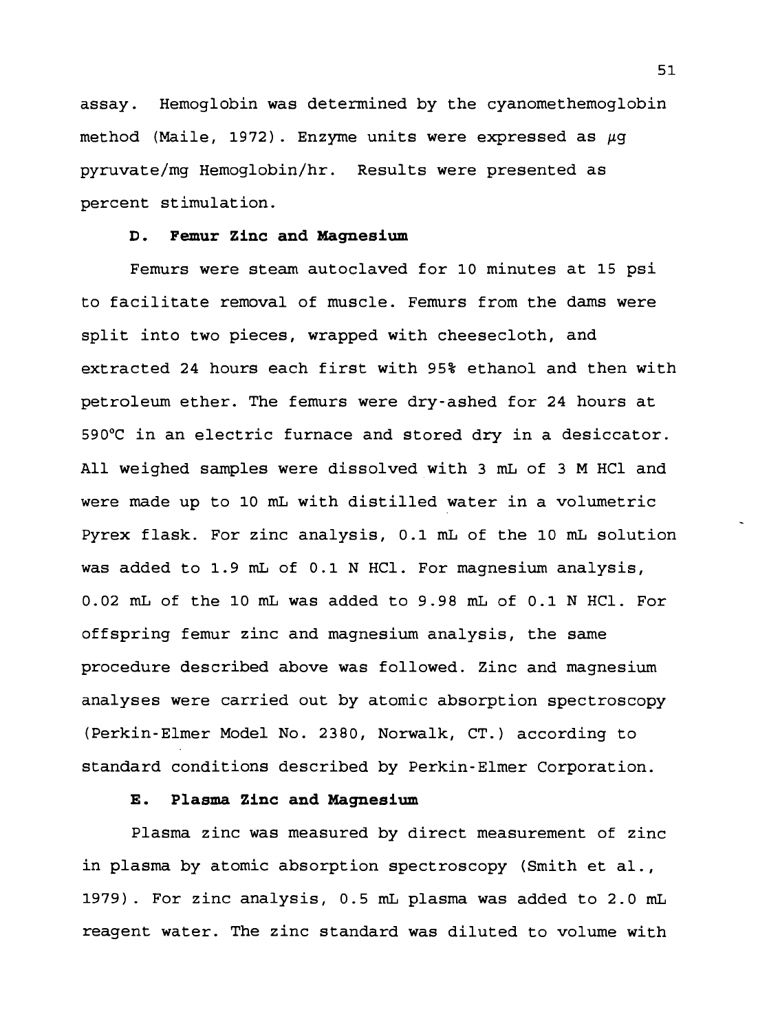assay. Hemoglobin was determined by the cyanomethemoglobin method (Maile, 1972). Enzyme units were expressed as $\mu g$ pyruvate/mg Hemoglobin/hr. Results were presented as percent stimulation.

### D. Femur Zinc and Magnesium

Femurs were steam autoclaved for 10 minutes at 15 psi to facilitate removal of muscle. Femurs from the dams were split into two pieces, wrapped with cheesecloth, and extracted 24 hours each first with 95% ethanol and then with petroleum ether. The femurs were dry-ashed for 24 hours at 590°C in an electric furnace and stored dry in a desiccator. All weighed samples were dissolved with 3 mL of 3 M HCl and were made up to 10 mL with distilled water in a volumetric Pyrex flask. For zinc analysis, 0.1 mL of the 10 mL solution was added to 1.9 mL of 0.1 N HCl. For magnesium analysis, 0.02 mL of the 10 mL was added to 9.98 mL of 0.1 N HCl. For offspring femur zinc and magnesium analysis, the same procedure described above was followed. Zinc and magnesium analyses were carried out by atomic absorption spectroscopy (Perkin-Elmer Model No. 2380, Norwalk, CT.) according to standard conditions described by Perkin-Elmer Corporation.

### E. Plasma Zinc and Magnesium

Plasma zinc was measured by direct measurement of zinc in plasma by atomic absorption spectroscopy (Smith et al., 1979). For zinc analysis, 0.5 mL plasma was added to 2.0 mL reagent water. The zinc standard was diluted to volume with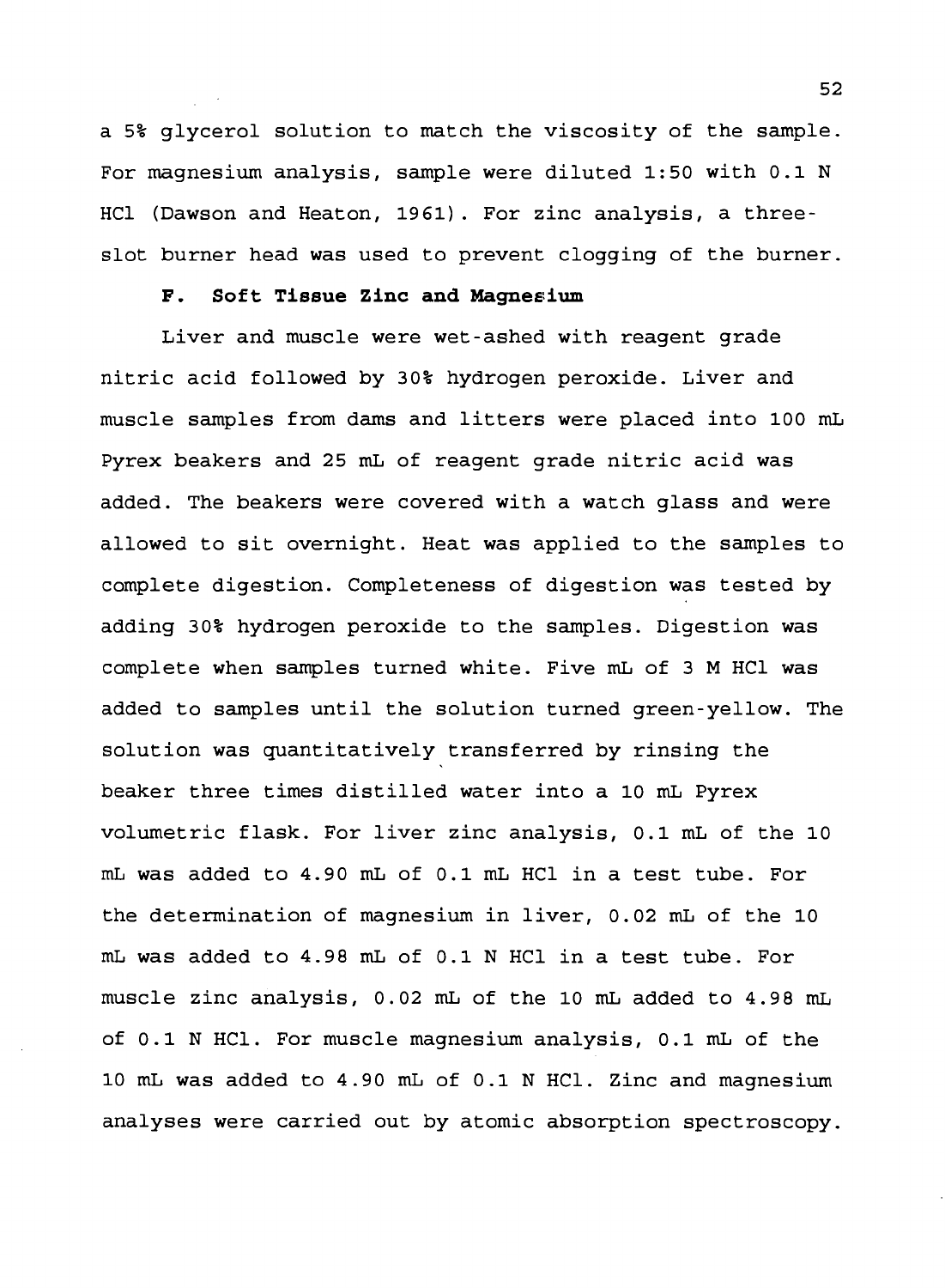a 5% glycerol solution to match the viscosity of the sample. For magnesium analysis, sample were diluted 1:50 with 0.1 N HCl (Dawson and Heaton, 1961). For zinc analysis, a three-slot burner head was used to prevent clogging of the burner.

### F. Soft Tissue Zinc and Magnesium

Liver and muscle were wet-ashed with reagent grade nitric acid followed by 30% hydrogen peroxide. Liver and muscle samples from dams and litters were placed into 100 mL Pyrex beakers and 25 mL of reagent grade nitric acid was added. The beakers were covered with a watch glass and were allowed to sit overnight. Heat was applied to the samples to complete digestion. Completeness of digestion was tested by adding 30% hydrogen peroxide to the samples. Digestion was complete when samples turned white. Five mL of 3 M HCl was added to samples until the solution turned green-yellow. The solution was quantitatively transferred by rinsing the beaker three times distilled water into a 10 mL Pyrex volumetric flask. For liver zinc analysis, 0.1 mL of the 10 mL was added to 4.90 mL of 0.1 mL HCl in a test tube. For the determination of magnesium in liver, 0.02 mL of the 10 mL was added to 4.98 mL of 0.1 N HCl in a test tube. For muscle zinc analysis, 0.02 mL of the 10 mL added to 4.98 mL of 0.1 N HCl. For muscle magnesium analysis, 0.1 mL of the 10 mL was added to 4.90 mL of 0.1 N HCl. Zinc and magnesium analyses were carried out by atomic absorption spectroscopy.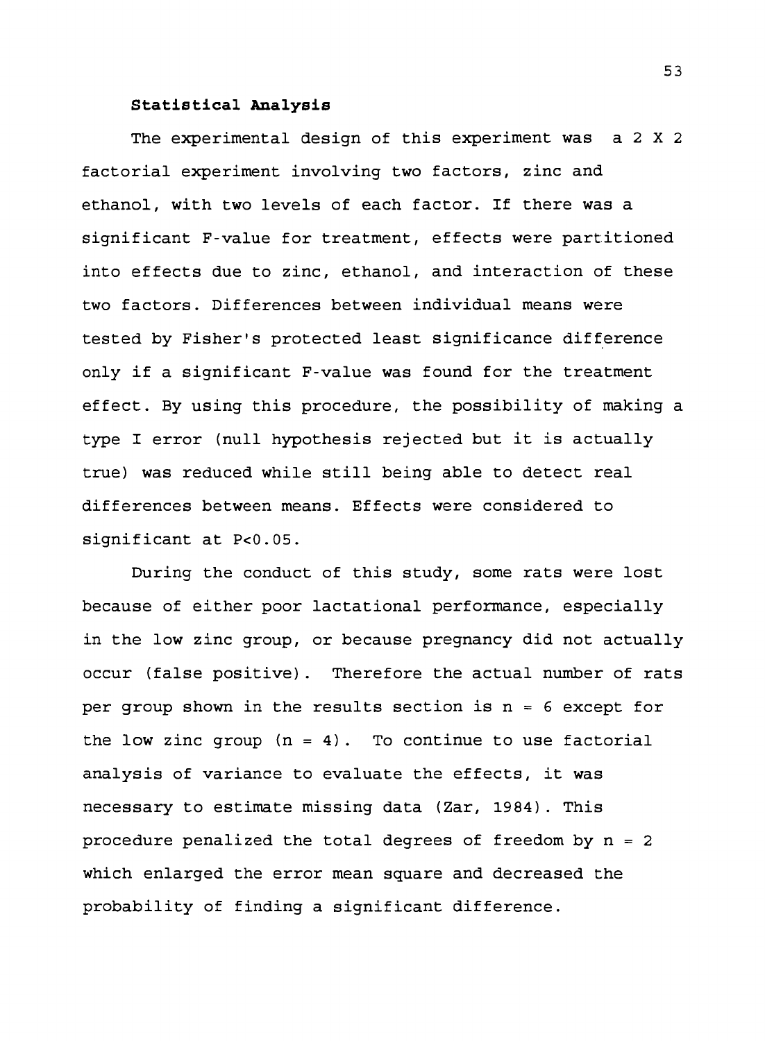**Statistical Analysis**

The experimental design of this experiment was a 2 X 2 factorial experiment involving two factors, zinc and ethanol, with two levels of each factor. If there was a significant F-value for treatment, effects were partitioned into effects due to zinc, ethanol, and interaction of these two factors. Differences between individual means were tested by Fisher's protected least significance difference only if a significant F-value was found for the treatment effect. By using this procedure, the possibility of making a type I error (null hypothesis rejected but it is actually true) was reduced while still being able to detect real differences between means. Effects were considered to significant at $P<0.05$.

During the conduct of this study, some rats were lost because of either poor lactational performance, especially in the low zinc group, or because pregnancy did not actually occur (false positive). Therefore the actual number of rats per group shown in the results section is $n = 6$ except for the low zinc group ($n = 4$). To continue to use factorial analysis of variance to evaluate the effects, it was necessary to estimate missing data (Zar, 1984). This procedure penalized the total degrees of freedom by $n = 2$ which enlarged the error mean square and decreased the probability of finding a significant difference.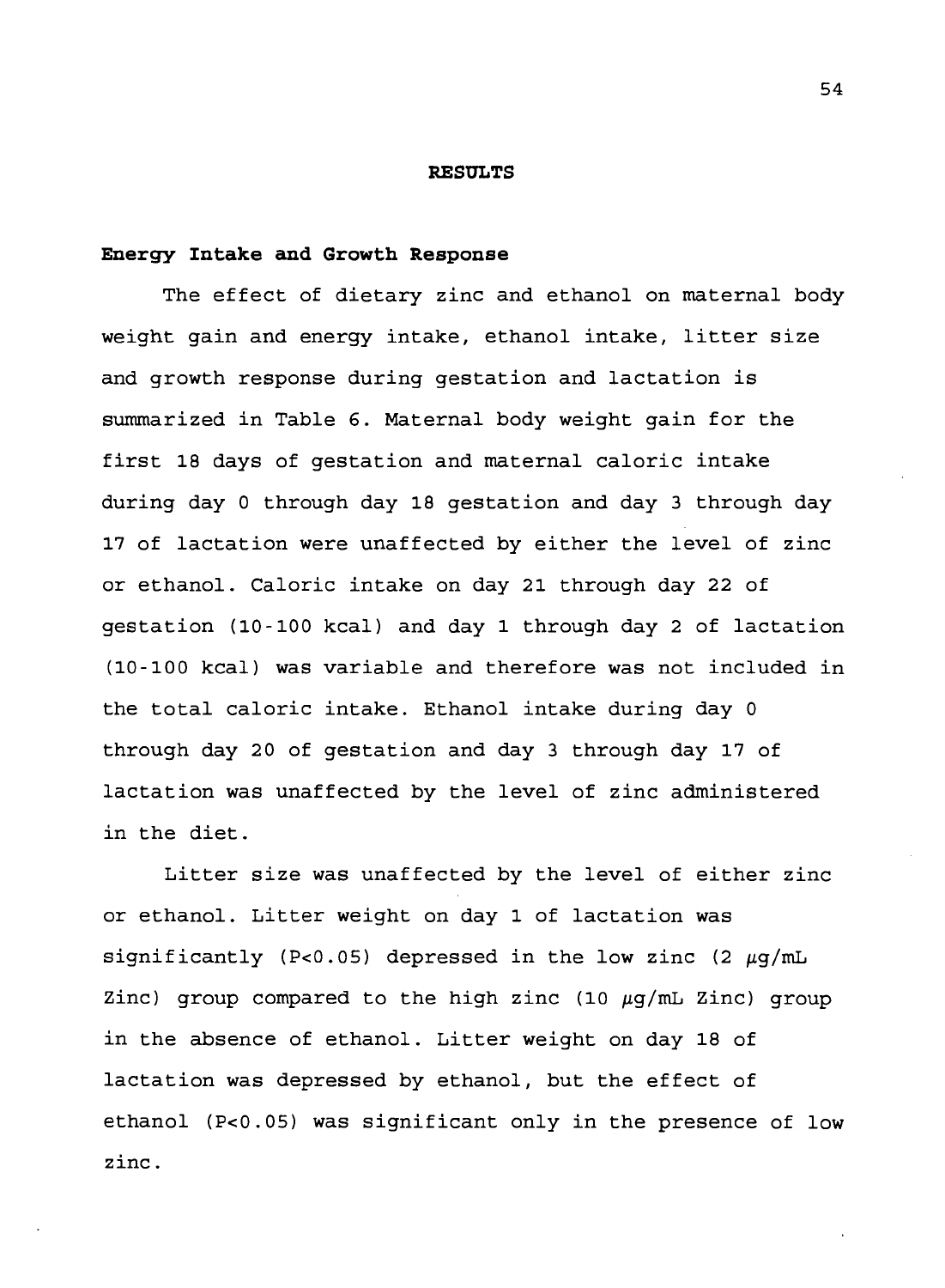# RESULTS

## Energy Intake and Growth Response

The effect of dietary zinc and ethanol on maternal body weight gain and energy intake, ethanol intake, litter size and growth response during gestation and lactation is summarized in Table 6. Maternal body weight gain for the first 18 days of gestation and maternal caloric intake during day 0 through day 18 gestation and day 3 through day 17 of lactation were unaffected by either the level of zinc or ethanol. Caloric intake on day 21 through day 22 of gestation (10-100 kcal) and day 1 through day 2 of lactation (10-100 kcal) was variable and therefore was not included in the total caloric intake. Ethanol intake during day 0 through day 20 of gestation and day 3 through day 17 of lactation was unaffected by the level of zinc administered in the diet.

Litter size was unaffected by the level of either zinc or ethanol. Litter weight on day 1 of lactation was significantly ($P<0.05$) depressed in the low zinc (2 $\mu$g/mL Zinc) group compared to the high zinc (10 $\mu$g/mL Zinc) group in the absence of ethanol. Litter weight on day 18 of lactation was depressed by ethanol, but the effect of ethanol ($P<0.05$) was significant only in the presence of low zinc.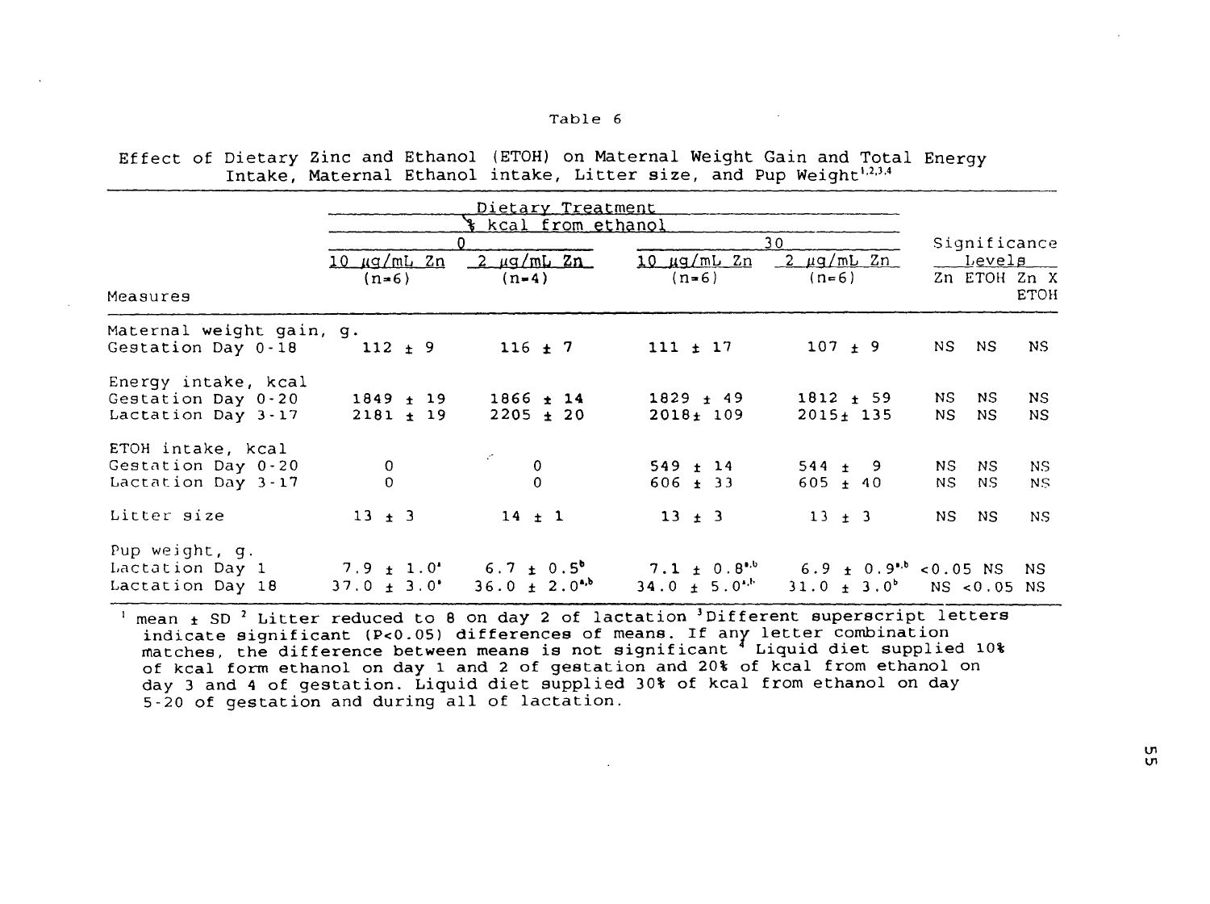Table 6

Effect of Dietary Zinc and Ethanol (ETOH) on Maternal Weight Gain and Total Energy Intake, Maternal Ethanol intake, Litter size, and Pup Weight[1,2,3,4]

| | Dietary Treatment | | | | | | |
|---|---|---|---|---|---|---|---|
| | % kcal from ethanol | | | | | | |
| | 0 | | 30 | | Significance Levels | | |
| Measures | 10 µg/mL Zn (n=6) | 2 µg/mL Zn (n=4) | 10 µg/mL Zn (n=6) | 2 µg/mL Zn (n=6) | Zn | ETOH | Zn X ETOH |
| Maternal weight gain, g. | | | | | | | |
| Gestation Day 0-18 | 112 ± 9 | 116 ± 7 | 111 ± 17 | 107 ± 9 | NS | NS | NS |
| Energy intake, kcal | | | | | | | |
| Gestation Day 0-20 | 1849 ± 19 | 1866 ± 14 | 1829 ± 49 | 1812 ± 59 | NS | NS | NS |
| Lactation Day 3-17 | 2181 ± 19 | 2205 ± 20 | 2018± 109 | 2015± 135 | NS | NS | NS |
| ETOH intake, kcal | | | | | | | |
| Gestation Day 0-20 | 0 | 0 | 549 ± 14 | 544 ± 9 | NS | NS | NS |
| Lactation Day 3-17 | 0 | 0 | 606 ± 33 | 605 ± 40 | NS | NS | NS |
| Litter size | 13 ± 3 | 14 ± 1 | 13 ± 3 | 13 ± 3 | NS | NS | NS |
| Pup weight, g. | | | | | | | |
| Lactation Day 1 | 7.9 ± 1.0[a] | 6.7 ± 0.5[b] | 7.1 ± 0.8[a,b] | 6.9 ± 0.9[a,b] | <0.05 | NS | NS |
| Lactation Day 18 | 37.0 ± 3.0[a] | 36.0 ± 2.0[a,b] | 34.0 ± 5.0[a,b] | 31.0 ± 3.0[b] | NS | <0.05 | NS |

[1] mean ± SD [2] Litter reduced to 8 on day 2 of lactation [3] Different superscript letters indicate significant (P<0.05) differences of means. If any letter combination matches, the difference between means is not significant [4] Liquid diet supplied 10% of kcal form ethanol on day 1 and 2 of gestation and 20% of kcal from ethanol on day 3 and 4 of gestation. Liquid diet supplied 30% of kcal from ethanol on day 5-20 of gestation and during all of lactation.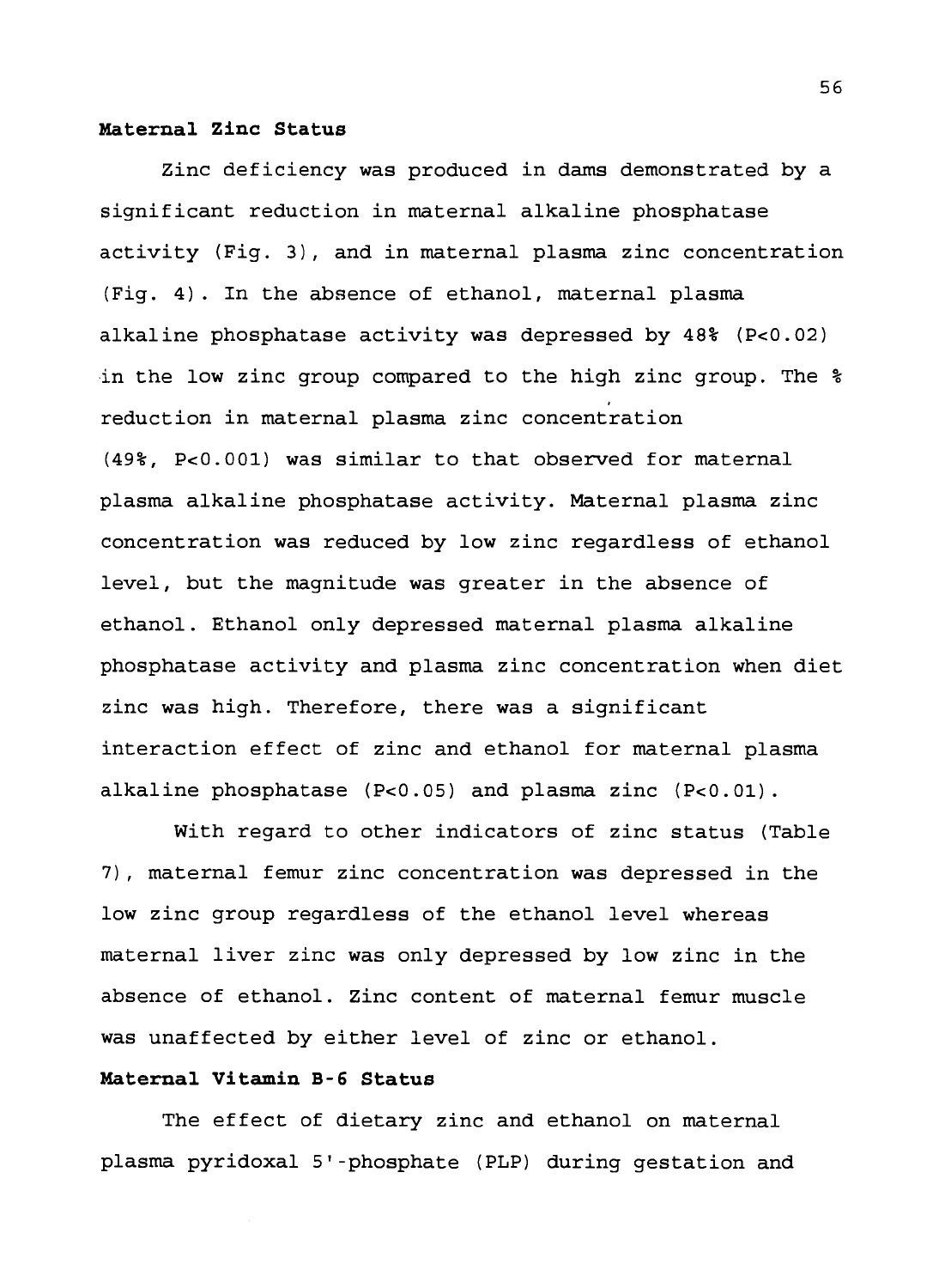### Maternal Zinc Status

Zinc deficiency was produced in dams demonstrated by a significant reduction in maternal alkaline phosphatase activity (Fig. 3), and in maternal plasma zinc concentration (Fig. 4). In the absence of ethanol, maternal plasma alkaline phosphatase activity was depressed by 48% ($P<0.02$) in the low zinc group compared to the high zinc group. The % reduction in maternal plasma zinc concentration (49%, $P<0.001$) was similar to that observed for maternal plasma alkaline phosphatase activity. Maternal plasma zinc concentration was reduced by low zinc regardless of ethanol level, but the magnitude was greater in the absence of ethanol. Ethanol only depressed maternal plasma alkaline phosphatase activity and plasma zinc concentration when diet zinc was high. Therefore, there was a significant interaction effect of zinc and ethanol for maternal plasma alkaline phosphatase ($P<0.05$) and plasma zinc ($P<0.01$).

With regard to other indicators of zinc status (Table 7), maternal femur zinc concentration was depressed in the low zinc group regardless of the ethanol level whereas maternal liver zinc was only depressed by low zinc in the absence of ethanol. Zinc content of maternal femur muscle was unaffected by either level of zinc or ethanol.

### Maternal Vitamin B-6 Status

The effect of dietary zinc and ethanol on maternal plasma pyridoxal 5'-phosphate (PLP) during gestation and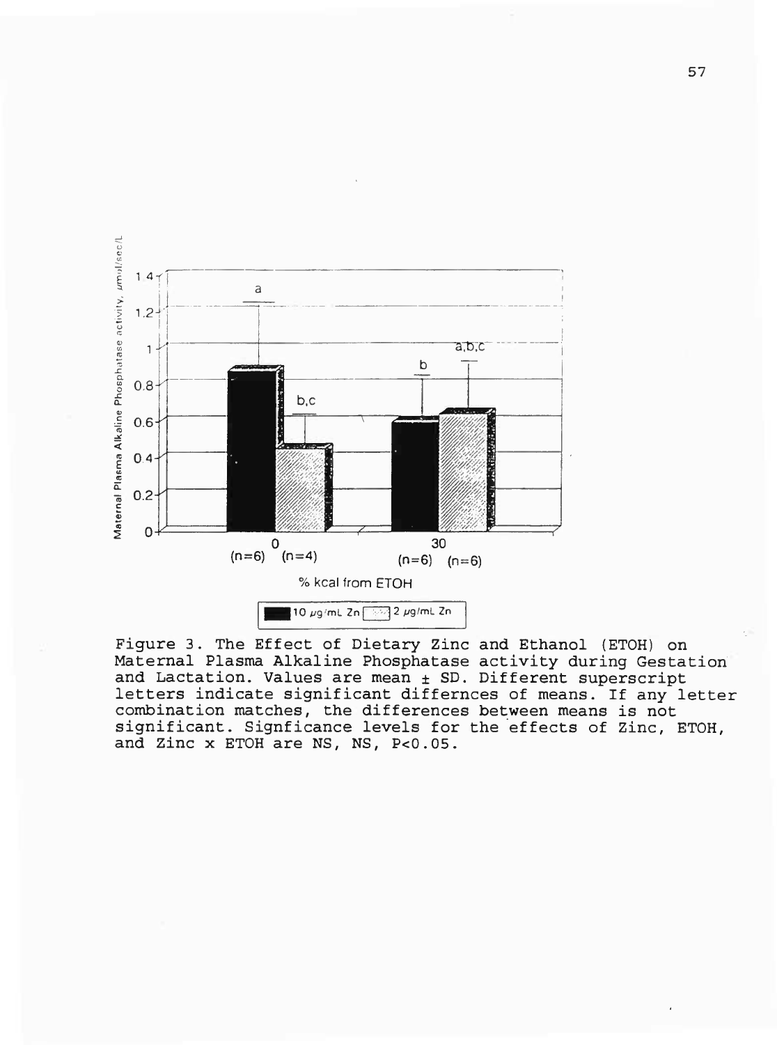Figure 3. The Effect of Dietary Zinc and Ethanol (ETOH) on Maternal Plasma Alkaline Phosphatase activity during Gestation and Lactation. Values are mean ± SD. Different superscript letters indicate significant differnces of means. If any letter combination matches, the differences between means is not significant. Signficance levels for the effects of Zinc, ETOH, and Zinc x ETOH are NS, NS, $P<0.05$.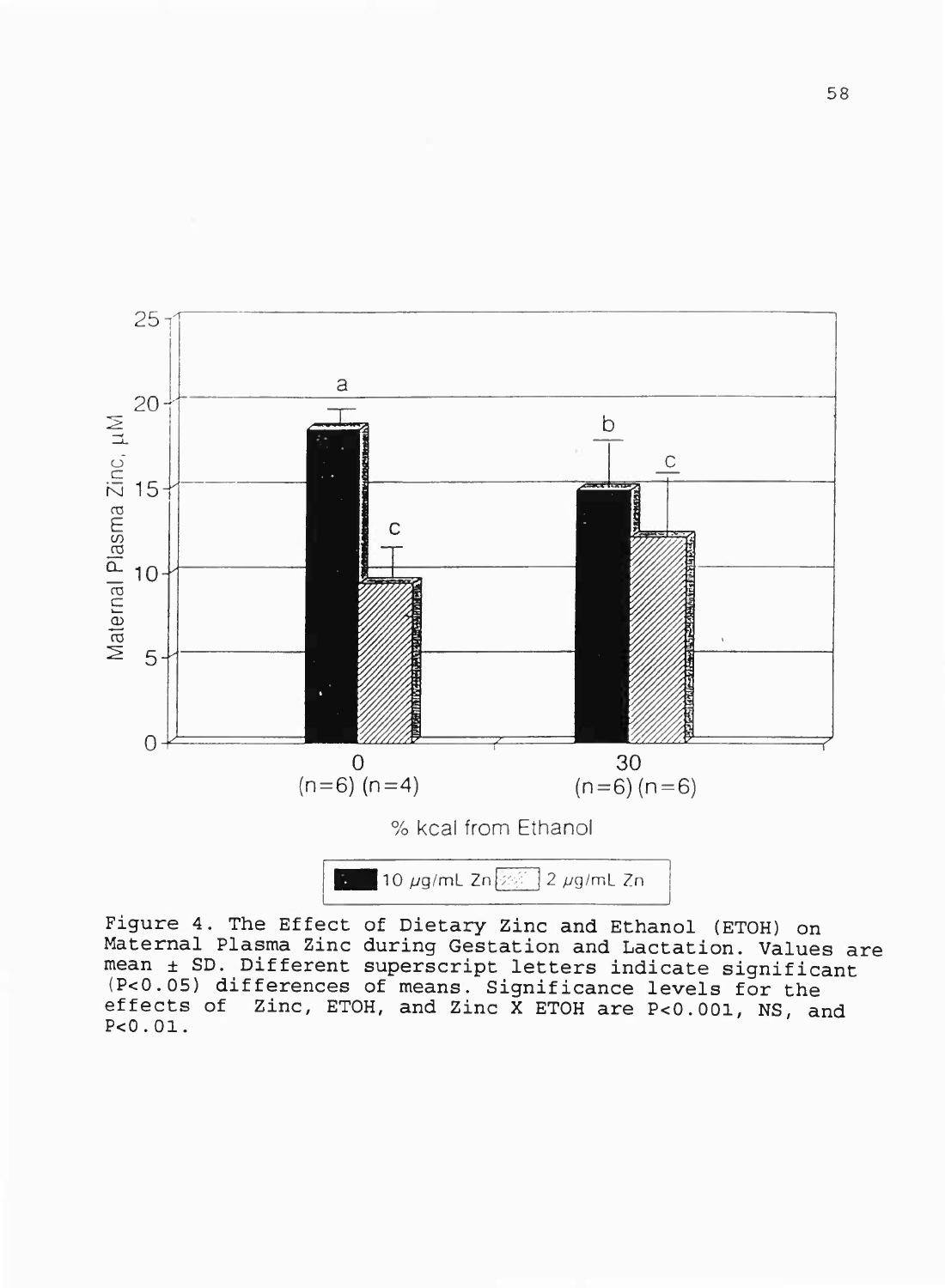Figure 4. The Effect of Dietary Zinc and Ethanol (ETOH) on Maternal Plasma Zinc during Gestation and Lactation. Values are mean ± SD. Different superscript letters indicate significant ($P<0.05$) differences of means. Significance levels for the effects of Zinc, ETOH, and Zinc X ETOH are $P<0.001$, NS, and $P<0.01$.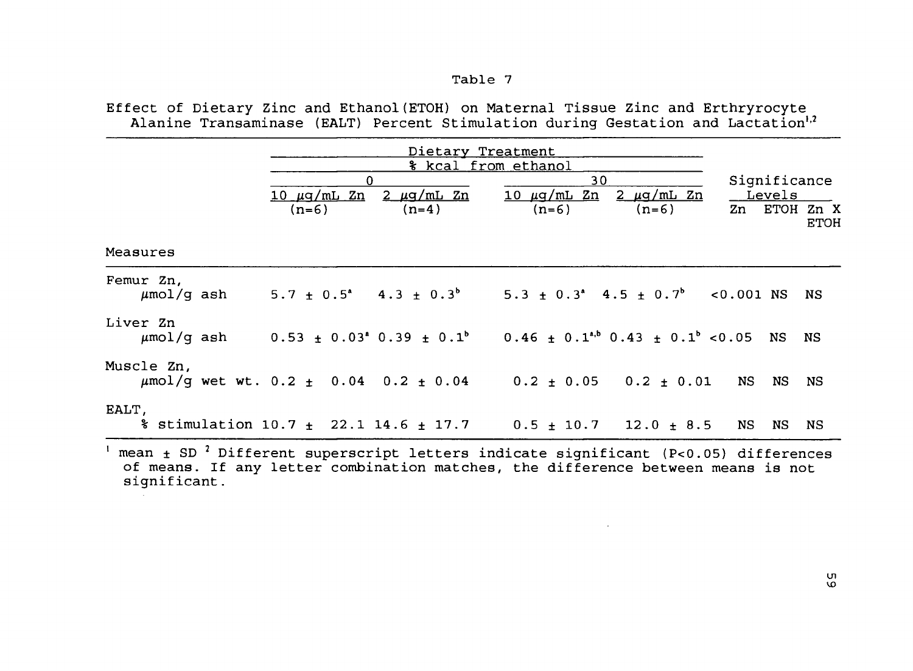Table 7

Effect of Dietary Zinc and Ethanol (ETOH) on Maternal Tissue Zinc and Erthryrocyte Alanine Transaminase (EALT) Percent Stimulation during Gestation and Lactation[1,2]

| | Dietary Treatment | | | | Significance Levels | | |
|---|---|---|---|---|---|---|---|
| | % kcal from ethanol | | | | | | |
| | 0 | | 30 | | | | |
| | 10 μg/mL Zn (n=6) | 2 μg/mL Zn (n=4) | 10 μg/mL Zn (n=6) | 2 μg/mL Zn (n=6) | Zn | ETOH | Zn X ETOH |
| **Measures** | | | | | | | |
| Femur Zn, μmol/g ash | 5.7 ± 0.5[a] | 4.3 ± 0.3[b] | 5.3 ± 0.3[a] | 4.5 ± 0.7[b] | <0.001 | NS | NS |
| Liver Zn μmol/g ash | 0.53 ± 0.03[a] | 0.39 ± 0.1[b] | 0.46 ± 0.1[a,b] | 0.43 ± 0.1[b] | <0.05 | NS | NS |
| Muscle Zn, μmol/g wet wt. | 0.2 ± 0.04 | 0.2 ± 0.04 | 0.2 ± 0.05 | 0.2 ± 0.01 | NS | NS | NS |
| EALT, % stimulation | 10.7 ± 22.1 | 14.6 ± 17.7 | 0.5 ± 10.7 | 12.0 ± 8.5 | NS | NS | NS |

[1] mean ± SD [2] Different superscript letters indicate significant ($P<0.05$) differences of means. If any letter combination matches, the difference between means is not significant.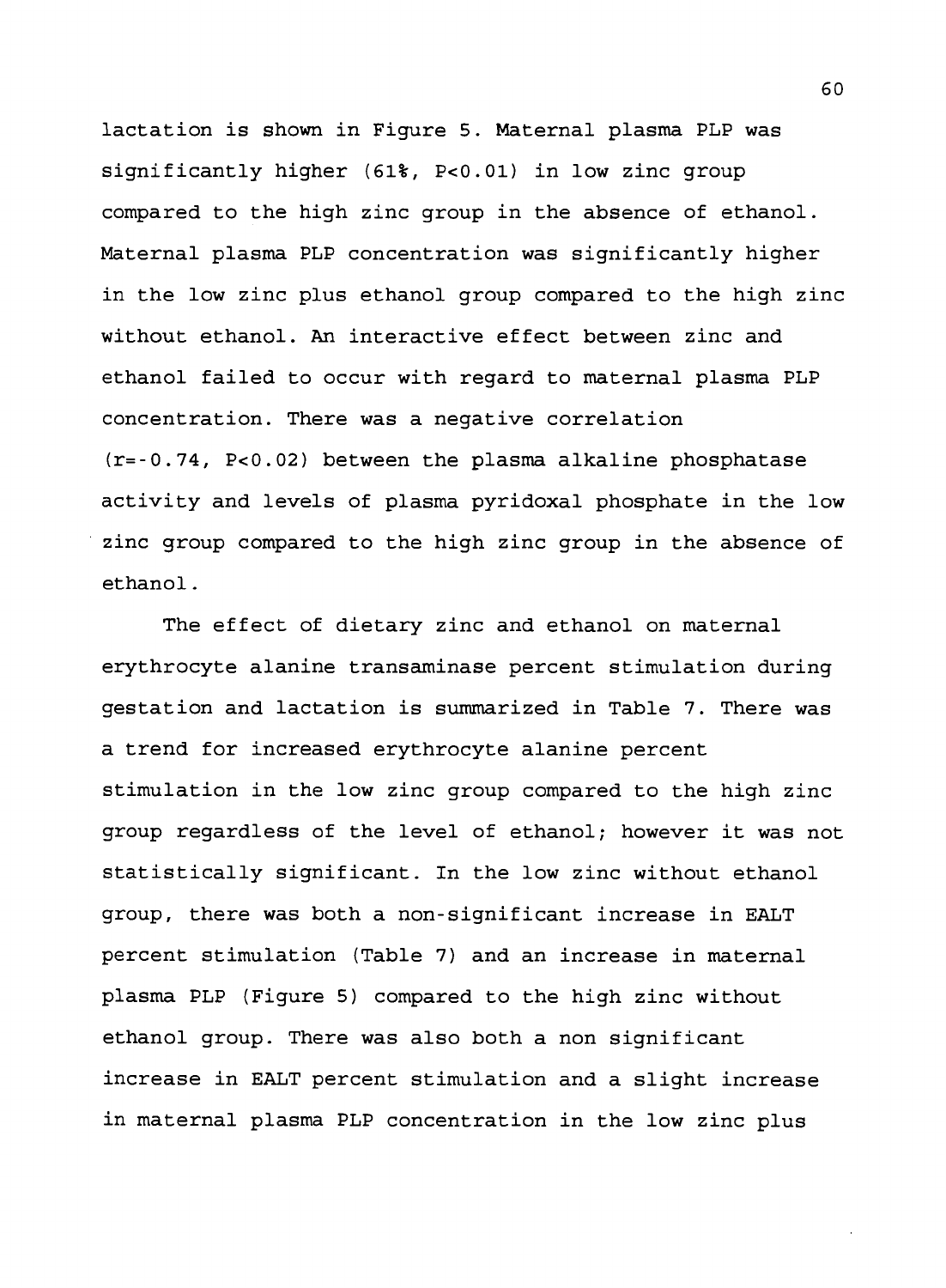lactation is shown in Figure 5. Maternal plasma PLP was significantly higher (61%, $P<0.01$) in low zinc group compared to the high zinc group in the absence of ethanol. Maternal plasma PLP concentration was significantly higher in the low zinc plus ethanol group compared to the high zinc without ethanol. An interactive effect between zinc and ethanol failed to occur with regard to maternal plasma PLP concentration. There was a negative correlation ($r=-0.74$, $P<0.02$) between the plasma alkaline phosphatase activity and levels of plasma pyridoxal phosphate in the low zinc group compared to the high zinc group in the absence of ethanol.

The effect of dietary zinc and ethanol on maternal erythrocyte alanine transaminase percent stimulation during gestation and lactation is summarized in Table 7. There was a trend for increased erythrocyte alanine percent stimulation in the low zinc group compared to the high zinc group regardless of the level of ethanol; however it was not statistically significant. In the low zinc without ethanol group, there was both a non-significant increase in EALT percent stimulation (Table 7) and an increase in maternal plasma PLP (Figure 5) compared to the high zinc without ethanol group. There was also both a non significant increase in EALT percent stimulation and a slight increase in maternal plasma PLP concentration in the low zinc plus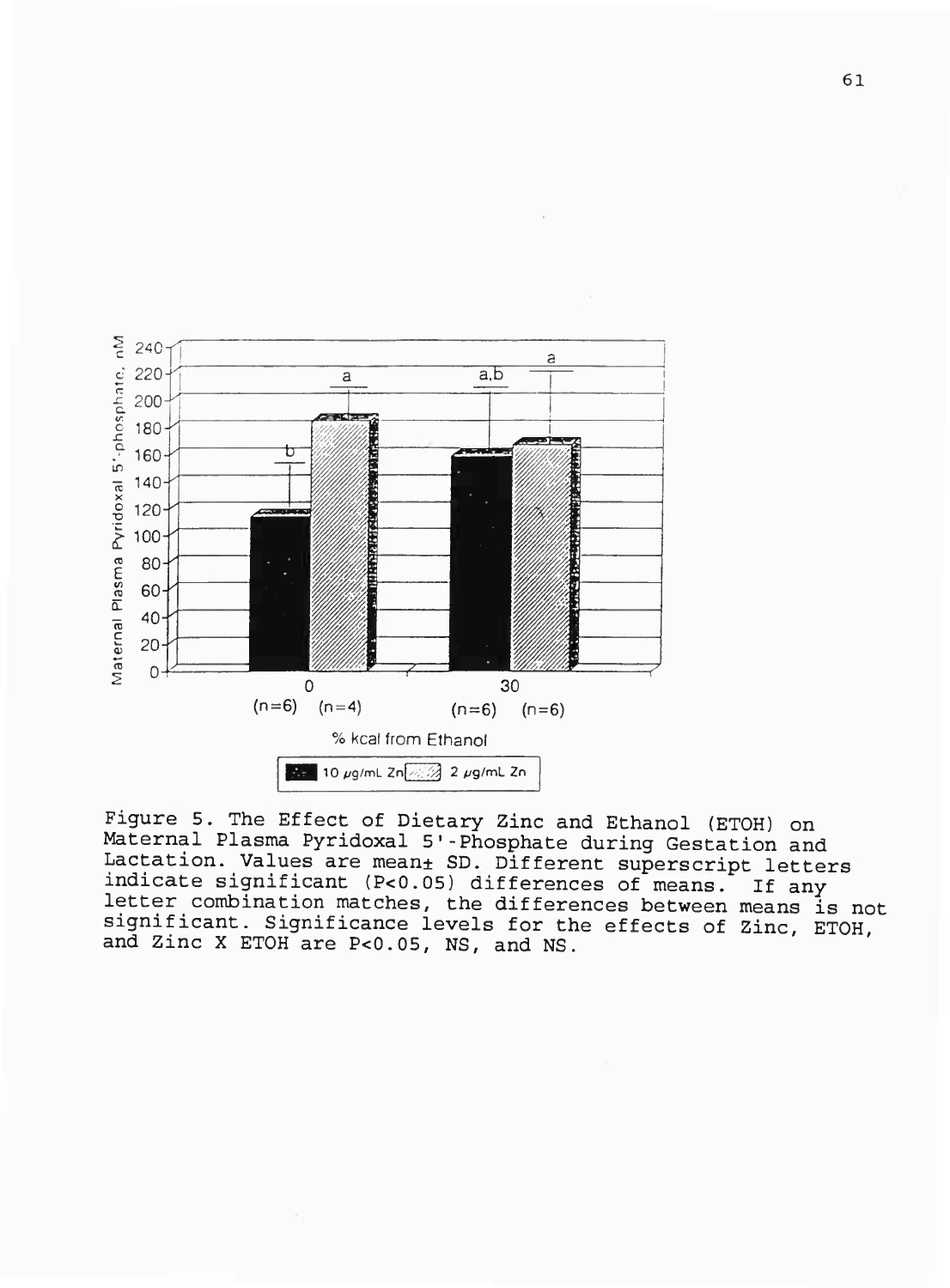Figure 5. The Effect of Dietary Zinc and Ethanol (ETOH) on Maternal Plasma Pyridoxal 5'-Phosphate during Gestation and Lactation. Values are mean± SD. Different superscript letters indicate significant ($P<0.05$) differences of means. If any letter combination matches, the differences between means is not significant. Significance levels for the effects of Zinc, ETOH, and Zinc X ETOH are $P<0.05$, NS, and NS.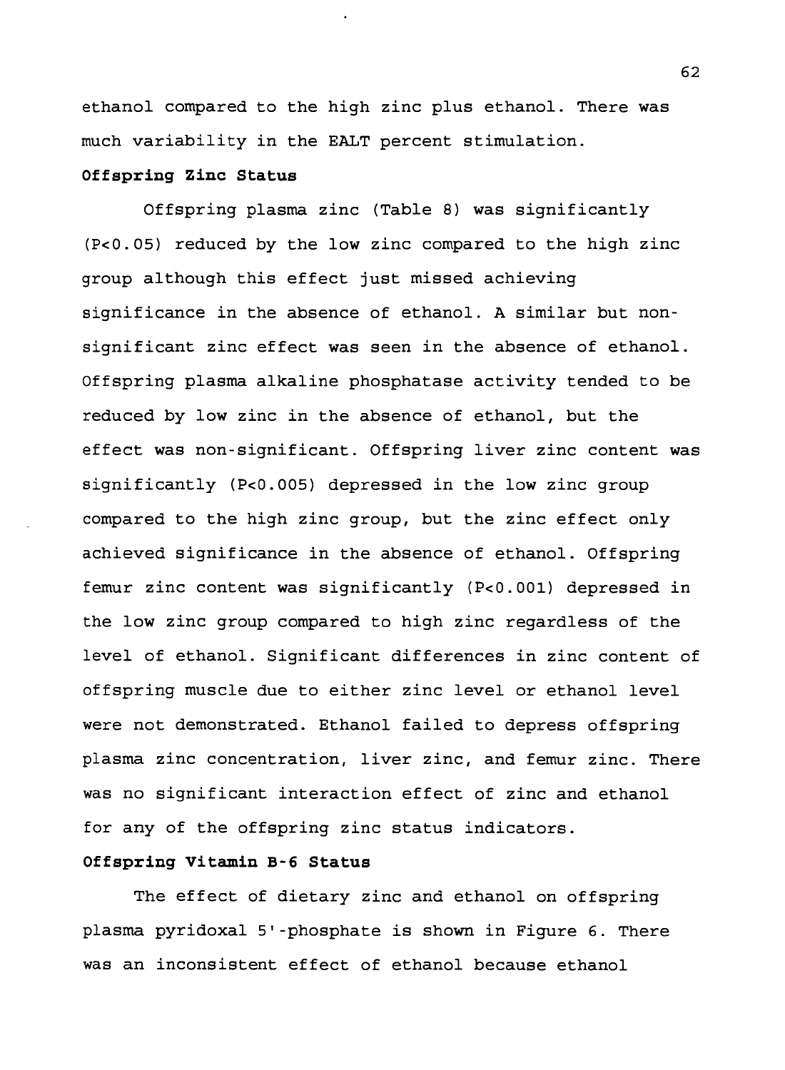ethanol compared to the high zinc plus ethanol. There was much variability in the EALT percent stimulation.

**Offspring Zinc Status**

Offspring plasma zinc (Table 8) was significantly ($P<0.05$) reduced by the low zinc compared to the high zinc group although this effect just missed achieving significance in the absence of ethanol. A similar but non-significant zinc effect was seen in the absence of ethanol. Offspring plasma alkaline phosphatase activity tended to be reduced by low zinc in the absence of ethanol, but the effect was non-significant. Offspring liver zinc content was significantly ($P<0.005$) depressed in the low zinc group compared to the high zinc group, but the zinc effect only achieved significance in the absence of ethanol. Offspring femur zinc content was significantly ($P<0.001$) depressed in the low zinc group compared to high zinc regardless of the level of ethanol. Significant differences in zinc content of offspring muscle due to either zinc level or ethanol level were not demonstrated. Ethanol failed to depress offspring plasma zinc concentration, liver zinc, and femur zinc. There was no significant interaction effect of zinc and ethanol for any of the offspring zinc status indicators.

**Offspring Vitamin B-6 Status**

The effect of dietary zinc and ethanol on offspring plasma pyridoxal 5'-phosphate is shown in Figure 6. There was an inconsistent effect of ethanol because ethanol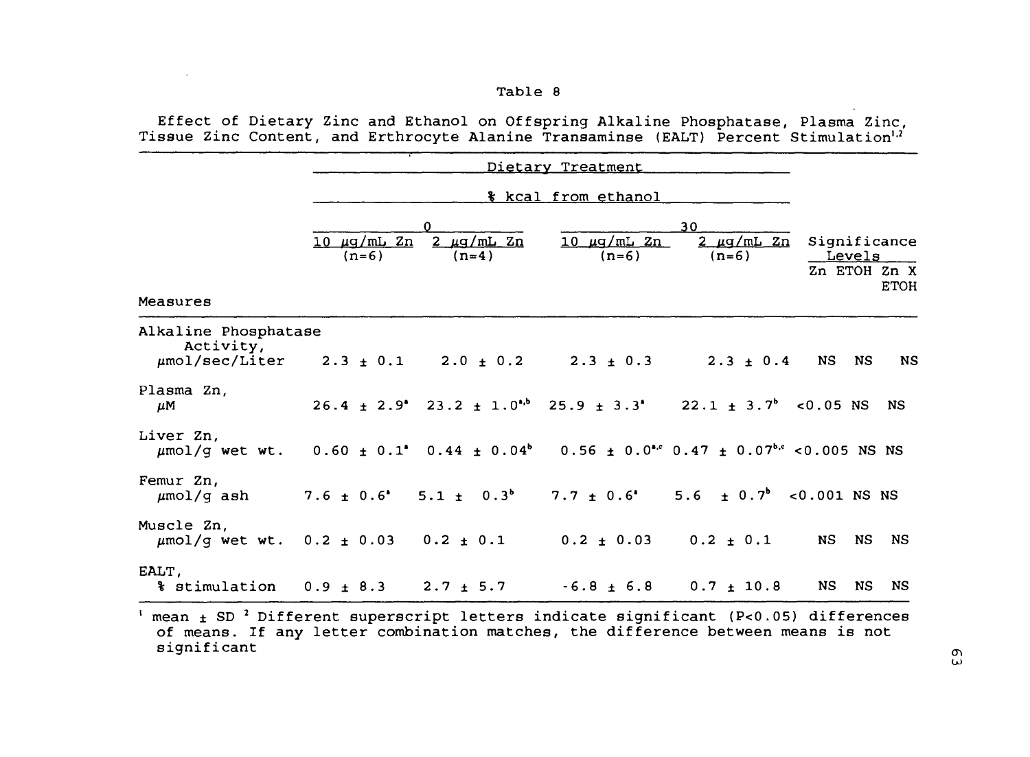Table 8

Effect of Dietary Zinc and Ethanol on Offspring Alkaline Phosphatase, Plasma Zinc, Tissue Zinc Content, and Erthrocyte Alanine Transaminse (EALT) Percent Stimulation[1,2]

| Measures | Dietary Treatment | | | | Significance Levels | | |
|---|---|---|---|---|---|---|---|
| | % kcal from ethanol | | | | | | |
| | 0 | | 30 | | | | |
| | 10 μg/mL Zn (n=6) | 2 μg/mL Zn (n=4) | 10 μg/mL Zn (n=6) | 2 μg/mL Zn (n=6) | Zn | ETOH | Zn X ETOH |
| Alkaline Phosphatase Activity, μmol/sec/Liter | $2.3 \pm 0.1$ | $2.0 \pm 0.2$ | $2.3 \pm 0.3$ | $2.3 \pm 0.4$ | NS | NS | NS |
| Plasma Zn, μM | $26.4 \pm 2.9^{a}$ | $23.2 \pm 1.0^{a,b}$ | $25.9 \pm 3.3^{a}$ | $22.1 \pm 3.7^{b}$ | <0.05 | NS | NS |
| Liver Zn, μmol/g wet wt. | $0.60 \pm 0.1^{a}$ | $0.44 \pm 0.04^{b}$ | $0.56 \pm 0.0^{a,c}$ | $0.47 \pm 0.07^{b,c}$ | <0.005 | NS | NS |
| Femur Zn, μmol/g ash | $7.6 \pm 0.6^{a}$ | $5.1 \pm 0.3^{b}$ | $7.7 \pm 0.6^{a}$ | $5.6 \pm 0.7^{b}$ | <0.001 | NS | NS |
| Muscle Zn, μmol/g wet wt. | $0.2 \pm 0.03$ | $0.2 \pm 0.1$ | $0.2 \pm 0.03$ | $0.2 \pm 0.1$ | NS | NS | NS |
| EALT, % stimulation | $0.9 \pm 8.3$ | $2.7 \pm 5.7$ | $-6.8 \pm 6.8$ | $0.7 \pm 10.8$ | NS | NS | NS |

[1] mean ± SD [2] Different superscript letters indicate significant ($P<0.05$) differences of means. If any letter combination matches, the difference between means is not significant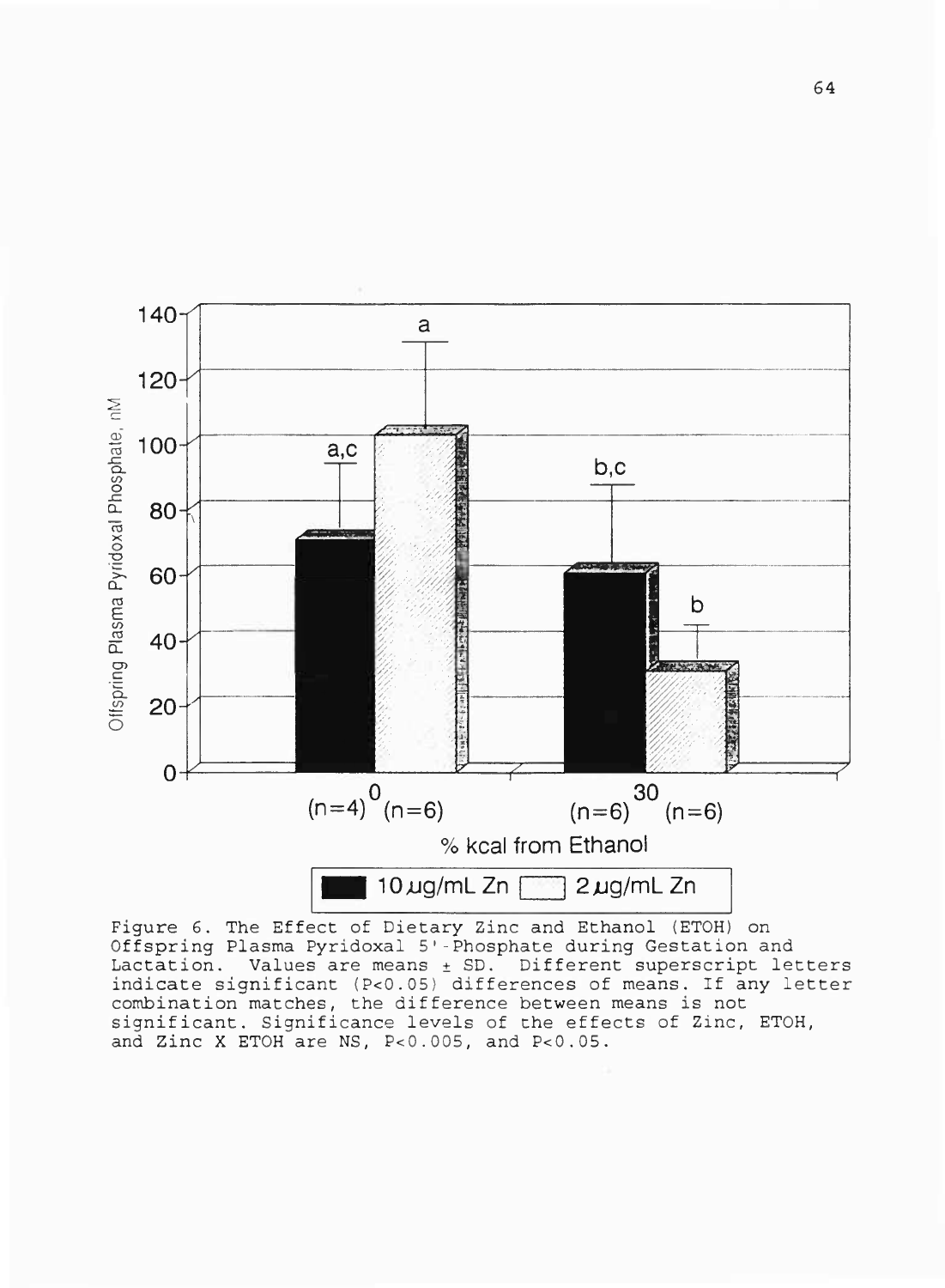Figure 6. The Effect of Dietary Zinc and Ethanol (ETOH) on Offspring Plasma Pyridoxal 5'-Phosphate during Gestation and Lactation. Values are means ± SD. Different superscript letters indicate significant ($P<0.05$) differences of means. If any letter combination matches, the difference between means is not significant. Significance levels of the effects of Zinc, ETOH, and Zinc X ETOH are NS, $P<0.005$, and $P<0.05$.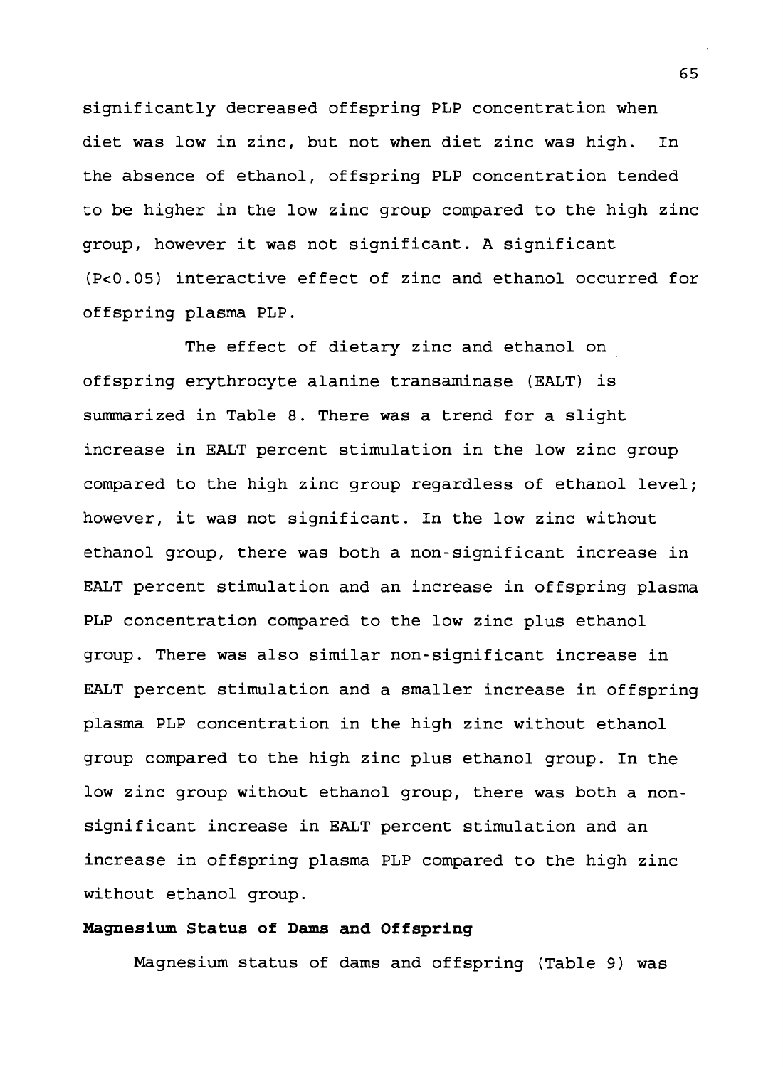significantly decreased offspring PLP concentration when diet was low in zinc, but not when diet zinc was high. In the absence of ethanol, offspring PLP concentration tended to be higher in the low zinc group compared to the high zinc group, however it was not significant. A significant ($P<0.05$) interactive effect of zinc and ethanol occurred for offspring plasma PLP.

The effect of dietary zinc and ethanol on offspring erythrocyte alanine transaminase (EALT) is summarized in Table 8. There was a trend for a slight increase in EALT percent stimulation in the low zinc group compared to the high zinc group regardless of ethanol level; however, it was not significant. In the low zinc without ethanol group, there was both a non-significant increase in EALT percent stimulation and an increase in offspring plasma PLP concentration compared to the low zinc plus ethanol group. There was also similar non-significant increase in EALT percent stimulation and a smaller increase in offspring plasma PLP concentration in the high zinc without ethanol group compared to the high zinc plus ethanol group. In the low zinc group without ethanol group, there was both a non-significant increase in EALT percent stimulation and an increase in offspring plasma PLP compared to the high zinc without ethanol group.

**Magnesium Status of Dams and Offspring**

Magnesium status of dams and offspring (Table 9) was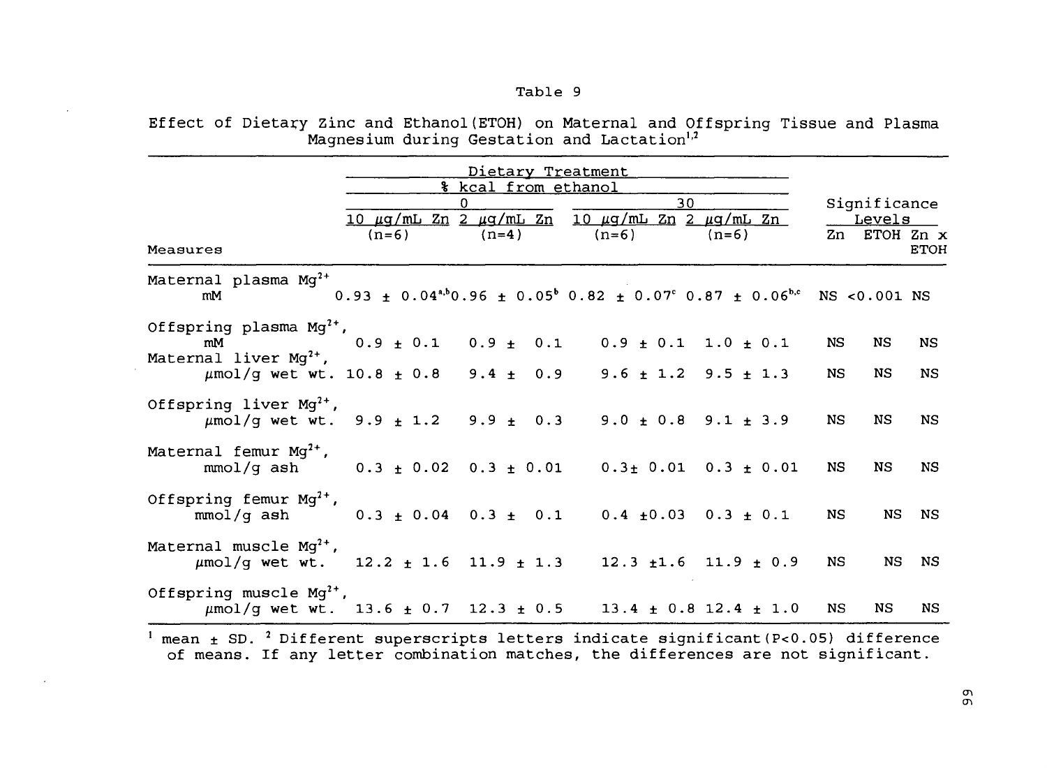Table 9

Effect of Dietary Zinc and Ethanol(ETOH) on Maternal and Offspring Tissue and Plasma Magnesium during Gestation and Lactation[1,2]

| Measures | Dietary Treatment | | | | Significance Levels | | |
|---|---|---|---|---|---|---|---|
| | % kcal from ethanol | | | | | | |
| | 0 | | 30 | | | | |
| | 10 µg/mL Zn (n=6) | 2 µg/mL Zn (n=4) | 10 µg/mL Zn (n=6) | 2 µg/mL Zn (n=6) | Zn | ETOH | Zn x ETOH |
| Maternal plasma $Mg^{2+}$ mM | 0.93 ± 0.04[a,b] | 0.96 ± 0.05[b] | 0.82 ± 0.07[c] | 0.87 ± 0.06[b,c] | NS | <0.001 | NS |
| Offspring plasma $Mg^{2+}$, mM | 0.9 ± 0.1 | 0.9 ± 0.1 | 0.9 ± 0.1 | 1.0 ± 0.1 | NS | NS | NS |
| Maternal liver $Mg^{2+}$, µmol/g wet wt. | 10.8 ± 0.8 | 9.4 ± 0.9 | 9.6 ± 1.2 | 9.5 ± 1.3 | NS | NS | NS |
| Offspring liver $Mg^{2+}$, µmol/g wet wt. | 9.9 ± 1.2 | 9.9 ± 0.3 | 9.0 ± 0.8 | 9.1 ± 3.9 | NS | NS | NS |
| Maternal femur $Mg^{2+}$, mmol/g ash | 0.3 ± 0.02 | 0.3 ± 0.01 | 0.3± 0.01 | 0.3 ± 0.01 | NS | NS | NS |
| Offspring femur $Mg^{2+}$, mmol/g ash | 0.3 ± 0.04 | 0.3 ± 0.1 | 0.4 ±0.03 | 0.3 ± 0.1 | NS | NS | NS |
| Maternal muscle $Mg^{2+}$, µmol/g wet wt. | 12.2 ± 1.6 | 11.9 ± 1.3 | 12.3 ±1.6 | 11.9 ± 0.9 | NS | NS | NS |
| Offspring muscle $Mg^{2+}$, µmol/g wet wt. | 13.6 ± 0.7 | 12.3 ± 0.5 | 13.4 ± 0.8 | 12.4 ± 1.0 | NS | NS | NS |

[1] mean ± SD. [2] Different superscripts letters indicate significant($P<0.05$) difference of means. If any letter combination matches, the differences are not significant.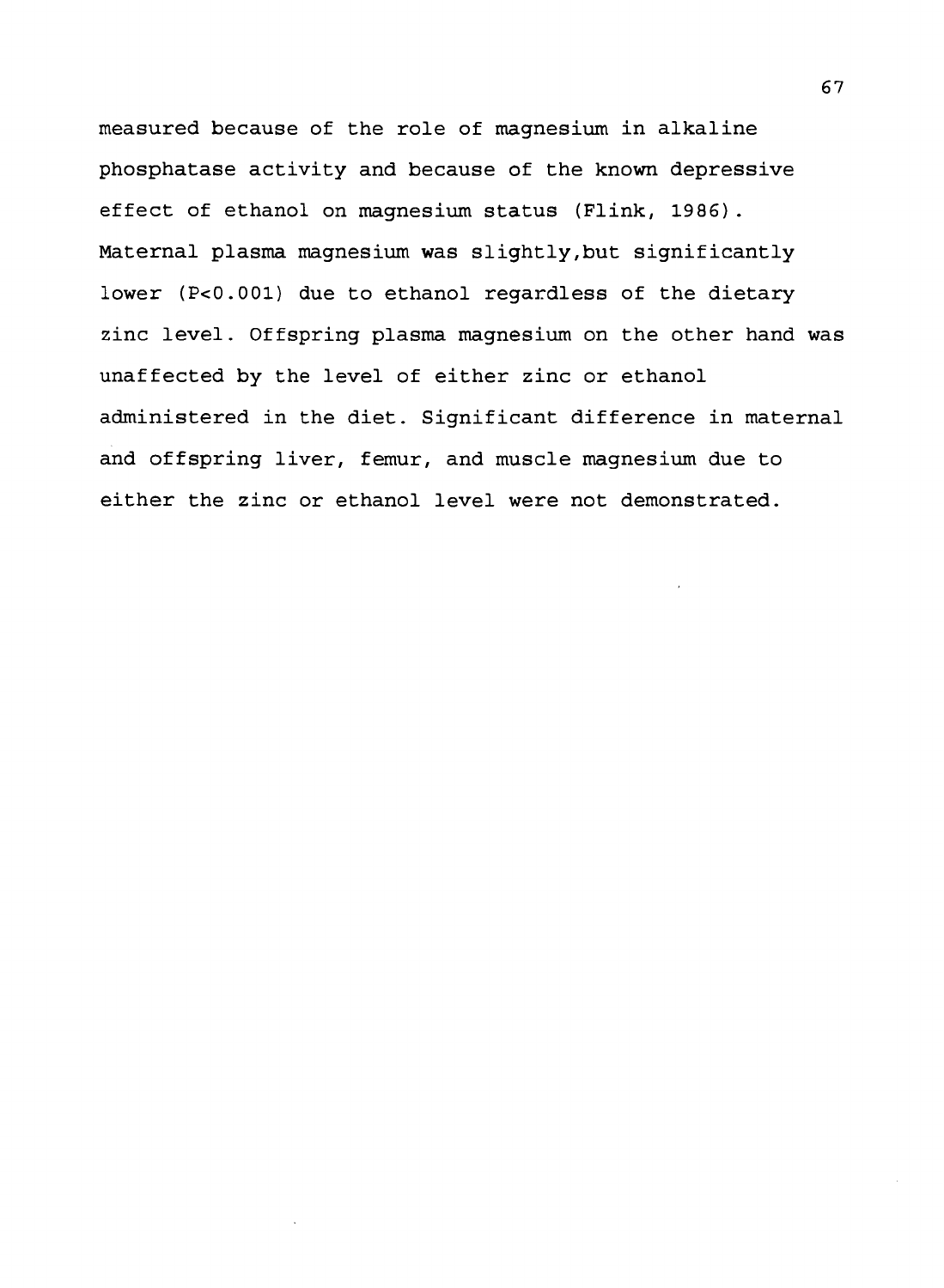measured because of the role of magnesium in alkaline phosphatase activity and because of the known depressive effect of ethanol on magnesium status (Flink, 1986). Maternal plasma magnesium was slightly,but significantly lower ($P<0.001$) due to ethanol regardless of the dietary zinc level. Offspring plasma magnesium on the other hand was unaffected by the level of either zinc or ethanol administered in the diet. Significant difference in maternal and offspring liver, femur, and muscle magnesium due to either the zinc or ethanol level were not demonstrated.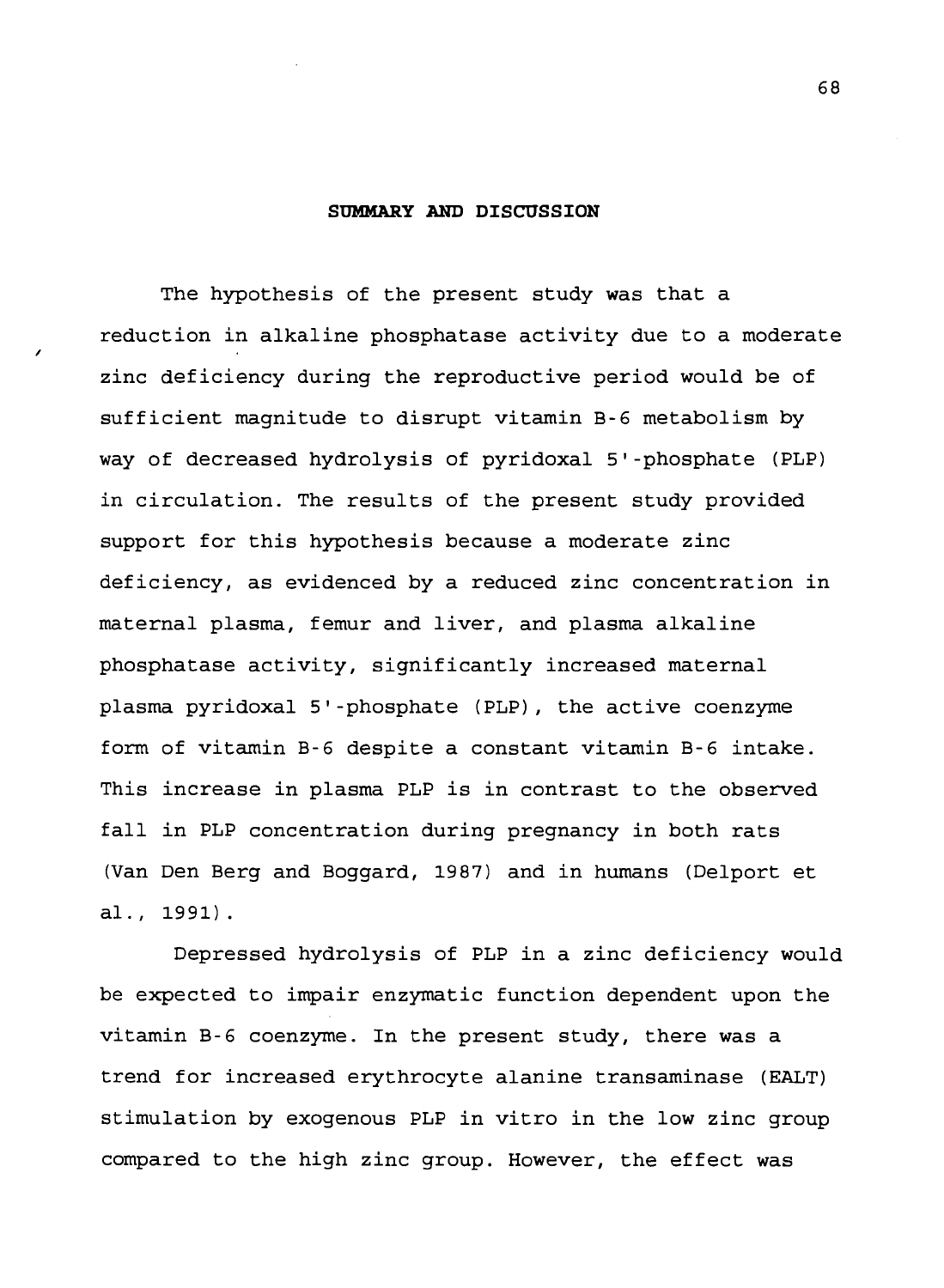## SUMMARY AND DISCUSSION

The hypothesis of the present study was that a reduction in alkaline phosphatase activity due to a moderate zinc deficiency during the reproductive period would be of sufficient magnitude to disrupt vitamin B-6 metabolism by way of decreased hydrolysis of pyridoxal 5'-phosphate (PLP) in circulation. The results of the present study provided support for this hypothesis because a moderate zinc deficiency, as evidenced by a reduced zinc concentration in maternal plasma, femur and liver, and plasma alkaline phosphatase activity, significantly increased maternal plasma pyridoxal 5'-phosphate (PLP), the active coenzyme form of vitamin B-6 despite a constant vitamin B-6 intake. This increase in plasma PLP is in contrast to the observed fall in PLP concentration during pregnancy in both rats (Van Den Berg and Boggard, 1987) and in humans (Delport et al., 1991).

Depressed hydrolysis of PLP in a zinc deficiency would be expected to impair enzymatic function dependent upon the vitamin B-6 coenzyme. In the present study, there was a trend for increased erythrocyte alanine transaminase (EALT) stimulation by exogenous PLP in vitro in the low zinc group compared to the high zinc group. However, the effect was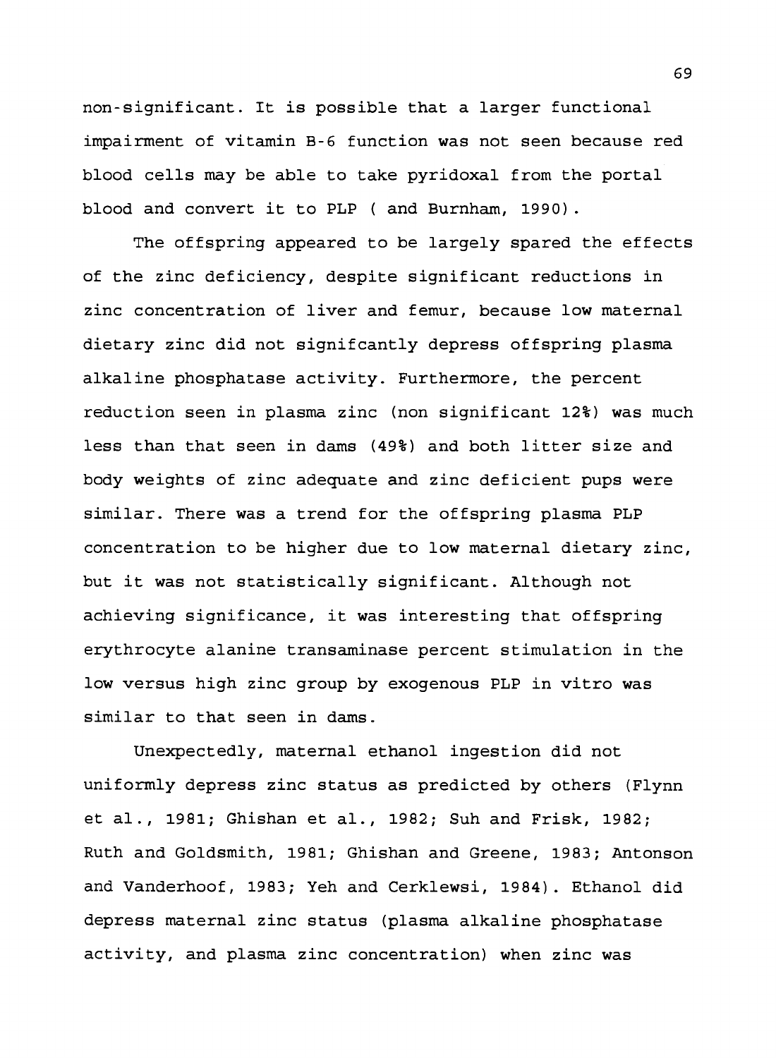non-significant. It is possible that a larger functional impairment of vitamin B-6 function was not seen because red blood cells may be able to take pyridoxal from the portal blood and convert it to PLP ( and Burnham, 1990).

The offspring appeared to be largely spared the effects of the zinc deficiency, despite significant reductions in zinc concentration of liver and femur, because low maternal dietary zinc did not signifcantly depress offspring plasma alkaline phosphatase activity. Furthermore, the percent reduction seen in plasma zinc (non significant 12%) was much less than that seen in dams (49%) and both litter size and body weights of zinc adequate and zinc deficient pups were similar. There was a trend for the offspring plasma PLP concentration to be higher due to low maternal dietary zinc, but it was not statistically significant. Although not achieving significance, it was interesting that offspring erythrocyte alanine transaminase percent stimulation in the low versus high zinc group by exogenous PLP in vitro was similar to that seen in dams.

Unexpectedly, maternal ethanol ingestion did not uniformly depress zinc status as predicted by others (Flynn et al., 1981; Ghishan et al., 1982; Suh and Frisk, 1982; Ruth and Goldsmith, 1981; Ghishan and Greene, 1983; Antonson and Vanderhoof, 1983; Yeh and Cerklewsi, 1984). Ethanol did depress maternal zinc status (plasma alkaline phosphatase activity, and plasma zinc concentration) when zinc was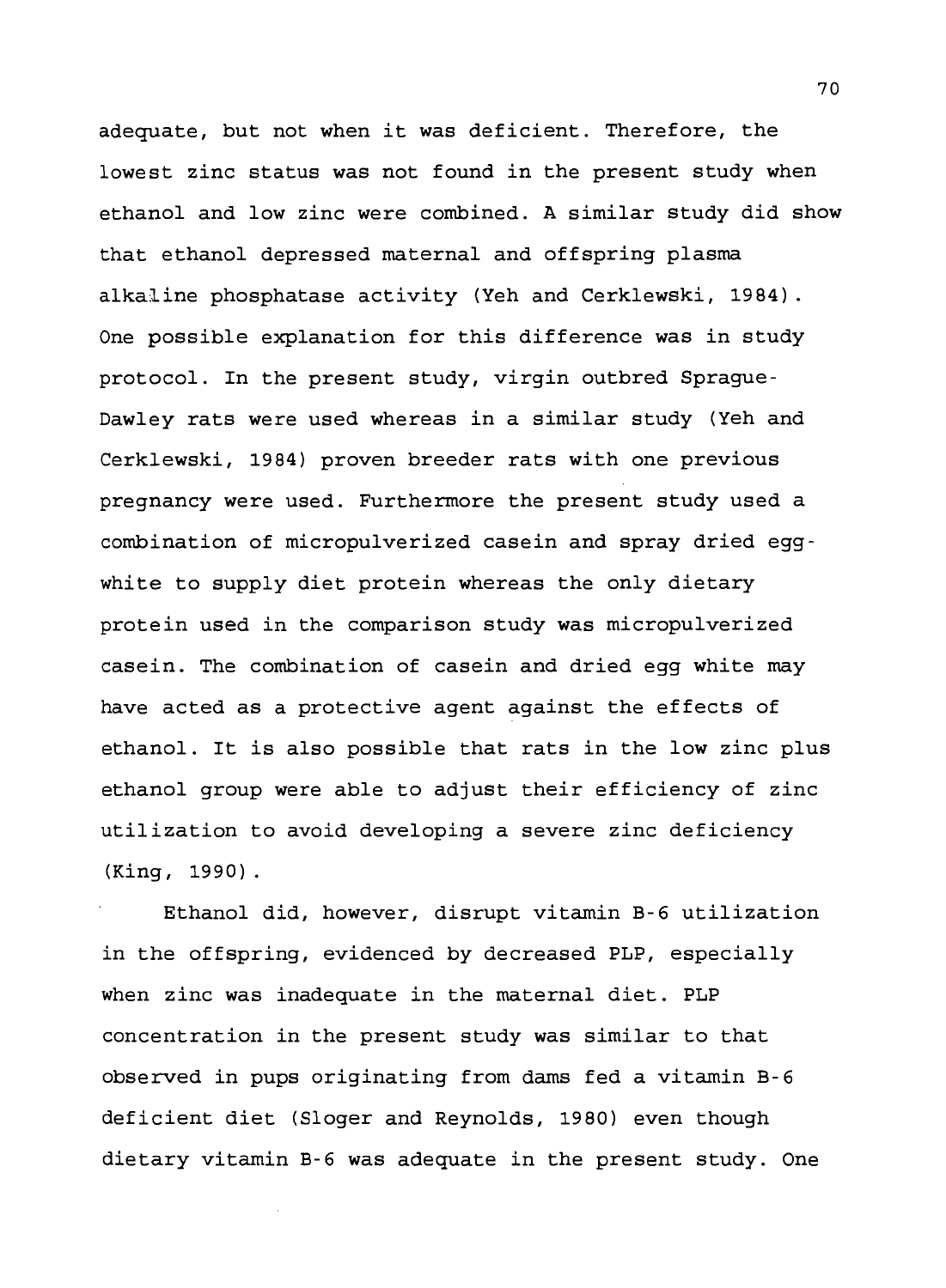adequate, but not when it was deficient. Therefore, the lowest zinc status was not found in the present study when ethanol and low zinc were combined. A similar study did show that ethanol depressed maternal and offspring plasma alkaline phosphatase activity (Yeh and Cerklewski, 1984). One possible explanation for this difference was in study protocol. In the present study, virgin outbred Sprague-Dawley rats were used whereas in a similar study (Yeh and Cerklewski, 1984) proven breeder rats with one previous pregnancy were used. Furthermore the present study used a combination of micropulverized casein and spray dried egg-white to supply diet protein whereas the only dietary protein used in the comparison study was micropulverized casein. The combination of casein and dried egg white may have acted as a protective agent against the effects of ethanol. It is also possible that rats in the low zinc plus ethanol group were able to adjust their efficiency of zinc utilization to avoid developing a severe zinc deficiency (King, 1990).

Ethanol did, however, disrupt vitamin B-6 utilization in the offspring, evidenced by decreased PLP, especially when zinc was inadequate in the maternal diet. PLP concentration in the present study was similar to that observed in pups originating from dams fed a vitamin B-6 deficient diet (Sloger and Reynolds, 1980) even though dietary vitamin B-6 was adequate in the present study. One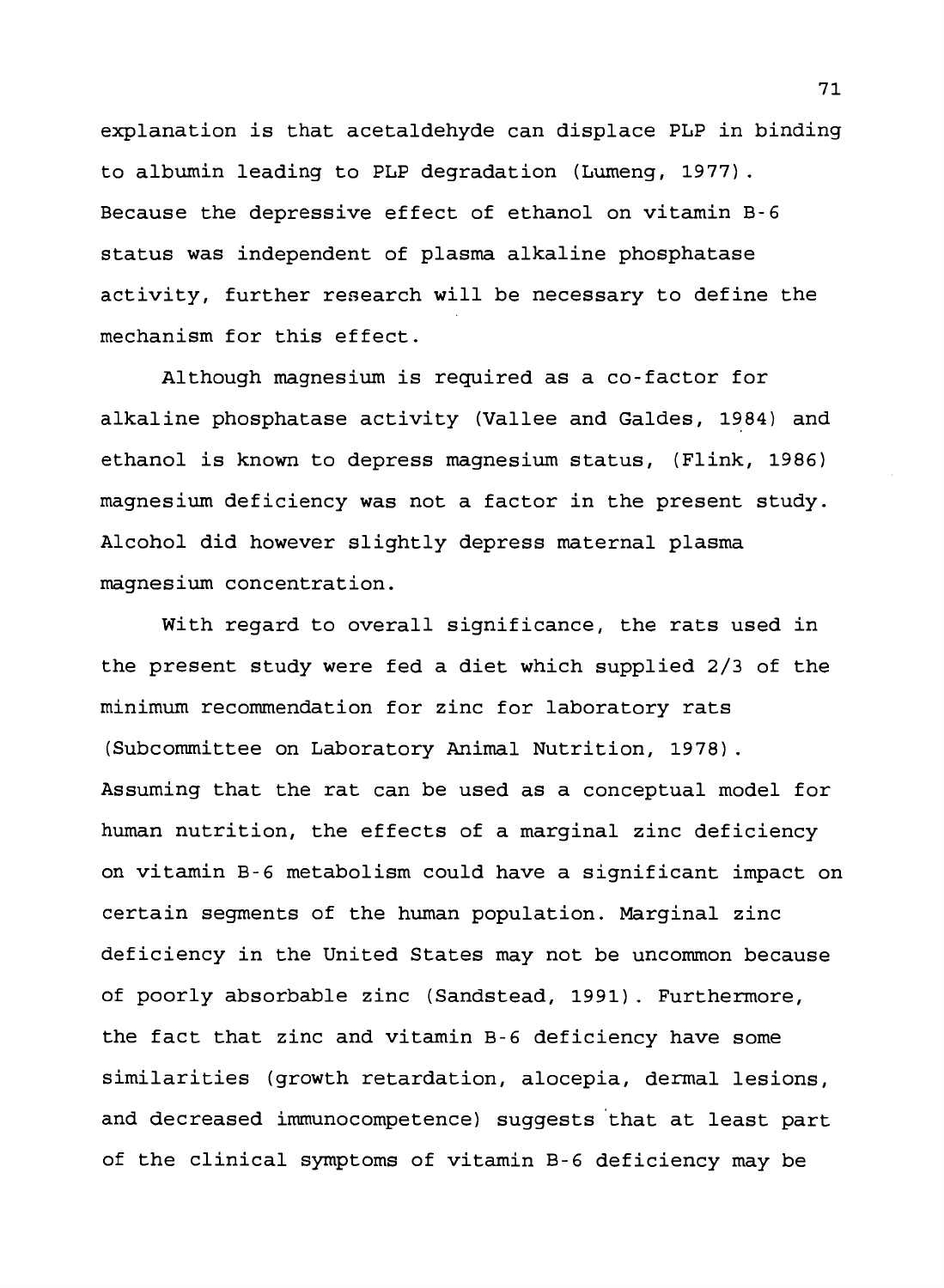explanation is that acetaldehyde can displace PLP in binding to albumin leading to PLP degradation (Lumeng, 1977). Because the depressive effect of ethanol on vitamin B-6 status was independent of plasma alkaline phosphatase activity, further research will be necessary to define the mechanism for this effect.

Although magnesium is required as a co-factor for alkaline phosphatase activity (Vallee and Galdes, 1984) and ethanol is known to depress magnesium status, (Flink, 1986) magnesium deficiency was not a factor in the present study. Alcohol did however slightly depress maternal plasma magnesium concentration.

With regard to overall significance, the rats used in the present study were fed a diet which supplied 2/3 of the minimum recommendation for zinc for laboratory rats (Subcommittee on Laboratory Animal Nutrition, 1978). Assuming that the rat can be used as a conceptual model for human nutrition, the effects of a marginal zinc deficiency on vitamin B-6 metabolism could have a significant impact on certain segments of the human population. Marginal zinc deficiency in the United States may not be uncommon because of poorly absorbable zinc (Sandstead, 1991). Furthermore, the fact that zinc and vitamin B-6 deficiency have some similarities (growth retardation, alocepia, dermal lesions, and decreased immunocompetence) suggests that at least part of the clinical symptoms of vitamin B-6 deficiency may be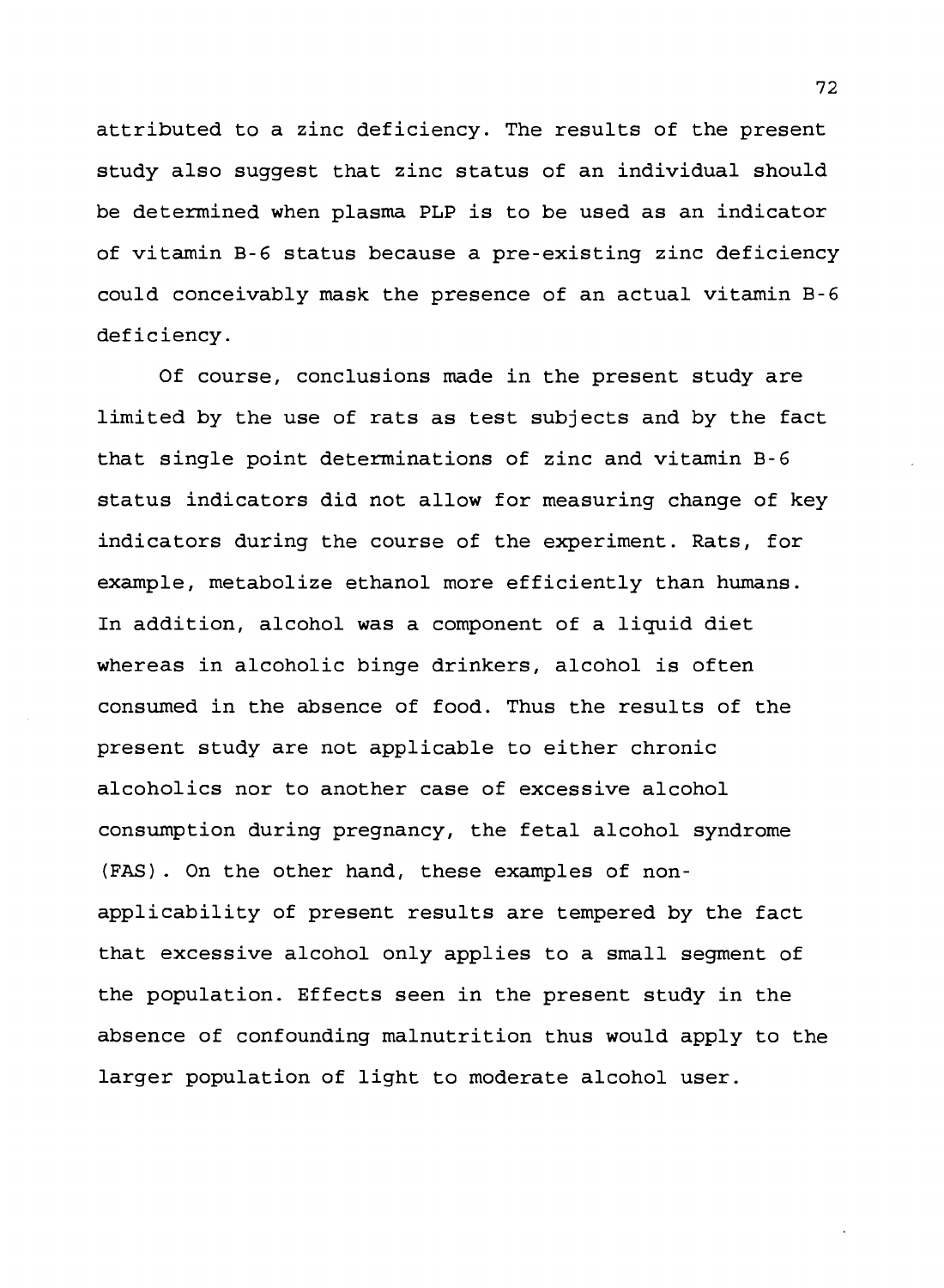attributed to a zinc deficiency. The results of the present study also suggest that zinc status of an individual should be determined when plasma PLP is to be used as an indicator of vitamin B-6 status because a pre-existing zinc deficiency could conceivably mask the presence of an actual vitamin B-6 deficiency.

Of course, conclusions made in the present study are limited by the use of rats as test subjects and by the fact that single point determinations of zinc and vitamin B-6 status indicators did not allow for measuring change of key indicators during the course of the experiment. Rats, for example, metabolize ethanol more efficiently than humans. In addition, alcohol was a component of a liquid diet whereas in alcoholic binge drinkers, alcohol is often consumed in the absence of food. Thus the results of the present study are not applicable to either chronic alcoholics nor to another case of excessive alcohol consumption during pregnancy, the fetal alcohol syndrome (FAS). On the other hand, these examples of non-applicability of present results are tempered by the fact that excessive alcohol only applies to a small segment of the population. Effects seen in the present study in the absence of confounding malnutrition thus would apply to the larger population of light to moderate alcohol user.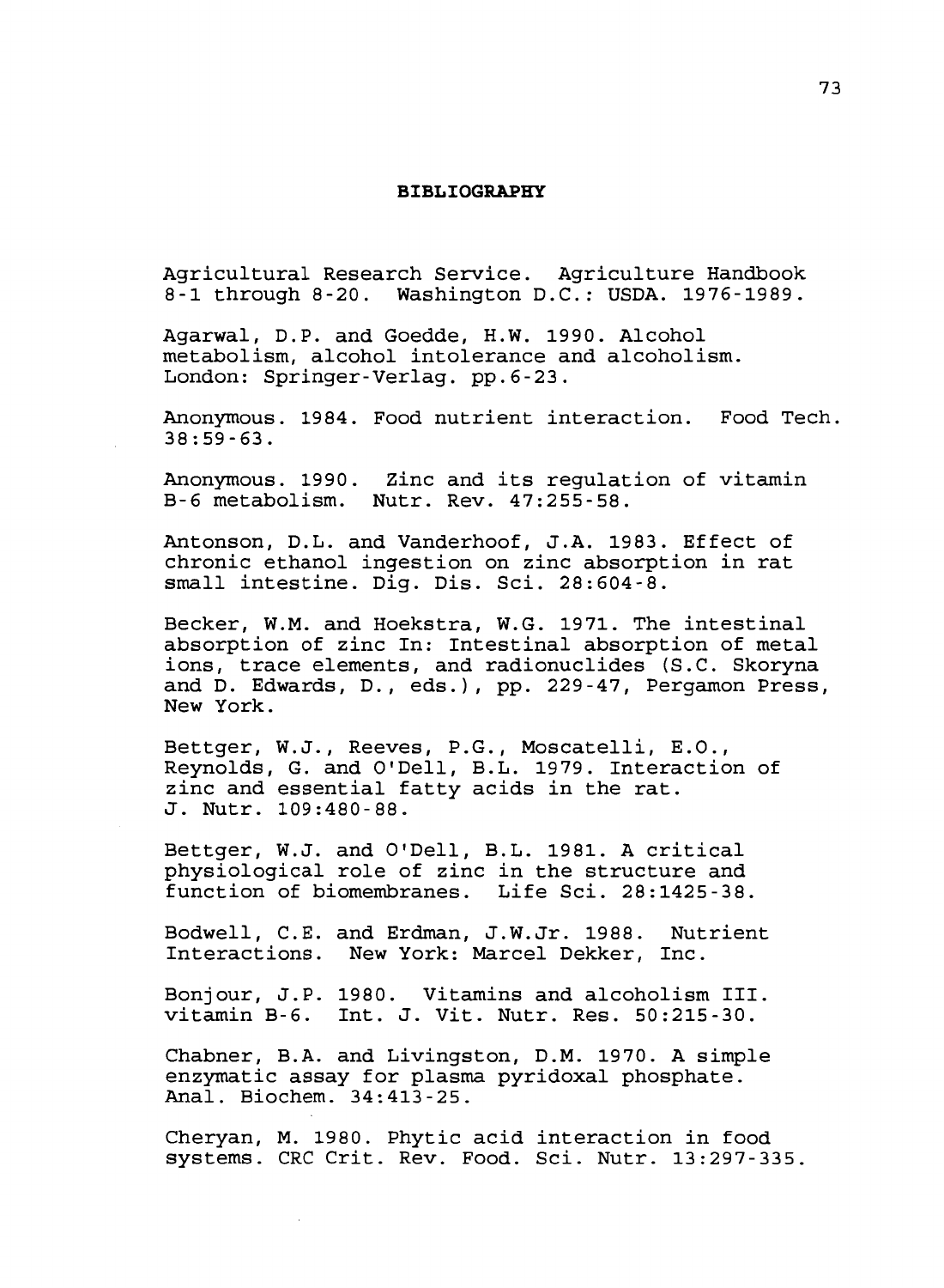**BIBLIOGRAPHY**

Agricultural Research Service. Agriculture Handbook 8-1 through 8-20. Washington D.C.: USDA. 1976-1989.

Agarwal, D.P. and Goedde, H.W. 1990. Alcohol metabolism, alcohol intolerance and alcoholism. London: Springer-Verlag. pp.6-23.

Anonymous. 1984. Food nutrient interaction. Food Tech. 38:59-63.

Anonymous. 1990. Zinc and its regulation of vitamin B-6 metabolism. Nutr. Rev. 47:255-58.

Antonson, D.L. and Vanderhoof, J.A. 1983. Effect of chronic ethanol ingestion on zinc absorption in rat small intestine. Dig. Dis. Sci. 28:604-8.

Becker, W.M. and Hoekstra, W.G. 1971. The intestinal absorption of zinc In: Intestinal absorption of metal ions, trace elements, and radionuclides (S.C. Skoryna and D. Edwards, D., eds.), pp. 229-47, Pergamon Press, New York.

Bettger, W.J., Reeves, P.G., Moscatelli, E.O., Reynolds, G. and O'Dell, B.L. 1979. Interaction of zinc and essential fatty acids in the rat. J. Nutr. 109:480-88.

Bettger, W.J. and O'Dell, B.L. 1981. A critical physiological role of zinc in the structure and function of biomembranes. Life Sci. 28:1425-38.

Bodwell, C.E. and Erdman, J.W.Jr. 1988. Nutrient Interactions. New York: Marcel Dekker, Inc.

Bonjour, J.P. 1980. Vitamins and alcoholism III. vitamin B-6. Int. J. Vit. Nutr. Res. 50:215-30.

Chabner, B.A. and Livingston, D.M. 1970. A simple enzymatic assay for plasma pyridoxal phosphate. Anal. Biochem. 34:413-25.

Cheryan, M. 1980. Phytic acid interaction in food systems. CRC Crit. Rev. Food. Sci. Nutr. 13:297-335.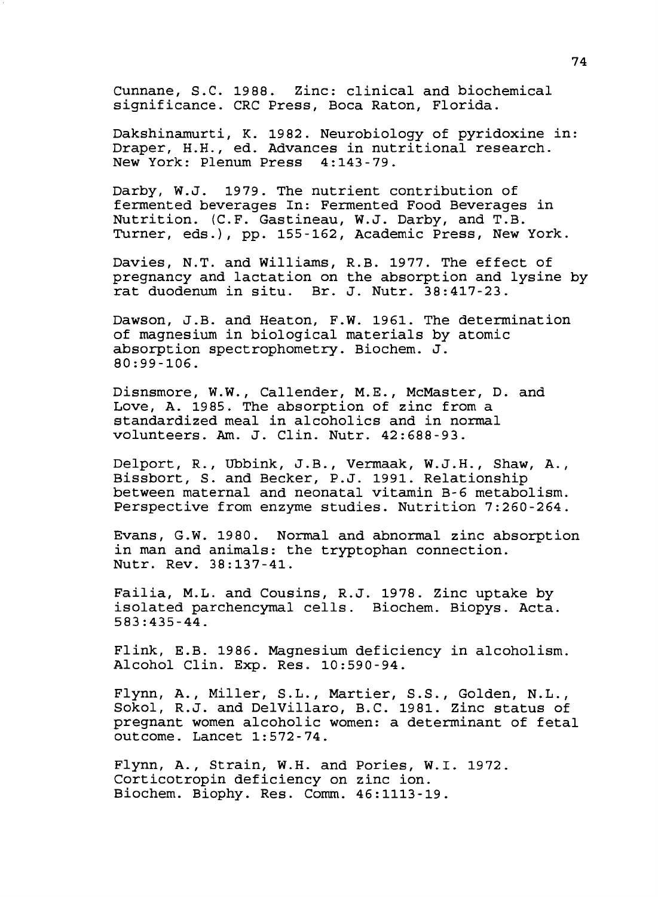Cunnane, S.C. 1988. Zinc: clinical and biochemical significance. CRC Press, Boca Raton, Florida.

Dakshinamurti, K. 1982. Neurobiology of pyridoxine in: Draper, H.H., ed. Advances in nutritional research. New York: Plenum Press 4:143-79.

Darby, W.J. 1979. The nutrient contribution of fermented beverages In: Fermented Food Beverages in Nutrition. (C.F. Gastineau, W.J. Darby, and T.B. Turner, eds.), pp. 155-162, Academic Press, New York.

Davies, N.T. and Williams, R.B. 1977. The effect of pregnancy and lactation on the absorption and lysine by rat duodenum in situ. Br. J. Nutr. 38:417-23.

Dawson, J.B. and Heaton, F.W. 1961. The determination of magnesium in biological materials by atomic absorption spectrophometry. Biochem. J. 80:99-106.

Disnsmore, W.W., Callender, M.E., McMaster, D. and Love, A. 1985. The absorption of zinc from a standardized meal in alcoholics and in normal volunteers. Am. J. Clin. Nutr. 42:688-93.

Delport, R., Ubbink, J.B., Vermaak, W.J.H., Shaw, A., Bissbort, S. and Becker, P.J. 1991. Relationship between maternal and neonatal vitamin B-6 metabolism. Perspective from enzyme studies. Nutrition 7:260-264.

Evans, G.W. 1980. Normal and abnormal zinc absorption in man and animals: the tryptophan connection. Nutr. Rev. 38:137-41.

Failia, M.L. and Cousins, R.J. 1978. Zinc uptake by isolated parchencymal cells. Biochem. Biopys. Acta. 583:435-44.

Flink, E.B. 1986. Magnesium deficiency in alcoholism. Alcohol Clin. Exp. Res. 10:590-94.

Flynn, A., Miller, S.L., Martier, S.S., Golden, N.L., Sokol, R.J. and DelVillaro, B.C. 1981. Zinc status of pregnant women alcoholic women: a determinant of fetal outcome. Lancet 1:572-74.

Flynn, A., Strain, W.H. and Pories, W.I. 1972. Corticotropin deficiency on zinc ion. Biochem. Biophy. Res. Comm. 46:1113-19.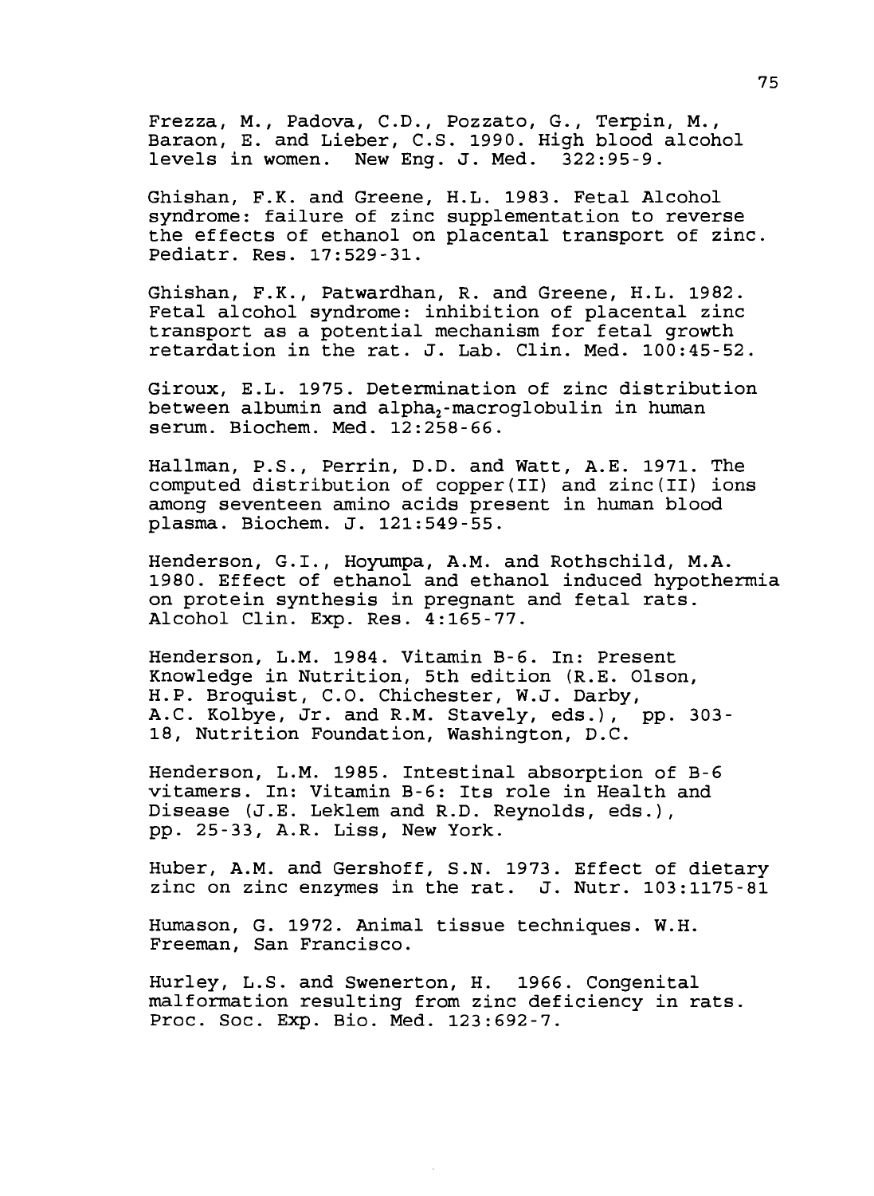Frezza, M., Padova, C.D., Pozzato, G., Terpin, M., Baraon, E. and Lieber, C.S. 1990. High blood alcohol levels in women. New Eng. J. Med. 322:95-9.

Ghishan, F.K. and Greene, H.L. 1983. Fetal Alcohol syndrome: failure of zinc supplementation to reverse the effects of ethanol on placental transport of zinc. Pediatr. Res. 17:529-31.

Ghishan, F.K., Patwardhan, R. and Greene, H.L. 1982. Fetal alcohol syndrome: inhibition of placental zinc transport as a potential mechanism for fetal growth retardation in the rat. J. Lab. Clin. Med. 100:45-52.

Giroux, E.L. 1975. Determination of zinc distribution between albumin and alpha$_2$-macroglobulin in human serum. Biochem. Med. 12:258-66.

Hallman, P.S., Perrin, D.D. and Watt, A.E. 1971. The computed distribution of copper(II) and zinc(II) ions among seventeen amino acids present in human blood plasma. Biochem. J. 121:549-55.

Henderson, G.I., Hoyumpa, A.M. and Rothschild, M.A. 1980. Effect of ethanol and ethanol induced hypothermia on protein synthesis in pregnant and fetal rats. Alcohol Clin. Exp. Res. 4:165-77.

Henderson, L.M. 1984. Vitamin B-6. In: Present Knowledge in Nutrition, 5th edition (R.E. Olson, H.P. Broquist, C.O. Chichester, W.J. Darby, A.C. Kolbye, Jr. and R.M. Stavely, eds.), pp. 303-18, Nutrition Foundation, Washington, D.C.

Henderson, L.M. 1985. Intestinal absorption of B-6 vitamers. In: Vitamin B-6: Its role in Health and Disease (J.E. Leklem and R.D. Reynolds, eds.), pp. 25-33, A.R. Liss, New York.

Huber, A.M. and Gershoff, S.N. 1973. Effect of dietary zinc on zinc enzymes in the rat. J. Nutr. 103:1175-81

Humason, G. 1972. Animal tissue techniques. W.H. Freeman, San Francisco.

Hurley, L.S. and Swenerton, H. 1966. Congenital malformation resulting from zinc deficiency in rats. Proc. Soc. Exp. Bio. Med. 123:692-7.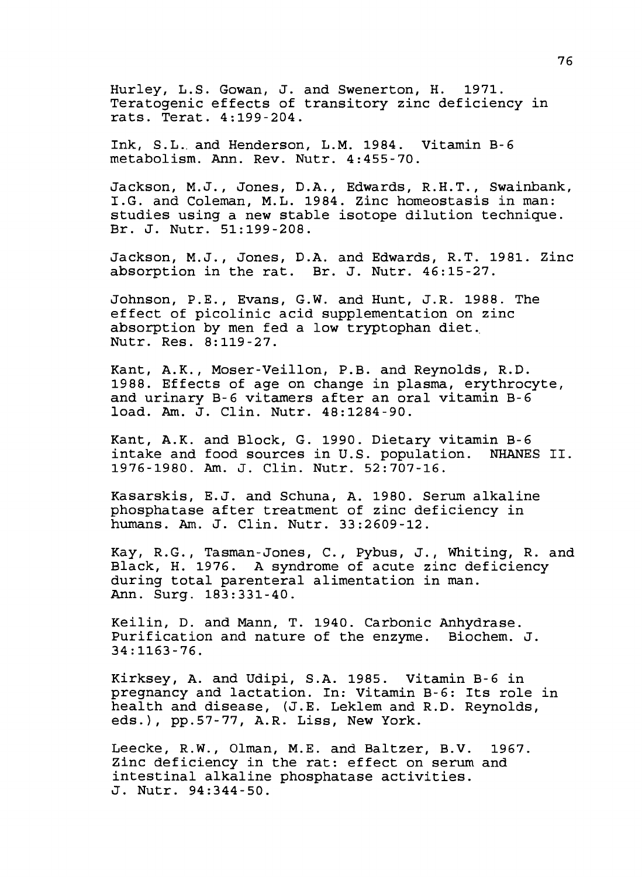Hurley, L.S. Gowan, J. and Swenerton, H. 1971. Teratogenic effects of transitory zinc deficiency in rats. Terat. 4:199-204.

Ink, S.L. and Henderson, L.M. 1984. Vitamin B-6 metabolism. Ann. Rev. Nutr. 4:455-70.

Jackson, M.J., Jones, D.A., Edwards, R.H.T., Swainbank, I.G. and Coleman, M.L. 1984. Zinc homeostasis in man: studies using a new stable isotope dilution technique. Br. J. Nutr. 51:199-208.

Jackson, M.J., Jones, D.A. and Edwards, R.T. 1981. Zinc absorption in the rat. Br. J. Nutr. 46:15-27.

Johnson, P.E., Evans, G.W. and Hunt, J.R. 1988. The effect of picolinic acid supplementation on zinc absorption by men fed a low tryptophan diet. Nutr. Res. 8:119-27.

Kant, A.K., Moser-Veillon, P.B. and Reynolds, R.D. 1988. Effects of age on change in plasma, erythrocyte, and urinary B-6 vitamers after an oral vitamin B-6 load. Am. J. Clin. Nutr. 48:1284-90.

Kant, A.K. and Block, G. 1990. Dietary vitamin B-6 intake and food sources in U.S. population. NHANES II. 1976-1980. Am. J. Clin. Nutr. 52:707-16.

Kasarskis, E.J. and Schuna, A. 1980. Serum alkaline phosphatase after treatment of zinc deficiency in humans. Am. J. Clin. Nutr. 33:2609-12.

Kay, R.G., Tasman-Jones, C., Pybus, J., Whiting, R. and Black, H. 1976. A syndrome of acute zinc deficiency during total parenteral alimentation in man. Ann. Surg. 183:331-40.

Keilin, D. and Mann, T. 1940. Carbonic Anhydrase. Purification and nature of the enzyme. Biochem. J. 34:1163-76.

Kirksey, A. and Udipi, S.A. 1985. Vitamin B-6 in pregnancy and lactation. In: Vitamin B-6: Its role in health and disease, (J.E. Leklem and R.D. Reynolds, eds.), pp.57-77, A.R. Liss, New York.

Leecke, R.W., Olman, M.E. and Baltzer, B.V. 1967. Zinc deficiency in the rat: effect on serum and intestinal alkaline phosphatase activities. J. Nutr. 94:344-50.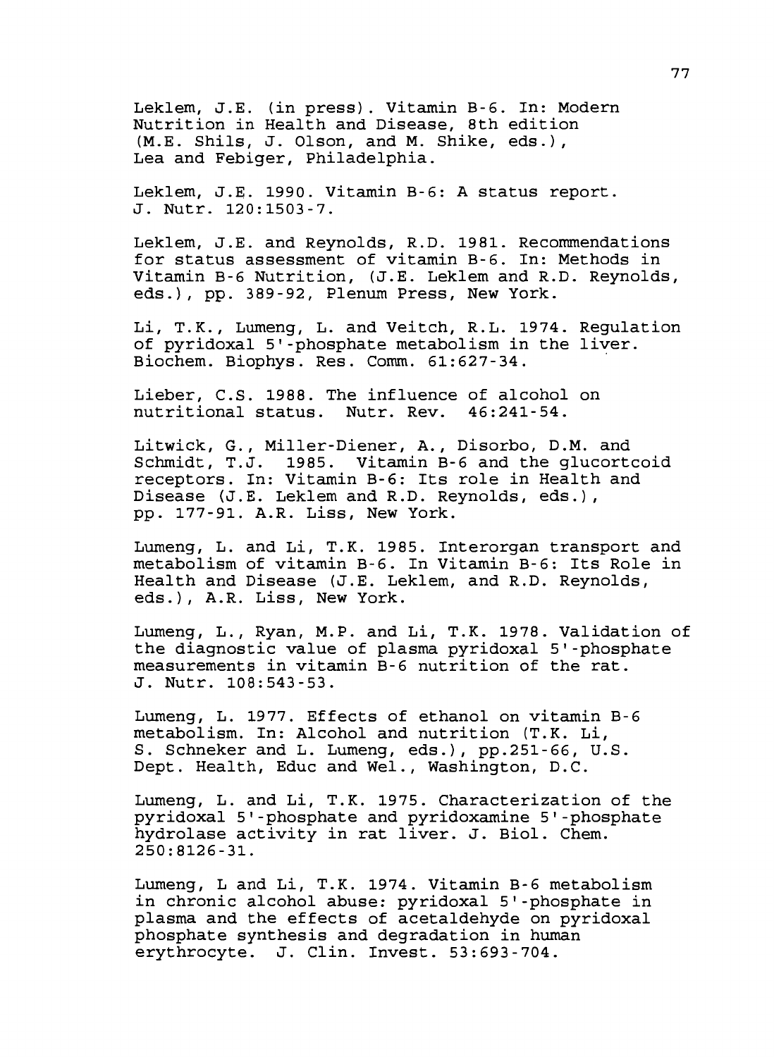Leklem, J.E. (in press). Vitamin B-6. In: Modern Nutrition in Health and Disease, 8th edition (M.E. Shils, J. Olson, and M. Shike, eds.), Lea and Febiger, Philadelphia.

Leklem, J.E. 1990. Vitamin B-6: A status report. J. Nutr. 120:1503-7.

Leklem, J.E. and Reynolds, R.D. 1981. Recommendations for status assessment of vitamin B-6. In: Methods in Vitamin B-6 Nutrition, (J.E. Leklem and R.D. Reynolds, eds.), pp. 389-92, Plenum Press, New York.

Li, T.K., Lumeng, L. and Veitch, R.L. 1974. Regulation of pyridoxal 5'-phosphate metabolism in the liver. Biochem. Biophys. Res. Comm. 61:627-34.

Lieber, C.S. 1988. The influence of alcohol on nutritional status. Nutr. Rev. 46:241-54.

Litwick, G., Miller-Diener, A., Disorbo, D.M. and Schmidt, T.J. 1985. Vitamin B-6 and the glucortcoid receptors. In: Vitamin B-6: Its role in Health and Disease (J.E. Leklem and R.D. Reynolds, eds.), pp. 177-91. A.R. Liss, New York.

Lumeng, L. and Li, T.K. 1985. Interorgan transport and metabolism of vitamin B-6. In Vitamin B-6: Its Role in Health and Disease (J.E. Leklem, and R.D. Reynolds, eds.), A.R. Liss, New York.

Lumeng, L., Ryan, M.P. and Li, T.K. 1978. Validation of the diagnostic value of plasma pyridoxal 5'-phosphate measurements in vitamin B-6 nutrition of the rat. J. Nutr. 108:543-53.

Lumeng, L. 1977. Effects of ethanol on vitamin B-6 metabolism. In: Alcohol and nutrition (T.K. Li, S. Schneker and L. Lumeng, eds.), pp.251-66, U.S. Dept. Health, Educ and Wel., Washington, D.C.

Lumeng, L. and Li, T.K. 1975. Characterization of the pyridoxal 5'-phosphate and pyridoxamine 5'-phosphate hydrolase activity in rat liver. J. Biol. Chem. 250:8126-31.

Lumeng, L and Li, T.K. 1974. Vitamin B-6 metabolism in chronic alcohol abuse: pyridoxal 5'-phosphate in plasma and the effects of acetaldehyde on pyridoxal phosphate synthesis and degradation in human erythrocyte. J. Clin. Invest. 53:693-704.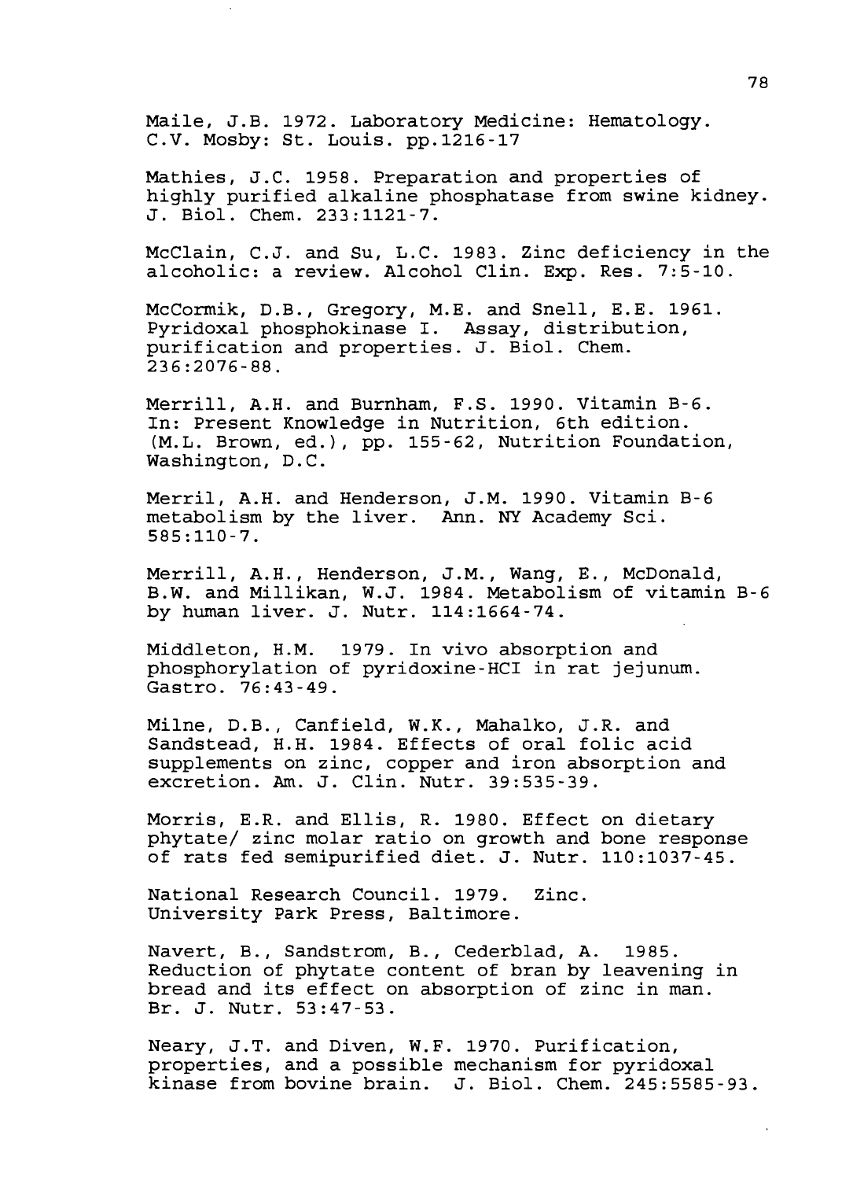Maile, J.B. 1972. Laboratory Medicine: Hematology. C.V. Mosby: St. Louis. pp.1216-17

Mathies, J.C. 1958. Preparation and properties of highly purified alkaline phosphatase from swine kidney. J. Biol. Chem. 233:1121-7.

McClain, C.J. and Su, L.C. 1983. Zinc deficiency in the alcoholic: a review. Alcohol Clin. Exp. Res. 7:5-10.

McCormik, D.B., Gregory, M.E. and Snell, E.E. 1961. Pyridoxal phosphokinase I. Assay, distribution, purification and properties. J. Biol. Chem. 236:2076-88.

Merrill, A.H. and Burnham, F.S. 1990. Vitamin B-6. In: Present Knowledge in Nutrition, 6th edition. (M.L. Brown, ed.), pp. 155-62, Nutrition Foundation, Washington, D.C.

Merril, A.H. and Henderson, J.M. 1990. Vitamin B-6 metabolism by the liver. Ann. NY Academy Sci. 585:110-7.

Merrill, A.H., Henderson, J.M., Wang, E., McDonald, B.W. and Millikan, W.J. 1984. Metabolism of vitamin B-6 by human liver. J. Nutr. 114:1664-74.

Middleton, H.M. 1979. In vivo absorption and phosphorylation of pyridoxine-HCI in rat jejunum. Gastro. 76:43-49.

Milne, D.B., Canfield, W.K., Mahalko, J.R. and Sandstead, H.H. 1984. Effects of oral folic acid supplements on zinc, copper and iron absorption and excretion. Am. J. Clin. Nutr. 39:535-39.

Morris, E.R. and Ellis, R. 1980. Effect on dietary phytate/ zinc molar ratio on growth and bone response of rats fed semipurified diet. J. Nutr. 110:1037-45.

National Research Council. 1979. Zinc. University Park Press, Baltimore.

Navert, B., Sandstrom, B., Cederblad, A. 1985. Reduction of phytate content of bran by leavening in bread and its effect on absorption of zinc in man. Br. J. Nutr. 53:47-53.

Neary, J.T. and Diven, W.F. 1970. Purification, properties, and a possible mechanism for pyridoxal kinase from bovine brain. J. Biol. Chem. 245:5585-93.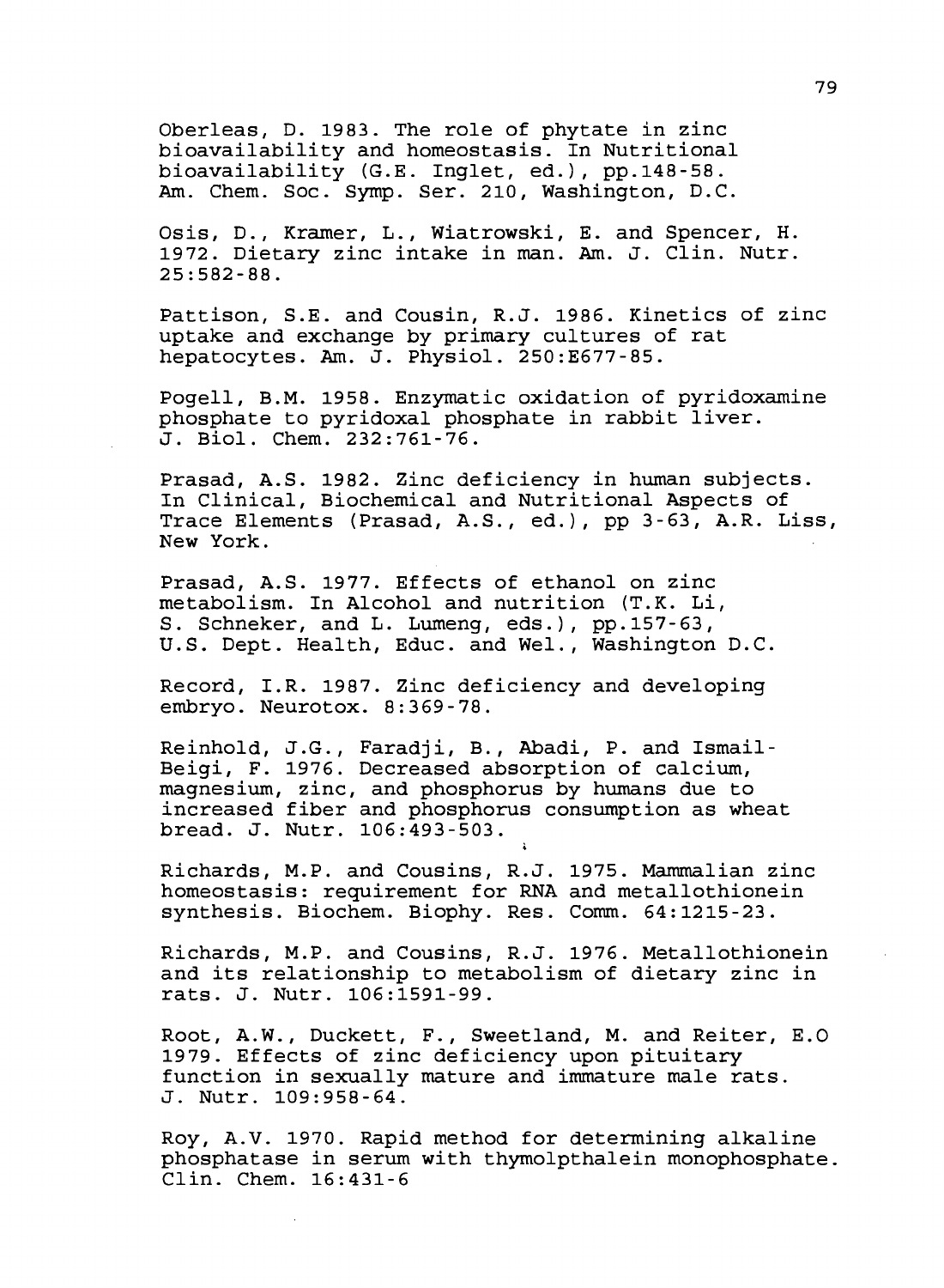Oberleas, D. 1983. The role of phytate in zinc bioavailability and homeostasis. In Nutritional bioavailability (G.E. Inglet, ed.), pp.148-58. Am. Chem. Soc. Symp. Ser. 210, Washington, D.C.

Osis, D., Kramer, L., Wiatrowski, E. and Spencer, H. 1972. Dietary zinc intake in man. Am. J. Clin. Nutr. 25:582-88.

Pattison, S.E. and Cousin, R.J. 1986. Kinetics of zinc uptake and exchange by primary cultures of rat hepatocytes. Am. J. Physiol. 250:E677-85.

Pogell, B.M. 1958. Enzymatic oxidation of pyridoxamine phosphate to pyridoxal phosphate in rabbit liver. J. Biol. Chem. 232:761-76.

Prasad, A.S. 1982. Zinc deficiency in human subjects. In Clinical, Biochemical and Nutritional Aspects of Trace Elements (Prasad, A.S., ed.), pp 3-63, A.R. Liss, New York.

Prasad, A.S. 1977. Effects of ethanol on zinc metabolism. In Alcohol and nutrition (T.K. Li, S. Schneker, and L. Lumeng, eds.), pp.157-63, U.S. Dept. Health, Educ. and Wel., Washington D.C.

Record, I.R. 1987. Zinc deficiency and developing embryo. Neurotox. 8:369-78.

Reinhold, J.G., Faradji, B., Abadi, P. and Ismail-Beigi, F. 1976. Decreased absorption of calcium, magnesium, zinc, and phosphorus by humans due to increased fiber and phosphorus consumption as wheat bread. J. Nutr. 106:493-503.

Richards, M.P. and Cousins, R.J. 1975. Mammalian zinc homeostasis: requirement for RNA and metallothionein synthesis. Biochem. Biophy. Res. Comm. 64:1215-23.

Richards, M.P. and Cousins, R.J. 1976. Metallothionein and its relationship to metabolism of dietary zinc in rats. J. Nutr. 106:1591-99.

Root, A.W., Duckett, F., Sweetland, M. and Reiter, E.O 1979. Effects of zinc deficiency upon pituitary function in sexually mature and immature male rats. J. Nutr. 109:958-64.

Roy, A.V. 1970. Rapid method for determining alkaline phosphatase in serum with thymolpthalein monophosphate. Clin. Chem. 16:431-6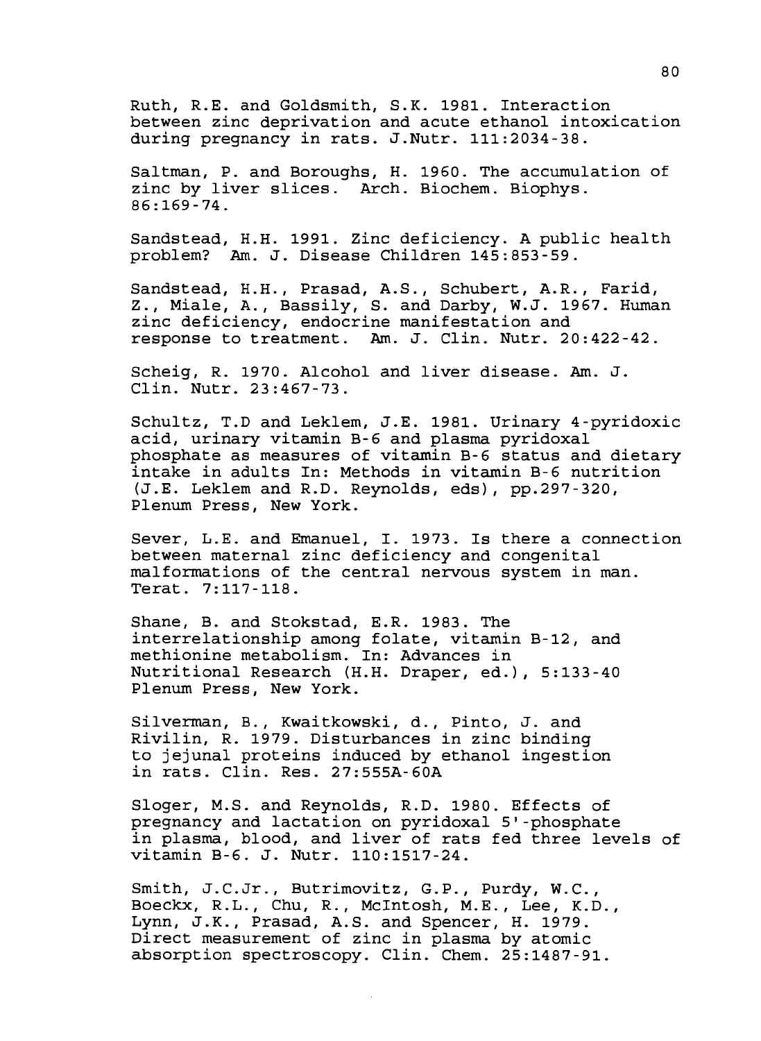Ruth, R.E. and Goldsmith, S.K. 1981. Interaction between zinc deprivation and acute ethanol intoxication during pregnancy in rats. J.Nutr. 111:2034-38.

Saltman, P. and Boroughs, H. 1960. The accumulation of zinc by liver slices. Arch. Biochem. Biophys. 86:169-74.

Sandstead, H.H. 1991. Zinc deficiency. A public health problem? Am. J. Disease Children 145:853-59.

Sandstead, H.H., Prasad, A.S., Schubert, A.R., Farid, Z., Miale, A., Bassily, S. and Darby, W.J. 1967. Human zinc deficiency, endocrine manifestation and response to treatment. Am. J. Clin. Nutr. 20:422-42.

Scheig, R. 1970. Alcohol and liver disease. Am. J. Clin. Nutr. 23:467-73.

Schultz, T.D and Leklem, J.E. 1981. Urinary 4-pyridoxic acid, urinary vitamin B-6 and plasma pyridoxal phosphate as measures of vitamin B-6 status and dietary intake in adults In: Methods in vitamin B-6 nutrition (J.E. Leklem and R.D. Reynolds, eds), pp.297-320, Plenum Press, New York.

Sever, L.E. and Emanuel, I. 1973. Is there a connection between maternal zinc deficiency and congenital malformations of the central nervous system in man. Terat. 7:117-118.

Shane, B. and Stokstad, E.R. 1983. The interrelationship among folate, vitamin B-12, and methionine metabolism. In: Advances in Nutritional Research (H.H. Draper, ed.), 5:133-40 Plenum Press, New York.

Silverman, B., Kwaitkowski, d., Pinto, J. and Rivilin, R. 1979. Disturbances in zinc binding to jejunal proteins induced by ethanol ingestion in rats. Clin. Res. 27:555A-60A

Sloger, M.S. and Reynolds, R.D. 1980. Effects of pregnancy and lactation on pyridoxal 5'-phosphate in plasma, blood, and liver of rats fed three levels of vitamin B-6. J. Nutr. 110:1517-24.

Smith, J.C.Jr., Butrimovitz, G.P., Purdy, W.C., Boeckx, R.L., Chu, R., McIntosh, M.E., Lee, K.D., Lynn, J.K., Prasad, A.S. and Spencer, H. 1979. Direct measurement of zinc in plasma by atomic absorption spectroscopy. Clin. Chem. 25:1487-91.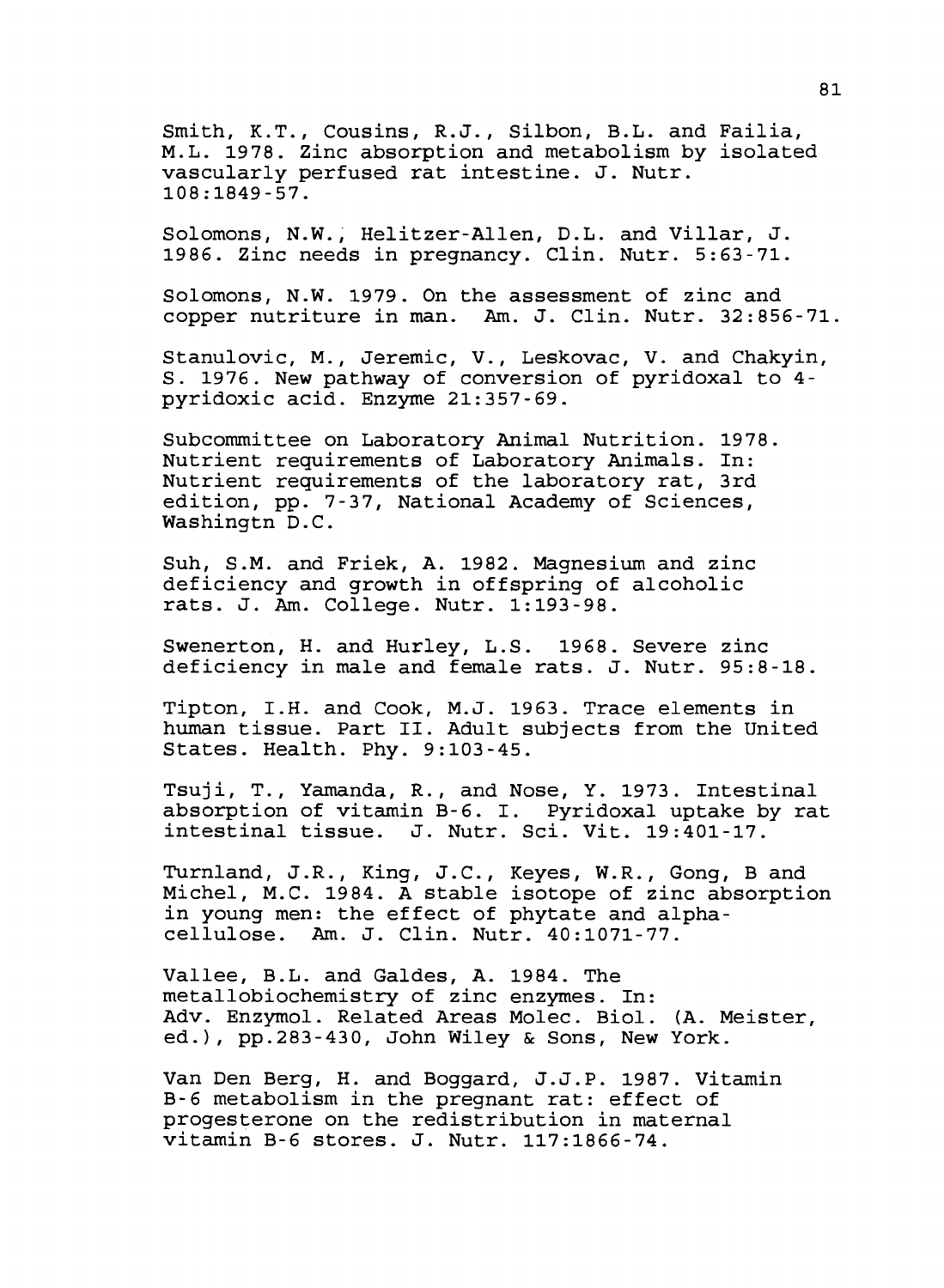Smith, K.T., Cousins, R.J., Silbon, B.L. and Failia, M.L. 1978. Zinc absorption and metabolism by isolated vascularly perfused rat intestine. J. Nutr. 108:1849-57.

Solomons, N.W., Helitzer-Allen, D.L. and Villar, J. 1986. Zinc needs in pregnancy. Clin. Nutr. 5:63-71.

Solomons, N.W. 1979. On the assessment of zinc and copper nutriture in man. Am. J. Clin. Nutr. 32:856-71.

Stanulovic, M., Jeremic, V., Leskovac, V. and Chakyin, S. 1976. New pathway of conversion of pyridoxal to 4-pyridoxic acid. Enzyme 21:357-69.

Subcommittee on Laboratory Animal Nutrition. 1978. Nutrient requirements of Laboratory Animals. In: Nutrient requirements of the laboratory rat, 3rd edition, pp. 7-37, National Academy of Sciences, Washingtn D.C.

Suh, S.M. and Friek, A. 1982. Magnesium and zinc deficiency and growth in offspring of alcoholic rats. J. Am. College. Nutr. 1:193-98.

Swenerton, H. and Hurley, L.S. 1968. Severe zinc deficiency in male and female rats. J. Nutr. 95:8-18.

Tipton, I.H. and Cook, M.J. 1963. Trace elements in human tissue. Part II. Adult subjects from the United States. Health. Phy. 9:103-45.

Tsuji, T., Yamanda, R., and Nose, Y. 1973. Intestinal absorption of vitamin B-6. I. Pyridoxal uptake by rat intestinal tissue. J. Nutr. Sci. Vit. 19:401-17.

Turnland, J.R., King, J.C., Keyes, W.R., Gong, B and Michel, M.C. 1984. A stable isotope of zinc absorption in young men: the effect of phytate and alpha-cellulose. Am. J. Clin. Nutr. 40:1071-77.

Vallee, B.L. and Galdes, A. 1984. The metallobiochemistry of zinc enzymes. In: Adv. Enzymol. Related Areas Molec. Biol. (A. Meister, ed.), pp.283-430, John Wiley & Sons, New York.

Van Den Berg, H. and Boggard, J.J.P. 1987. Vitamin B-6 metabolism in the pregnant rat: effect of progesterone on the redistribution in maternal vitamin B-6 stores. J. Nutr. 117:1866-74.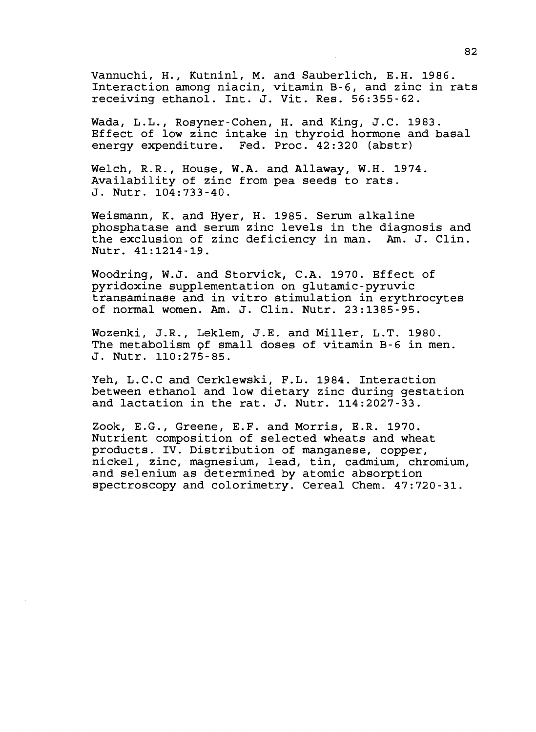Vannuchi, H., Kutninl, M. and Sauberlich, E.H. 1986. Interaction among niacin, vitamin B-6, and zinc in rats receiving ethanol. Int. J. Vit. Res. 56:355-62.

Wada, L.L., Rosyner-Cohen, H. and King, J.C. 1983. Effect of low zinc intake in thyroid hormone and basal energy expenditure. Fed. Proc. 42:320 (abstr)

Welch, R.R., House, W.A. and Allaway, W.H. 1974. Availability of zinc from pea seeds to rats. J. Nutr. 104:733-40.

Weismann, K. and Hyer, H. 1985. Serum alkaline phosphatase and serum zinc levels in the diagnosis and the exclusion of zinc deficiency in man. Am. J. Clin. Nutr. 41:1214-19.

Woodring, W.J. and Storvick, C.A. 1970. Effect of pyridoxine supplementation on glutamic-pyruvic transaminase and in vitro stimulation in erythrocytes of normal women. Am. J. Clin. Nutr. 23:1385-95.

Wozenki, J.R., Leklem, J.E. and Miller, L.T. 1980. The metabolism of small doses of vitamin B-6 in men. J. Nutr. 110:275-85.

Yeh, L.C.C and Cerklewski, F.L. 1984. Interaction between ethanol and low dietary zinc during gestation and lactation in the rat. J. Nutr. 114:2027-33.

Zook, E.G., Greene, E.F. and Morris, E.R. 1970. Nutrient composition of selected wheats and wheat products. IV. Distribution of manganese, copper, nickel, zinc, magnesium, lead, tin, cadmium, chromium, and selenium as determined by atomic absorption spectroscopy and colorimetry. Cereal Chem. 47:720-31.